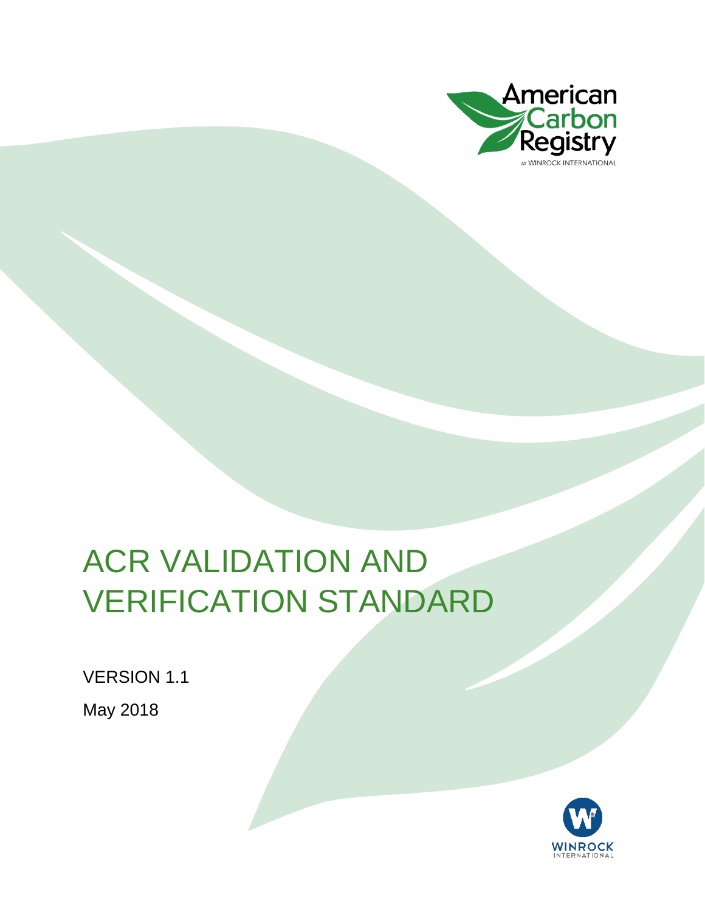American Carbon Registry

AT WINROCK INTERNATIONAL

# ACR VALIDATION AND VERIFICATION STANDARD

VERSION 1.1

May 2018

WINROCK INTERNATIONAL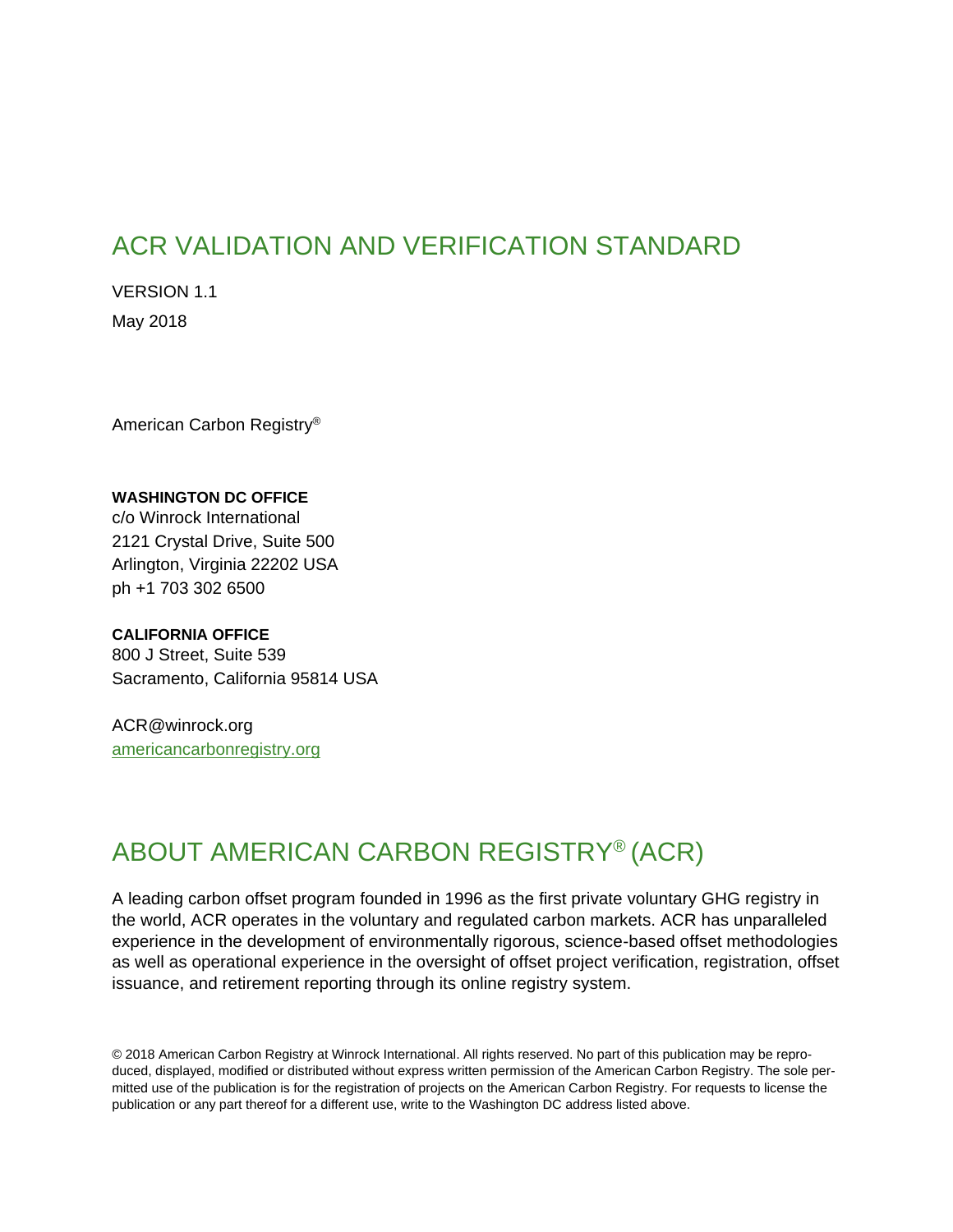# ACR VALIDATION AND VERIFICATION STANDARD

VERSION 1.1

May 2018

American Carbon Registry®

**WASHINGTON DC OFFICE**
c/o Winrock International
2121 Crystal Drive, Suite 500
Arlington, Virginia 22202 USA
ph +1 703 302 6500

**CALIFORNIA OFFICE**
800 J Street, Suite 539
Sacramento, California 95814 USA

ACR@winrock.org
americancarbonregistry.org

# ABOUT AMERICAN CARBON REGISTRY® (ACR)

A leading carbon offset program founded in 1996 as the first private voluntary GHG registry in the world, ACR operates in the voluntary and regulated carbon markets. ACR has unparalleled experience in the development of environmentally rigorous, science-based offset methodologies as well as operational experience in the oversight of offset project verification, registration, offset issuance, and retirement reporting through its online registry system.

© 2018 American Carbon Registry at Winrock International. All rights reserved. No part of this publication may be reproduced, displayed, modified or distributed without express written permission of the American Carbon Registry. The sole permitted use of the publication is for the registration of projects on the American Carbon Registry. For requests to license the publication or any part thereof for a different use, write to the Washington DC address listed above.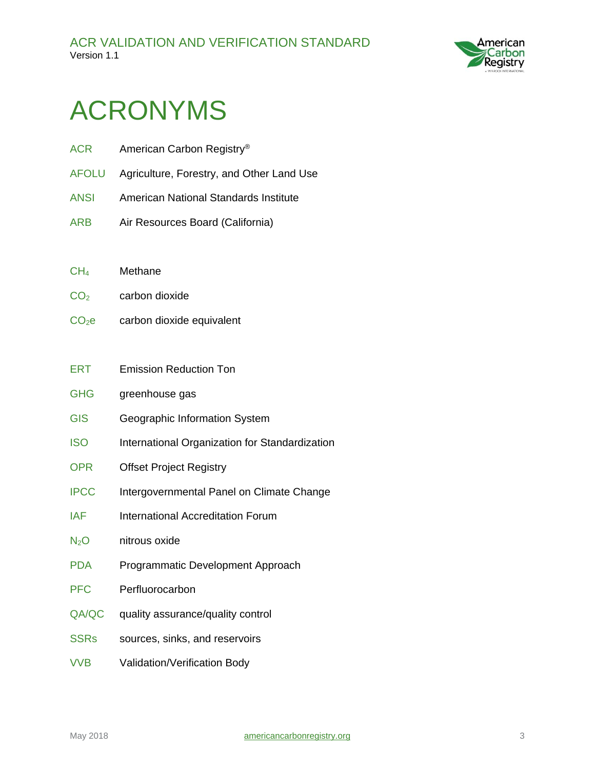# ACRONYMS

| | |
|---|---|
| ACR | American Carbon Registry® |
| AFOLU | Agriculture, Forestry, and Other Land Use |
| ANSI | American National Standards Institute |
| ARB | Air Resources Board (California) |
| $CH_4$ | Methane |
| $CO_2$ | carbon dioxide |
| $CO_2e$ | carbon dioxide equivalent |
| ERT | Emission Reduction Ton |
| GHG | greenhouse gas |
| GIS | Geographic Information System |
| ISO | International Organization for Standardization |
| OPR | Offset Project Registry |
| IPCC | Intergovernmental Panel on Climate Change |
| IAF | International Accreditation Forum |
| $N_2O$ | nitrous oxide |
| PDA | Programmatic Development Approach |
| PFC | Perfluorocarbon |
| QA/QC | quality assurance/quality control |
| SSRs | sources, sinks, and reservoirs |
| VVB | Validation/Verification Body |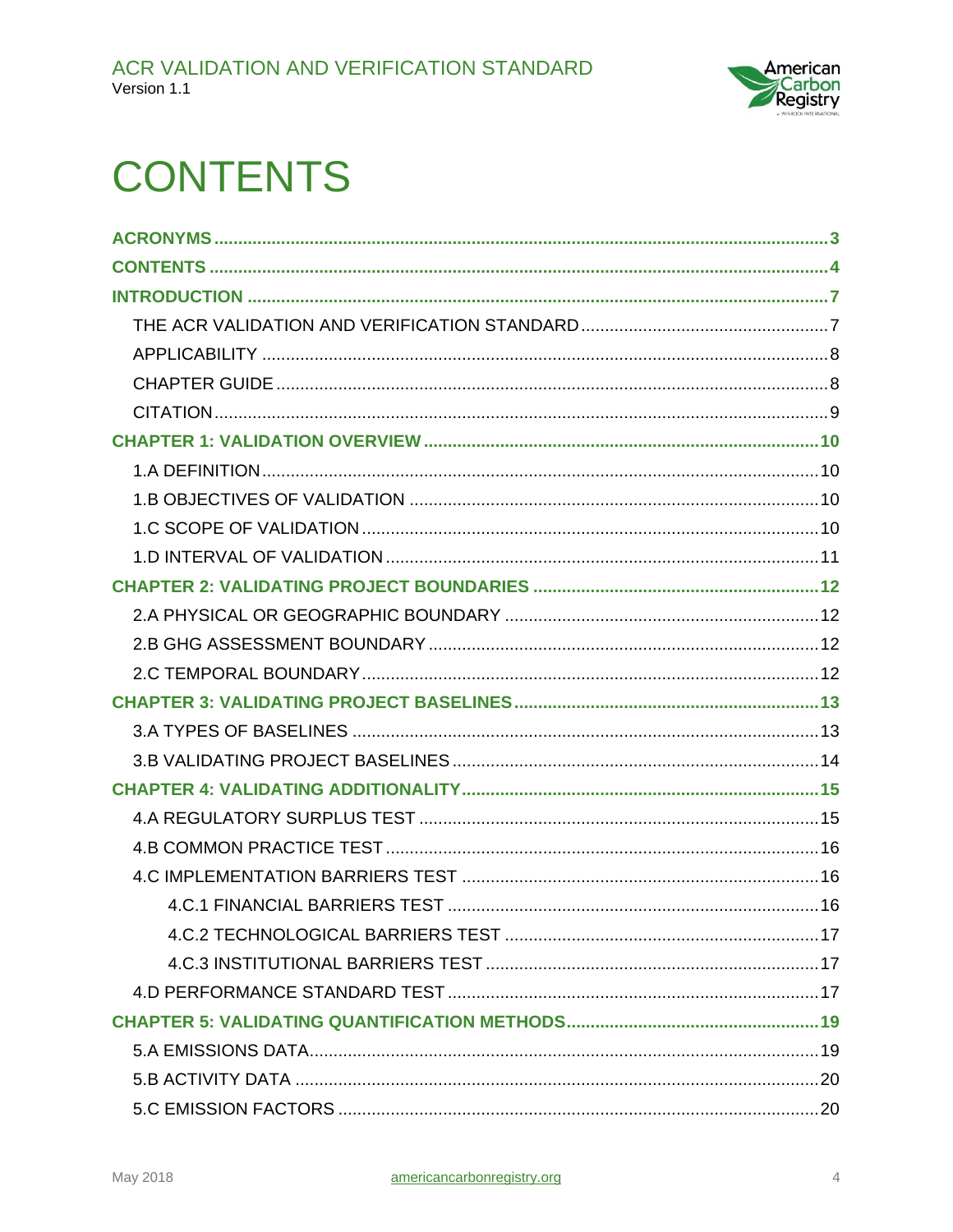# CONTENTS

**ACRONYMS** .......... **3**

**CONTENTS** .......... **4**

**INTRODUCTION** .......... **7**

- THE ACR VALIDATION AND VERIFICATION STANDARD .......... 7
- APPLICABILITY .......... 8
- CHAPTER GUIDE .......... 8
- CITATION .......... 9

**CHAPTER 1: VALIDATION OVERVIEW** .......... **10**

- 1.A DEFINITION .......... 10
- 1.B OBJECTIVES OF VALIDATION .......... 10
- 1.C SCOPE OF VALIDATION .......... 10
- 1.D INTERVAL OF VALIDATION .......... 11

**CHAPTER 2: VALIDATING PROJECT BOUNDARIES** .......... **12**

- 2.A PHYSICAL OR GEOGRAPHIC BOUNDARY .......... 12
- 2.B GHG ASSESSMENT BOUNDARY .......... 12
- 2.C TEMPORAL BOUNDARY .......... 12

**CHAPTER 3: VALIDATING PROJECT BASELINES** .......... **13**

- 3.A TYPES OF BASELINES .......... 13
- 3.B VALIDATING PROJECT BASELINES .......... 14

**CHAPTER 4: VALIDATING ADDITIONALITY** .......... **15**

- 4.A REGULATORY SURPLUS TEST .......... 15
- 4.B COMMON PRACTICE TEST .......... 16
- 4.C IMPLEMENTATION BARRIERS TEST .......... 16
  - 4.C.1 FINANCIAL BARRIERS TEST .......... 16
  - 4.C.2 TECHNOLOGICAL BARRIERS TEST .......... 17
  - 4.C.3 INSTITUTIONAL BARRIERS TEST .......... 17
- 4.D PERFORMANCE STANDARD TEST .......... 17

**CHAPTER 5: VALIDATING QUANTIFICATION METHODS** .......... **19**

- 5.A EMISSIONS DATA .......... 19
- 5.B ACTIVITY DATA .......... 20
- 5.C EMISSION FACTORS .......... 20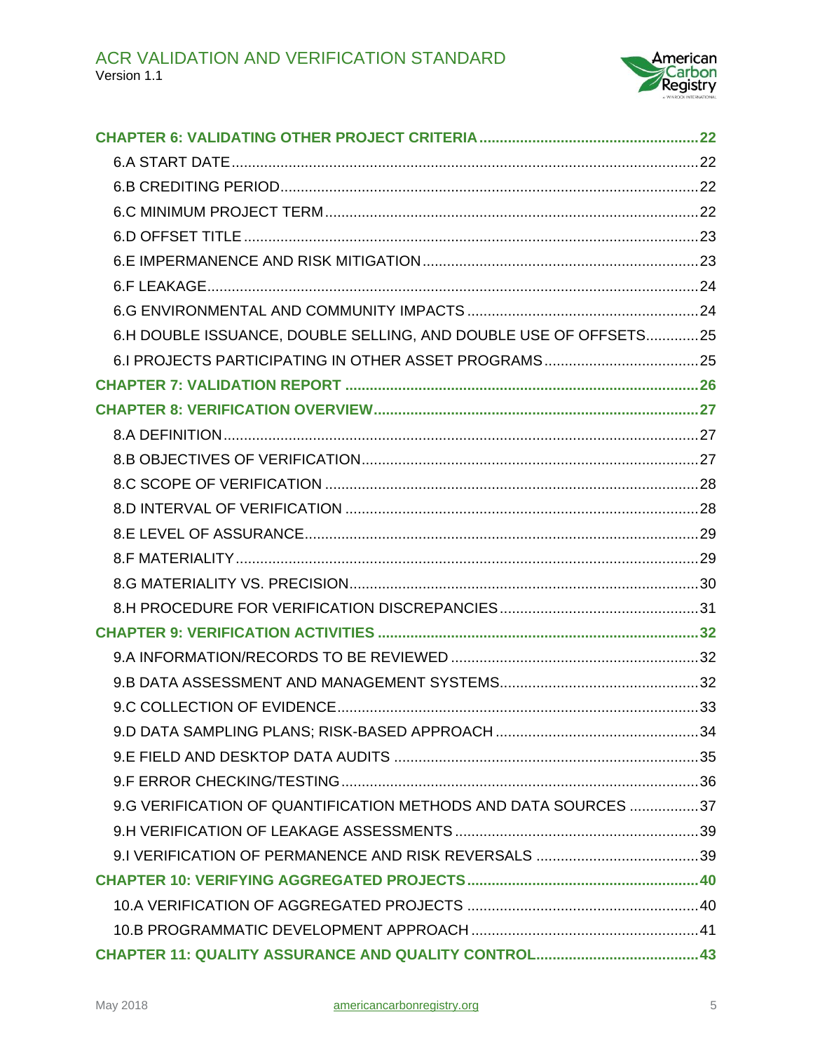**CHAPTER 6: VALIDATING OTHER PROJECT CRITERIA** ..... 22

- 6.A START DATE ..... 22
- 6.B CREDITING PERIOD ..... 22
- 6.C MINIMUM PROJECT TERM ..... 22
- 6.D OFFSET TITLE ..... 23
- 6.E IMPERMANENCE AND RISK MITIGATION ..... 23
- 6.F LEAKAGE ..... 24
- 6.G ENVIRONMENTAL AND COMMUNITY IMPACTS ..... 24
- 6.H DOUBLE ISSUANCE, DOUBLE SELLING, AND DOUBLE USE OF OFFSETS ..... 25
- 6.I PROJECTS PARTICIPATING IN OTHER ASSET PROGRAMS ..... 25

**CHAPTER 7: VALIDATION REPORT** ..... 26

**CHAPTER 8: VERIFICATION OVERVIEW** ..... 27

- 8.A DEFINITION ..... 27
- 8.B OBJECTIVES OF VERIFICATION ..... 27
- 8.C SCOPE OF VERIFICATION ..... 28
- 8.D INTERVAL OF VERIFICATION ..... 28
- 8.E LEVEL OF ASSURANCE ..... 29
- 8.F MATERIALITY ..... 29
- 8.G MATERIALITY VS. PRECISION ..... 30
- 8.H PROCEDURE FOR VERIFICATION DISCREPANCIES ..... 31

**CHAPTER 9: VERIFICATION ACTIVITIES** ..... 32

- 9.A INFORMATION/RECORDS TO BE REVIEWED ..... 32
- 9.B DATA ASSESSMENT AND MANAGEMENT SYSTEMS ..... 32
- 9.C COLLECTION OF EVIDENCE ..... 33
- 9.D DATA SAMPLING PLANS; RISK-BASED APPROACH ..... 34
- 9.E FIELD AND DESKTOP DATA AUDITS ..... 35
- 9.F ERROR CHECKING/TESTING ..... 36
- 9.G VERIFICATION OF QUANTIFICATION METHODS AND DATA SOURCES ..... 37
- 9.H VERIFICATION OF LEAKAGE ASSESSMENTS ..... 39
- 9.I VERIFICATION OF PERMANENCE AND RISK REVERSALS ..... 39

**CHAPTER 10: VERIFYING AGGREGATED PROJECTS** ..... 40

- 10.A VERIFICATION OF AGGREGATED PROJECTS ..... 40
- 10.B PROGRAMMATIC DEVELOPMENT APPROACH ..... 41

**CHAPTER 11: QUALITY ASSURANCE AND QUALITY CONTROL** ..... 43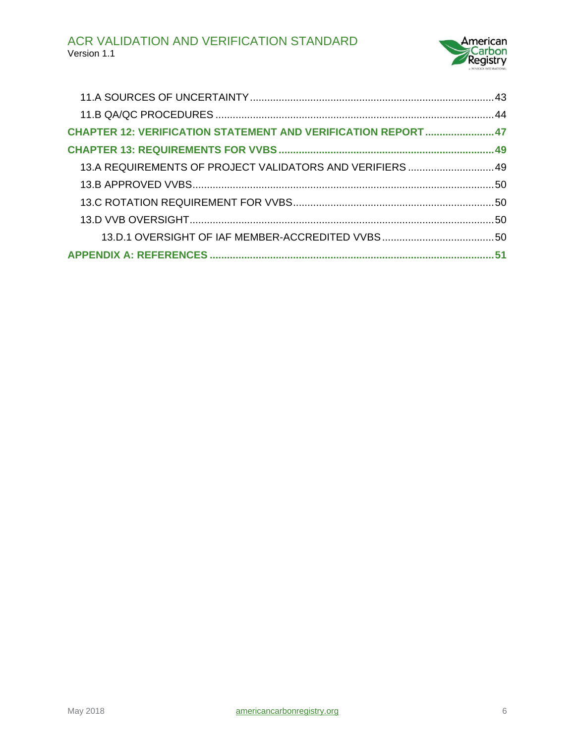- 11.A SOURCES OF UNCERTAINTY ....................................................................................43
- 11.B QA/QC PROCEDURES ...............................................................................................44

**CHAPTER 12: VERIFICATION STATEMENT AND VERIFICATION REPORT .......................47**

**CHAPTER 13: REQUIREMENTS FOR VVBS .........................................................................49**

- 13.A REQUIREMENTS OF PROJECT VALIDATORS AND VERIFIERS ..............................49
- 13.B APPROVED VVBS.........................................................................................................50
- 13.C ROTATION REQUIREMENT FOR VVBS.....................................................................50
- 13.D VVB OVERSIGHT.........................................................................................................50
  - 13.D.1 OVERSIGHT OF IAF MEMBER-ACCREDITED VVBS.......................................50

**APPENDIX A: REFERENCES .................................................................................................51**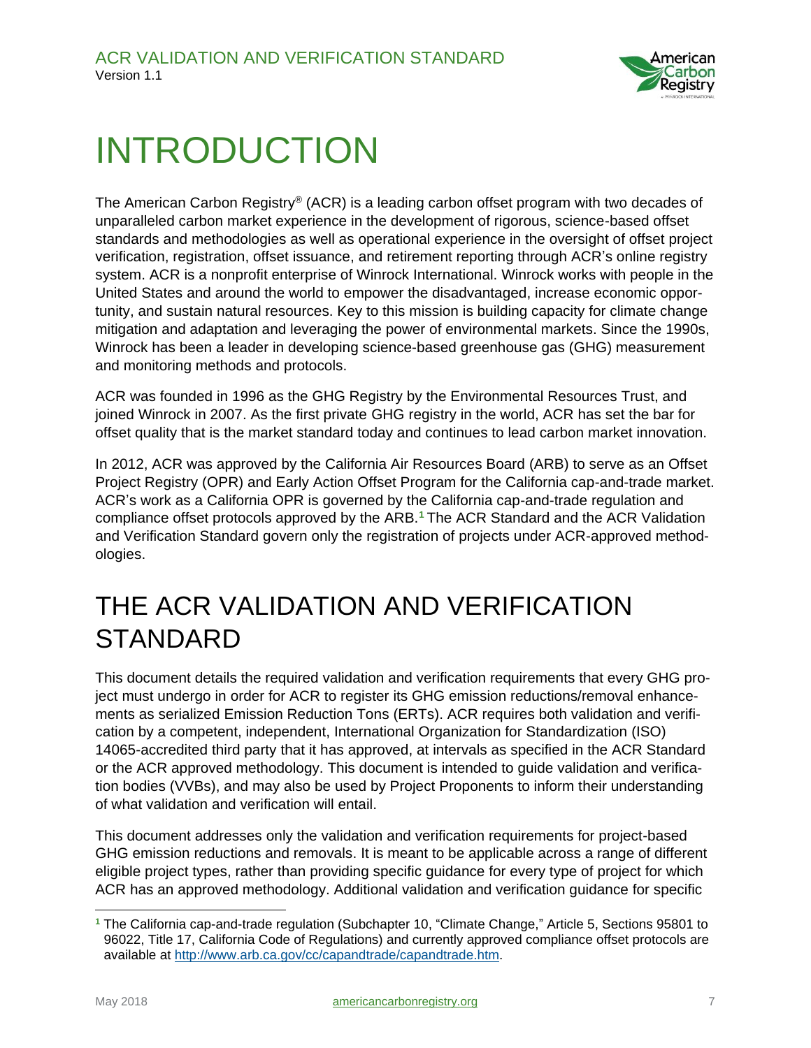# INTRODUCTION

The American Carbon Registry® (ACR) is a leading carbon offset program with two decades of unparalleled carbon market experience in the development of rigorous, science-based offset standards and methodologies as well as operational experience in the oversight of offset project verification, registration, offset issuance, and retirement reporting through ACR's online registry system. ACR is a nonprofit enterprise of Winrock International. Winrock works with people in the United States and around the world to empower the disadvantaged, increase economic opportunity, and sustain natural resources. Key to this mission is building capacity for climate change mitigation and adaptation and leveraging the power of environmental markets. Since the 1990s, Winrock has been a leader in developing science-based greenhouse gas (GHG) measurement and monitoring methods and protocols.

ACR was founded in 1996 as the GHG Registry by the Environmental Resources Trust, and joined Winrock in 2007. As the first private GHG registry in the world, ACR has set the bar for offset quality that is the market standard today and continues to lead carbon market innovation.

In 2012, ACR was approved by the California Air Resources Board (ARB) to serve as an Offset Project Registry (OPR) and Early Action Offset Program for the California cap-and-trade market. ACR's work as a California OPR is governed by the California cap-and-trade regulation and compliance offset protocols approved by the ARB.[1] The ACR Standard and the ACR Validation and Verification Standard govern only the registration of projects under ACR-approved methodologies.

# THE ACR VALIDATION AND VERIFICATION STANDARD

This document details the required validation and verification requirements that every GHG project must undergo in order for ACR to register its GHG emission reductions/removal enhancements as serialized Emission Reduction Tons (ERTs). ACR requires both validation and verification by a competent, independent, International Organization for Standardization (ISO) 14065-accredited third party that it has approved, at intervals as specified in the ACR Standard or the ACR approved methodology. This document is intended to guide validation and verification bodies (VVBs), and may also be used by Project Proponents to inform their understanding of what validation and verification will entail.

This document addresses only the validation and verification requirements for project-based GHG emission reductions and removals. It is meant to be applicable across a range of different eligible project types, rather than providing specific guidance for every type of project for which ACR has an approved methodology. Additional validation and verification guidance for specific

[1] The California cap-and-trade regulation (Subchapter 10, "Climate Change," Article 5, Sections 95801 to 96022, Title 17, California Code of Regulations) and currently approved compliance offset protocols are available at http://www.arb.ca.gov/cc/capandtrade/capandtrade.htm.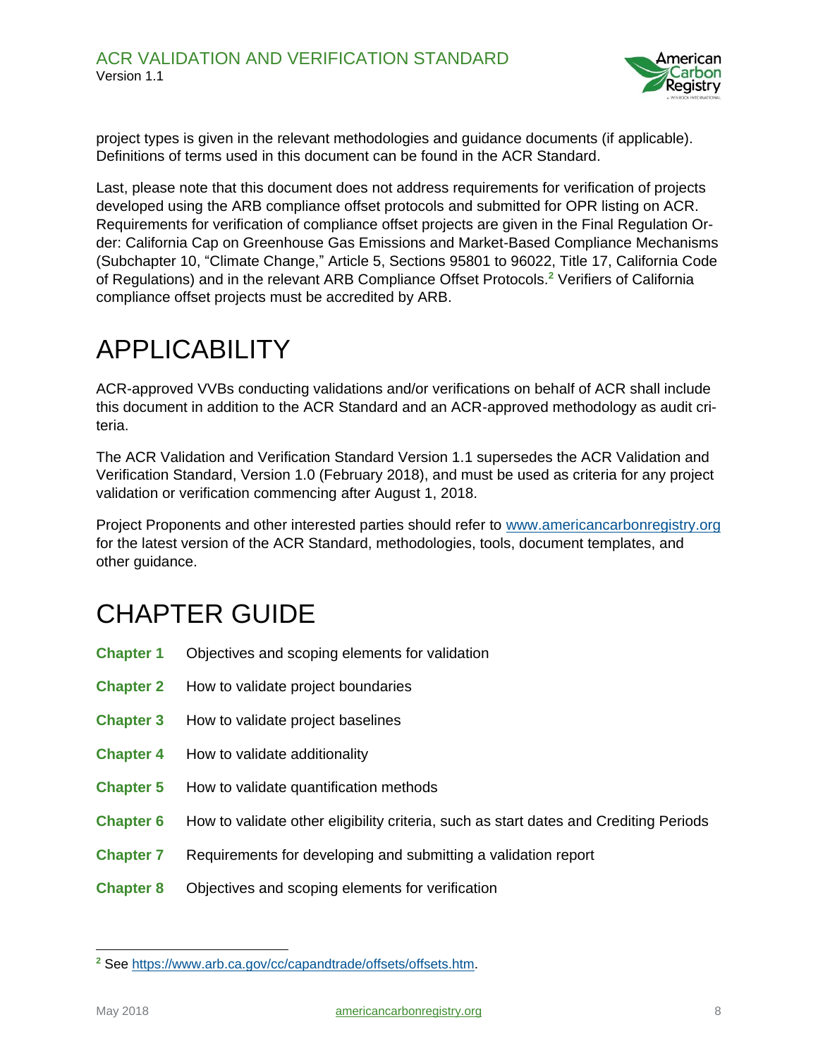project types is given in the relevant methodologies and guidance documents (if applicable). Definitions of terms used in this document can be found in the ACR Standard.

Last, please note that this document does not address requirements for verification of projects developed using the ARB compliance offset protocols and submitted for OPR listing on ACR. Requirements for verification of compliance offset projects are given in the Final Regulation Order: California Cap on Greenhouse Gas Emissions and Market-Based Compliance Mechanisms (Subchapter 10, "Climate Change," Article 5, Sections 95801 to 96022, Title 17, California Code of Regulations) and in the relevant ARB Compliance Offset Protocols.[2] Verifiers of California compliance offset projects must be accredited by ARB.

# APPLICABILITY

ACR-approved VVBs conducting validations and/or verifications on behalf of ACR shall include this document in addition to the ACR Standard and an ACR-approved methodology as audit criteria.

The ACR Validation and Verification Standard Version 1.1 supersedes the ACR Validation and Verification Standard, Version 1.0 (February 2018), and must be used as criteria for any project validation or verification commencing after August 1, 2018.

Project Proponents and other interested parties should refer to [www.americancarbonregistry.org](http://www.americancarbonregistry.org) for the latest version of the ACR Standard, methodologies, tools, document templates, and other guidance.

# CHAPTER GUIDE

| | |
|---|---|
| **Chapter 1** | Objectives and scoping elements for validation |
| **Chapter 2** | How to validate project boundaries |
| **Chapter 3** | How to validate project baselines |
| **Chapter 4** | How to validate additionality |
| **Chapter 5** | How to validate quantification methods |
| **Chapter 6** | How to validate other eligibility criteria, such as start dates and Crediting Periods |
| **Chapter 7** | Requirements for developing and submitting a validation report |
| **Chapter 8** | Objectives and scoping elements for verification |

[2] See [https://www.arb.ca.gov/cc/capandtrade/offsets/offsets.htm](https://www.arb.ca.gov/cc/capandtrade/offsets/offsets.htm).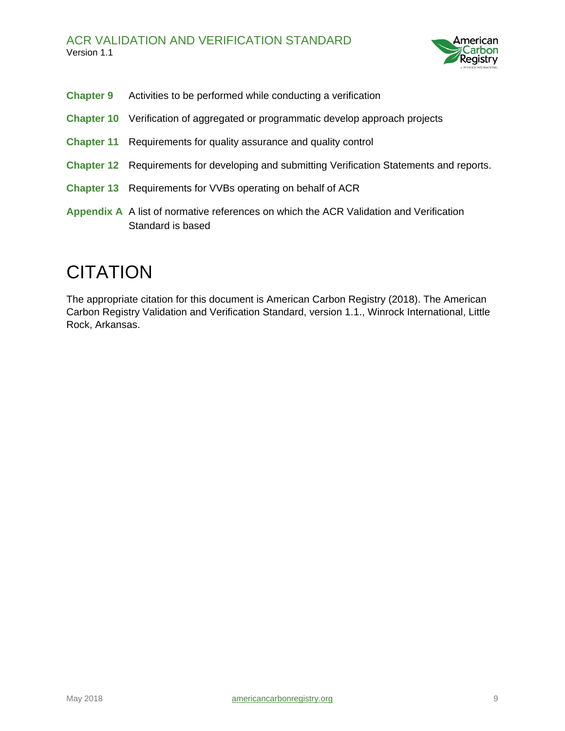**Chapter 9** Activities to be performed while conducting a verification

**Chapter 10** Verification of aggregated or programmatic develop approach projects

**Chapter 11** Requirements for quality assurance and quality control

**Chapter 12** Requirements for developing and submitting Verification Statements and reports.

**Chapter 13** Requirements for VVBs operating on behalf of ACR

**Appendix A** A list of normative references on which the ACR Validation and Verification Standard is based

# CITATION

The appropriate citation for this document is American Carbon Registry (2018). The American Carbon Registry Validation and Verification Standard, version 1.1., Winrock International, Little Rock, Arkansas.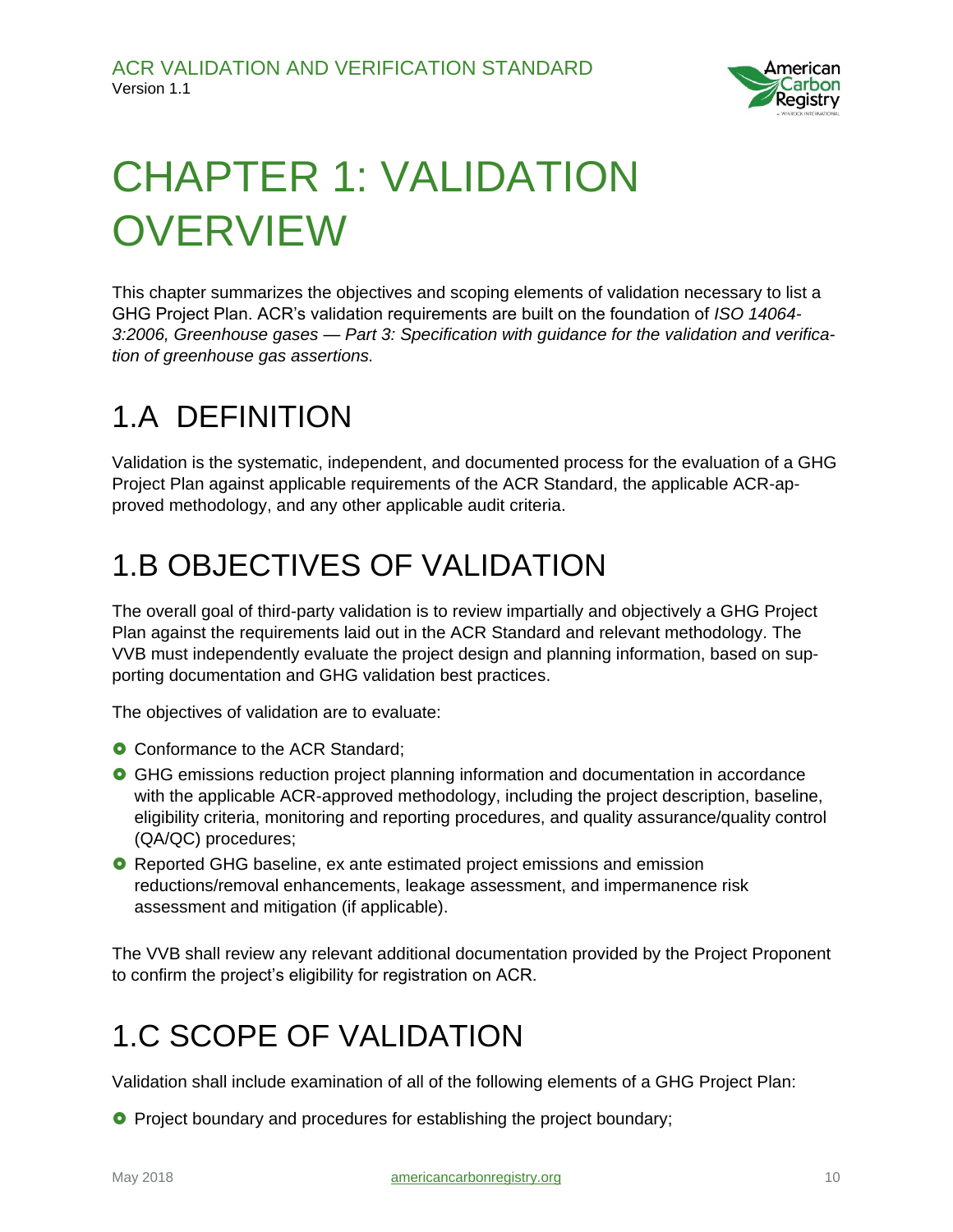# CHAPTER 1: VALIDATION OVERVIEW

This chapter summarizes the objectives and scoping elements of validation necessary to list a GHG Project Plan. ACR's validation requirements are built on the foundation of *ISO 14064-3:2006, Greenhouse gases — Part 3: Specification with guidance for the validation and verification of greenhouse gas assertions.*

## 1.A DEFINITION

Validation is the systematic, independent, and documented process for the evaluation of a GHG Project Plan against applicable requirements of the ACR Standard, the applicable ACR-approved methodology, and any other applicable audit criteria.

## 1.B OBJECTIVES OF VALIDATION

The overall goal of third-party validation is to review impartially and objectively a GHG Project Plan against the requirements laid out in the ACR Standard and relevant methodology. The VVB must independently evaluate the project design and planning information, based on supporting documentation and GHG validation best practices.

The objectives of validation are to evaluate:

- Conformance to the ACR Standard;
- GHG emissions reduction project planning information and documentation in accordance with the applicable ACR-approved methodology, including the project description, baseline, eligibility criteria, monitoring and reporting procedures, and quality assurance/quality control (QA/QC) procedures;
- Reported GHG baseline, ex ante estimated project emissions and emission reductions/removal enhancements, leakage assessment, and impermanence risk assessment and mitigation (if applicable).

The VVB shall review any relevant additional documentation provided by the Project Proponent to confirm the project's eligibility for registration on ACR.

## 1.C SCOPE OF VALIDATION

Validation shall include examination of all of the following elements of a GHG Project Plan:

- Project boundary and procedures for establishing the project boundary;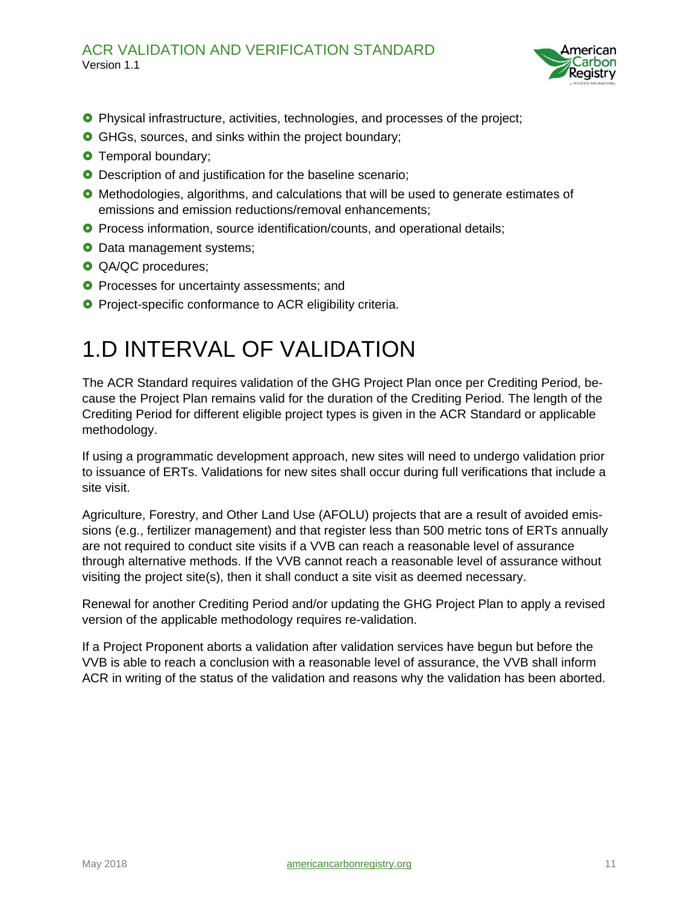- Physical infrastructure, activities, technologies, and processes of the project;
- GHGs, sources, and sinks within the project boundary;
- Temporal boundary;
- Description of and justification for the baseline scenario;
- Methodologies, algorithms, and calculations that will be used to generate estimates of emissions and emission reductions/removal enhancements;
- Process information, source identification/counts, and operational details;
- Data management systems;
- QA/QC procedures;
- Processes for uncertainty assessments; and
- Project-specific conformance to ACR eligibility criteria.

# 1.D INTERVAL OF VALIDATION

The ACR Standard requires validation of the GHG Project Plan once per Crediting Period, because the Project Plan remains valid for the duration of the Crediting Period. The length of the Crediting Period for different eligible project types is given in the ACR Standard or applicable methodology.

If using a programmatic development approach, new sites will need to undergo validation prior to issuance of ERTs. Validations for new sites shall occur during full verifications that include a site visit.

Agriculture, Forestry, and Other Land Use (AFOLU) projects that are a result of avoided emissions (e.g., fertilizer management) and that register less than 500 metric tons of ERTs annually are not required to conduct site visits if a VVB can reach a reasonable level of assurance through alternative methods. If the VVB cannot reach a reasonable level of assurance without visiting the project site(s), then it shall conduct a site visit as deemed necessary.

Renewal for another Crediting Period and/or updating the GHG Project Plan to apply a revised version of the applicable methodology requires re-validation.

If a Project Proponent aborts a validation after validation services have begun but before the VVB is able to reach a conclusion with a reasonable level of assurance, the VVB shall inform ACR in writing of the status of the validation and reasons why the validation has been aborted.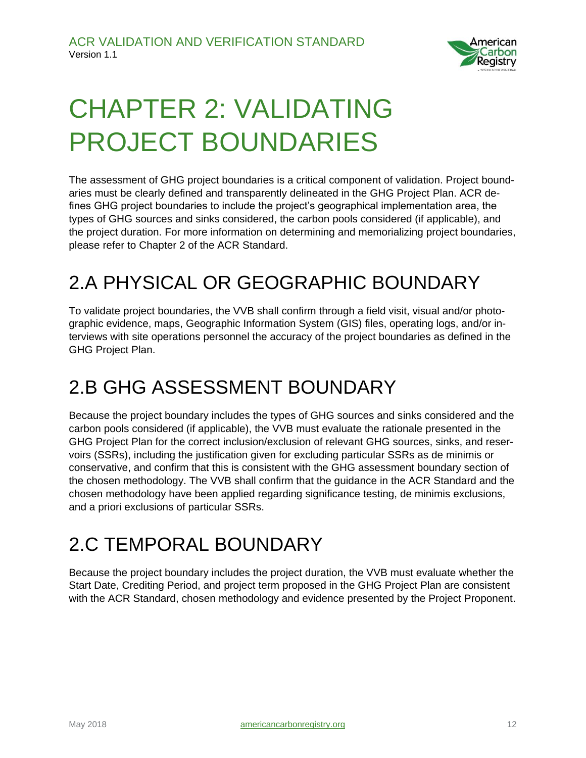# CHAPTER 2: VALIDATING PROJECT BOUNDARIES

The assessment of GHG project boundaries is a critical component of validation. Project boundaries must be clearly defined and transparently delineated in the GHG Project Plan. ACR defines GHG project boundaries to include the project's geographical implementation area, the types of GHG sources and sinks considered, the carbon pools considered (if applicable), and the project duration. For more information on determining and memorializing project boundaries, please refer to Chapter 2 of the ACR Standard.

## 2.A PHYSICAL OR GEOGRAPHIC BOUNDARY

To validate project boundaries, the VVB shall confirm through a field visit, visual and/or photographic evidence, maps, Geographic Information System (GIS) files, operating logs, and/or interviews with site operations personnel the accuracy of the project boundaries as defined in the GHG Project Plan.

## 2.B GHG ASSESSMENT BOUNDARY

Because the project boundary includes the types of GHG sources and sinks considered and the carbon pools considered (if applicable), the VVB must evaluate the rationale presented in the GHG Project Plan for the correct inclusion/exclusion of relevant GHG sources, sinks, and reservoirs (SSRs), including the justification given for excluding particular SSRs as de minimis or conservative, and confirm that this is consistent with the GHG assessment boundary section of the chosen methodology. The VVB shall confirm that the guidance in the ACR Standard and the chosen methodology have been applied regarding significance testing, de minimis exclusions, and a priori exclusions of particular SSRs.

## 2.C TEMPORAL BOUNDARY

Because the project boundary includes the project duration, the VVB must evaluate whether the Start Date, Crediting Period, and project term proposed in the GHG Project Plan are consistent with the ACR Standard, chosen methodology and evidence presented by the Project Proponent.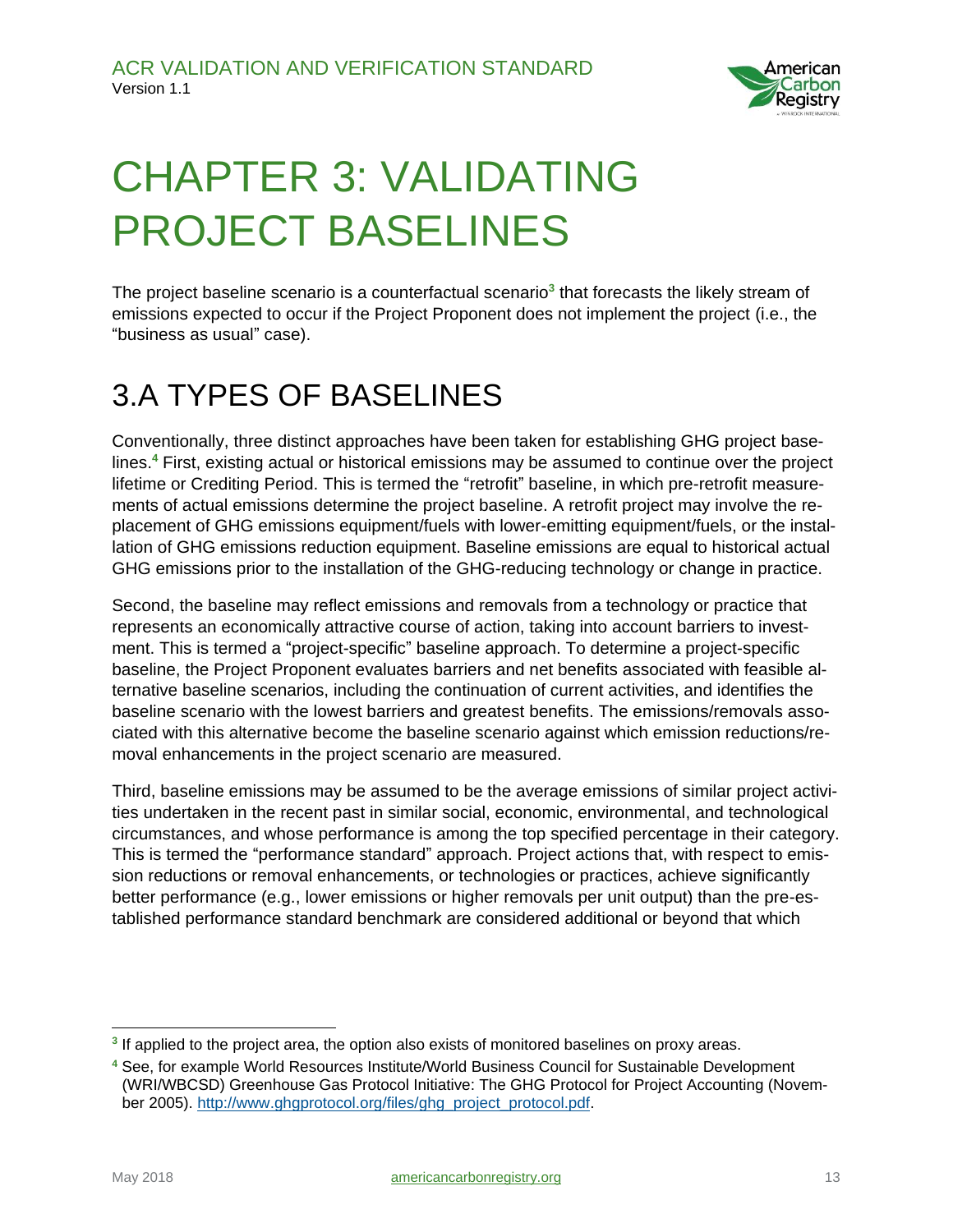# CHAPTER 3: VALIDATING PROJECT BASELINES

The project baseline scenario is a counterfactual scenario[3] that forecasts the likely stream of emissions expected to occur if the Project Proponent does not implement the project (i.e., the "business as usual" case).

## 3.A TYPES OF BASELINES

Conventionally, three distinct approaches have been taken for establishing GHG project baselines.[4] First, existing actual or historical emissions may be assumed to continue over the project lifetime or Crediting Period. This is termed the "retrofit" baseline, in which pre-retrofit measurements of actual emissions determine the project baseline. A retrofit project may involve the replacement of GHG emissions equipment/fuels with lower-emitting equipment/fuels, or the installation of GHG emissions reduction equipment. Baseline emissions are equal to historical actual GHG emissions prior to the installation of the GHG-reducing technology or change in practice.

Second, the baseline may reflect emissions and removals from a technology or practice that represents an economically attractive course of action, taking into account barriers to investment. This is termed a "project-specific" baseline approach. To determine a project-specific baseline, the Project Proponent evaluates barriers and net benefits associated with feasible alternative baseline scenarios, including the continuation of current activities, and identifies the baseline scenario with the lowest barriers and greatest benefits. The emissions/removals associated with this alternative become the baseline scenario against which emission reductions/removal enhancements in the project scenario are measured.

Third, baseline emissions may be assumed to be the average emissions of similar project activities undertaken in the recent past in similar social, economic, environmental, and technological circumstances, and whose performance is among the top specified percentage in their category. This is termed the "performance standard" approach. Project actions that, with respect to emission reductions or removal enhancements, or technologies or practices, achieve significantly better performance (e.g., lower emissions or higher removals per unit output) than the pre-established performance standard benchmark are considered additional or beyond that which

---

[3] If applied to the project area, the option also exists of monitored baselines on proxy areas.

[4] See, for example World Resources Institute/World Business Council for Sustainable Development (WRI/WBCSD) Greenhouse Gas Protocol Initiative: The GHG Protocol for Project Accounting (November 2005). http://www.ghgprotocol.org/files/ghg_project_protocol.pdf.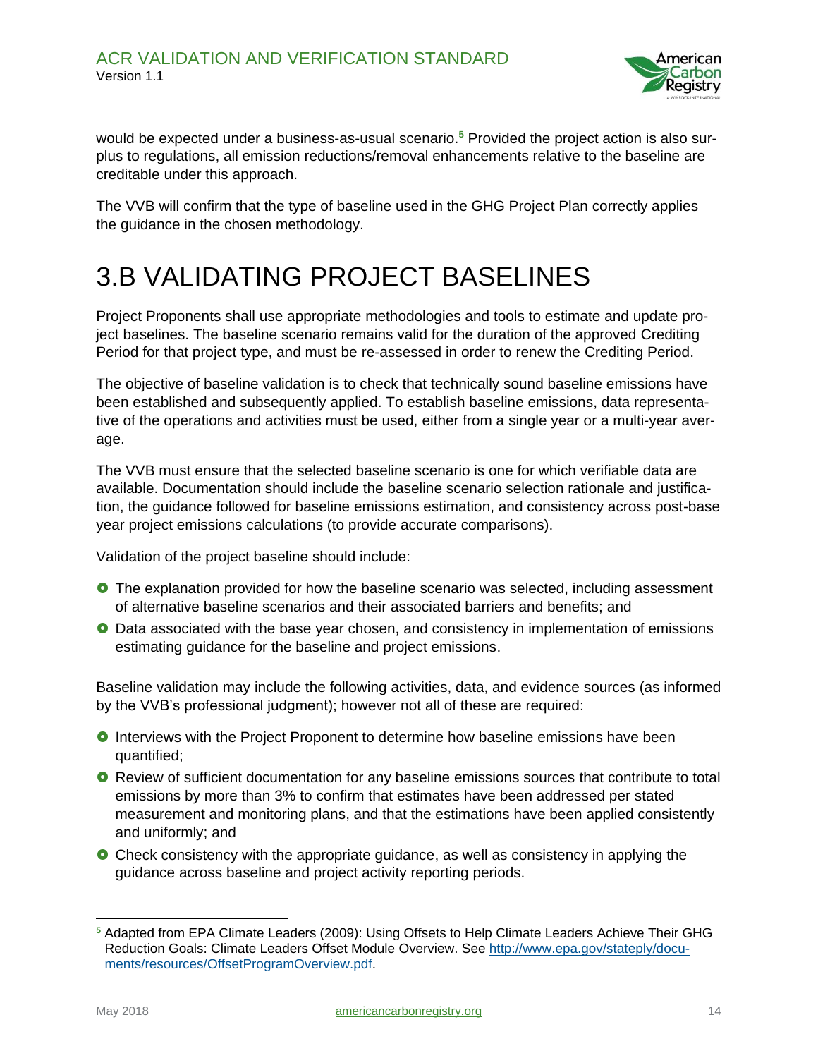would be expected under a business-as-usual scenario.[5] Provided the project action is also surplus to regulations, all emission reductions/removal enhancements relative to the baseline are creditable under this approach.

The VVB will confirm that the type of baseline used in the GHG Project Plan correctly applies the guidance in the chosen methodology.

# 3.B VALIDATING PROJECT BASELINES

Project Proponents shall use appropriate methodologies and tools to estimate and update project baselines. The baseline scenario remains valid for the duration of the approved Crediting Period for that project type, and must be re-assessed in order to renew the Crediting Period.

The objective of baseline validation is to check that technically sound baseline emissions have been established and subsequently applied. To establish baseline emissions, data representative of the operations and activities must be used, either from a single year or a multi-year average.

The VVB must ensure that the selected baseline scenario is one for which verifiable data are available. Documentation should include the baseline scenario selection rationale and justification, the guidance followed for baseline emissions estimation, and consistency across post-base year project emissions calculations (to provide accurate comparisons).

Validation of the project baseline should include:

- The explanation provided for how the baseline scenario was selected, including assessment of alternative baseline scenarios and their associated barriers and benefits; and
- Data associated with the base year chosen, and consistency in implementation of emissions estimating guidance for the baseline and project emissions.

Baseline validation may include the following activities, data, and evidence sources (as informed by the VVB's professional judgment); however not all of these are required:

- Interviews with the Project Proponent to determine how baseline emissions have been quantified;
- Review of sufficient documentation for any baseline emissions sources that contribute to total emissions by more than 3% to confirm that estimates have been addressed per stated measurement and monitoring plans, and that the estimations have been applied consistently and uniformly; and
- Check consistency with the appropriate guidance, as well as consistency in applying the guidance across baseline and project activity reporting periods.

---

[5] Adapted from EPA Climate Leaders (2009): Using Offsets to Help Climate Leaders Achieve Their GHG Reduction Goals: Climate Leaders Offset Module Overview. See http://www.epa.gov/stateply/documents/resources/OffsetProgramOverview.pdf.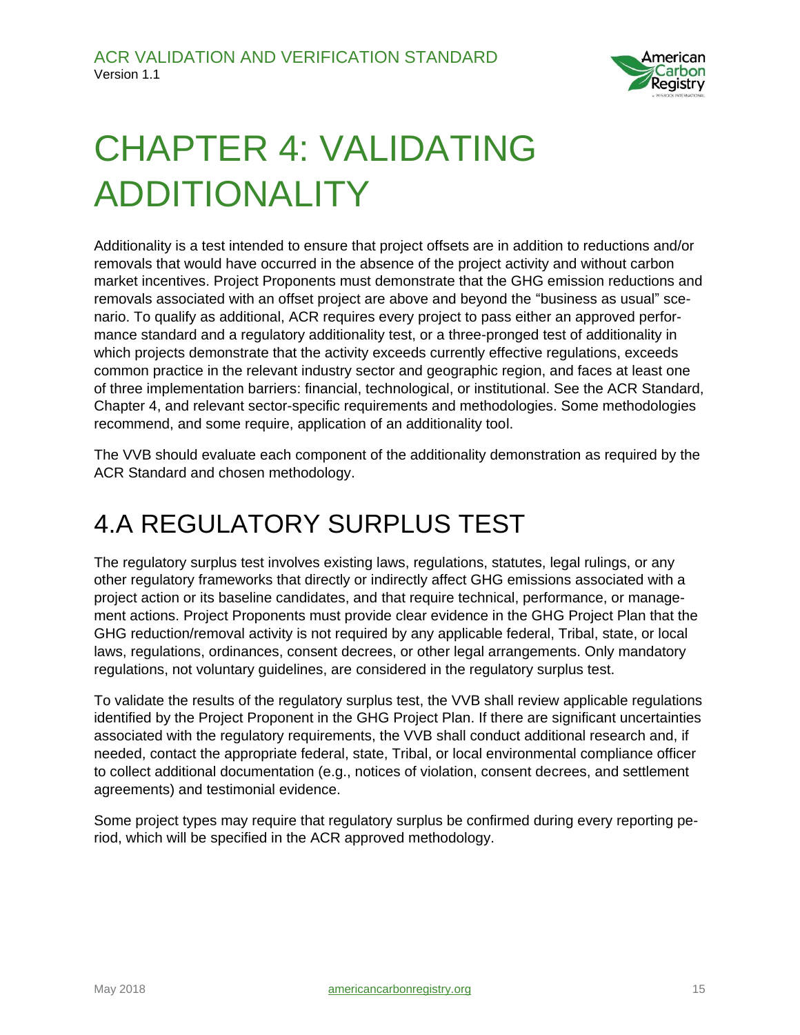# CHAPTER 4: VALIDATING ADDITIONALITY

Additionality is a test intended to ensure that project offsets are in addition to reductions and/or removals that would have occurred in the absence of the project activity and without carbon market incentives. Project Proponents must demonstrate that the GHG emission reductions and removals associated with an offset project are above and beyond the "business as usual" scenario. To qualify as additional, ACR requires every project to pass either an approved performance standard and a regulatory additionality test, or a three-pronged test of additionality in which projects demonstrate that the activity exceeds currently effective regulations, exceeds common practice in the relevant industry sector and geographic region, and faces at least one of three implementation barriers: financial, technological, or institutional. See the ACR Standard, Chapter 4, and relevant sector-specific requirements and methodologies. Some methodologies recommend, and some require, application of an additionality tool.

The VVB should evaluate each component of the additionality demonstration as required by the ACR Standard and chosen methodology.

## 4.A REGULATORY SURPLUS TEST

The regulatory surplus test involves existing laws, regulations, statutes, legal rulings, or any other regulatory frameworks that directly or indirectly affect GHG emissions associated with a project action or its baseline candidates, and that require technical, performance, or management actions. Project Proponents must provide clear evidence in the GHG Project Plan that the GHG reduction/removal activity is not required by any applicable federal, Tribal, state, or local laws, regulations, ordinances, consent decrees, or other legal arrangements. Only mandatory regulations, not voluntary guidelines, are considered in the regulatory surplus test.

To validate the results of the regulatory surplus test, the VVB shall review applicable regulations identified by the Project Proponent in the GHG Project Plan. If there are significant uncertainties associated with the regulatory requirements, the VVB shall conduct additional research and, if needed, contact the appropriate federal, state, Tribal, or local environmental compliance officer to collect additional documentation (e.g., notices of violation, consent decrees, and settlement agreements) and testimonial evidence.

Some project types may require that regulatory surplus be confirmed during every reporting period, which will be specified in the ACR approved methodology.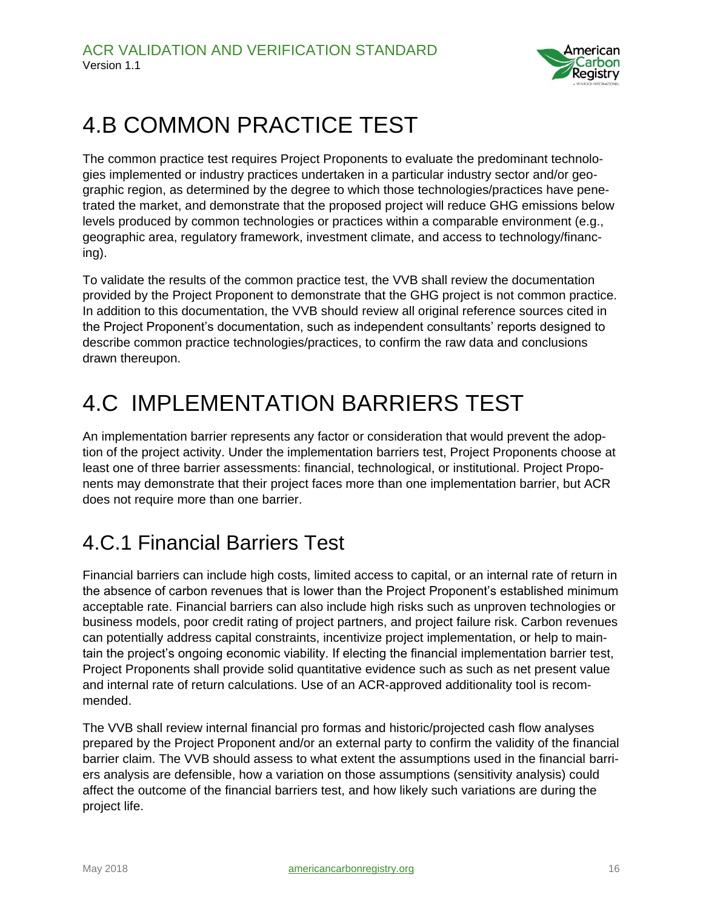# 4.B COMMON PRACTICE TEST

The common practice test requires Project Proponents to evaluate the predominant technologies implemented or industry practices undertaken in a particular industry sector and/or geographic region, as determined by the degree to which those technologies/practices have penetrated the market, and demonstrate that the proposed project will reduce GHG emissions below levels produced by common technologies or practices within a comparable environment (e.g., geographic area, regulatory framework, investment climate, and access to technology/financing).

To validate the results of the common practice test, the VVB shall review the documentation provided by the Project Proponent to demonstrate that the GHG project is not common practice. In addition to this documentation, the VVB should review all original reference sources cited in the Project Proponent's documentation, such as independent consultants' reports designed to describe common practice technologies/practices, to confirm the raw data and conclusions drawn thereupon.

# 4.C IMPLEMENTATION BARRIERS TEST

An implementation barrier represents any factor or consideration that would prevent the adoption of the project activity. Under the implementation barriers test, Project Proponents choose at least one of three barrier assessments: financial, technological, or institutional. Project Proponents may demonstrate that their project faces more than one implementation barrier, but ACR does not require more than one barrier.

## 4.C.1 Financial Barriers Test

Financial barriers can include high costs, limited access to capital, or an internal rate of return in the absence of carbon revenues that is lower than the Project Proponent's established minimum acceptable rate. Financial barriers can also include high risks such as unproven technologies or business models, poor credit rating of project partners, and project failure risk. Carbon revenues can potentially address capital constraints, incentivize project implementation, or help to maintain the project's ongoing economic viability. If electing the financial implementation barrier test, Project Proponents shall provide solid quantitative evidence such as such as net present value and internal rate of return calculations. Use of an ACR-approved additionality tool is recommended.

The VVB shall review internal financial pro formas and historic/projected cash flow analyses prepared by the Project Proponent and/or an external party to confirm the validity of the financial barrier claim. The VVB should assess to what extent the assumptions used in the financial barriers analysis are defensible, how a variation on those assumptions (sensitivity analysis) could affect the outcome of the financial barriers test, and how likely such variations are during the project life.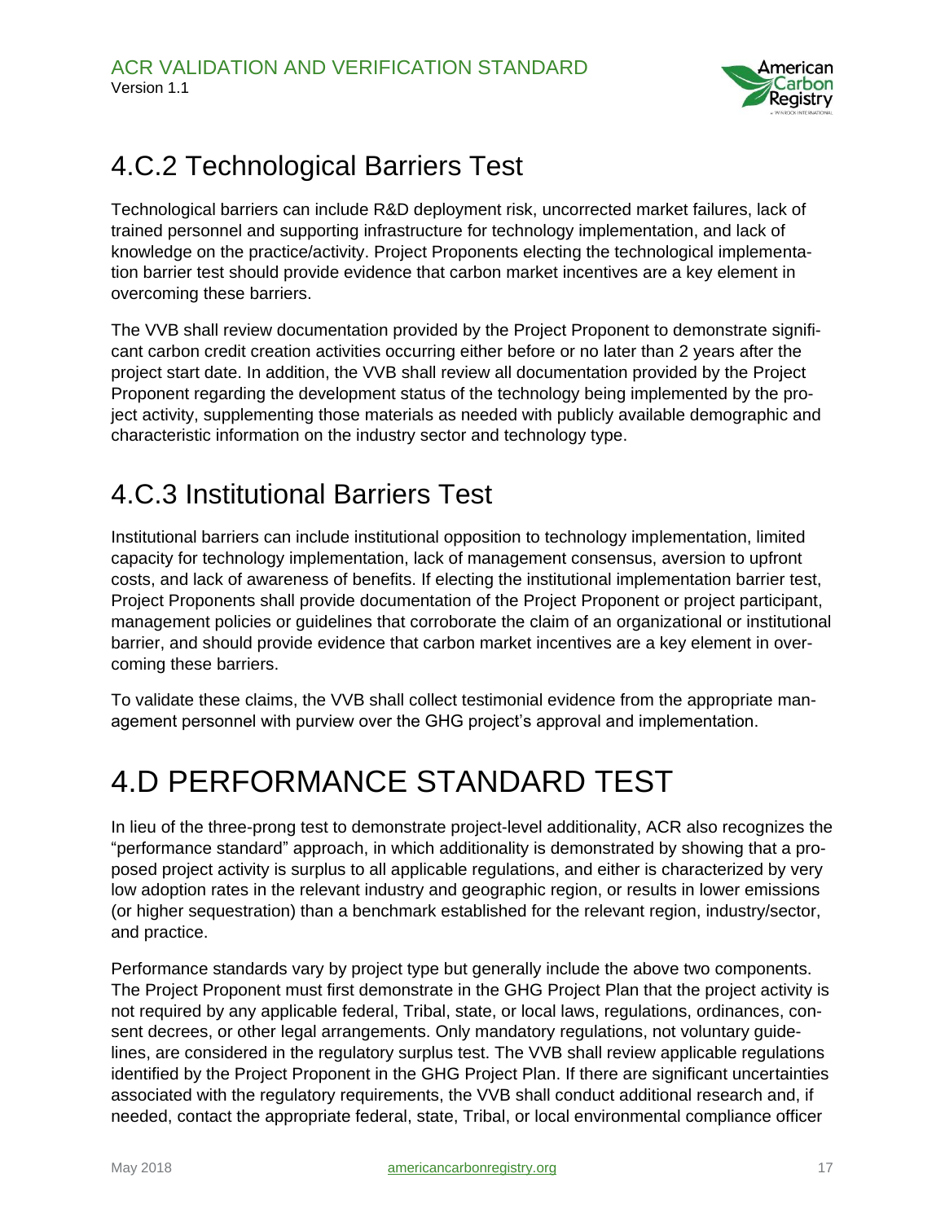## 4.C.2 Technological Barriers Test

Technological barriers can include R&D deployment risk, uncorrected market failures, lack of trained personnel and supporting infrastructure for technology implementation, and lack of knowledge on the practice/activity. Project Proponents electing the technological implementation barrier test should provide evidence that carbon market incentives are a key element in overcoming these barriers.

The VVB shall review documentation provided by the Project Proponent to demonstrate significant carbon credit creation activities occurring either before or no later than 2 years after the project start date. In addition, the VVB shall review all documentation provided by the Project Proponent regarding the development status of the technology being implemented by the project activity, supplementing those materials as needed with publicly available demographic and characteristic information on the industry sector and technology type.

## 4.C.3 Institutional Barriers Test

Institutional barriers can include institutional opposition to technology implementation, limited capacity for technology implementation, lack of management consensus, aversion to upfront costs, and lack of awareness of benefits. If electing the institutional implementation barrier test, Project Proponents shall provide documentation of the Project Proponent or project participant, management policies or guidelines that corroborate the claim of an organizational or institutional barrier, and should provide evidence that carbon market incentives are a key element in overcoming these barriers.

To validate these claims, the VVB shall collect testimonial evidence from the appropriate management personnel with purview over the GHG project's approval and implementation.

# 4.D PERFORMANCE STANDARD TEST

In lieu of the three-prong test to demonstrate project-level additionality, ACR also recognizes the "performance standard" approach, in which additionality is demonstrated by showing that a proposed project activity is surplus to all applicable regulations, and either is characterized by very low adoption rates in the relevant industry and geographic region, or results in lower emissions (or higher sequestration) than a benchmark established for the relevant region, industry/sector, and practice.

Performance standards vary by project type but generally include the above two components. The Project Proponent must first demonstrate in the GHG Project Plan that the project activity is not required by any applicable federal, Tribal, state, or local laws, regulations, ordinances, consent decrees, or other legal arrangements. Only mandatory regulations, not voluntary guidelines, are considered in the regulatory surplus test. The VVB shall review applicable regulations identified by the Project Proponent in the GHG Project Plan. If there are significant uncertainties associated with the regulatory requirements, the VVB shall conduct additional research and, if needed, contact the appropriate federal, state, Tribal, or local environmental compliance officer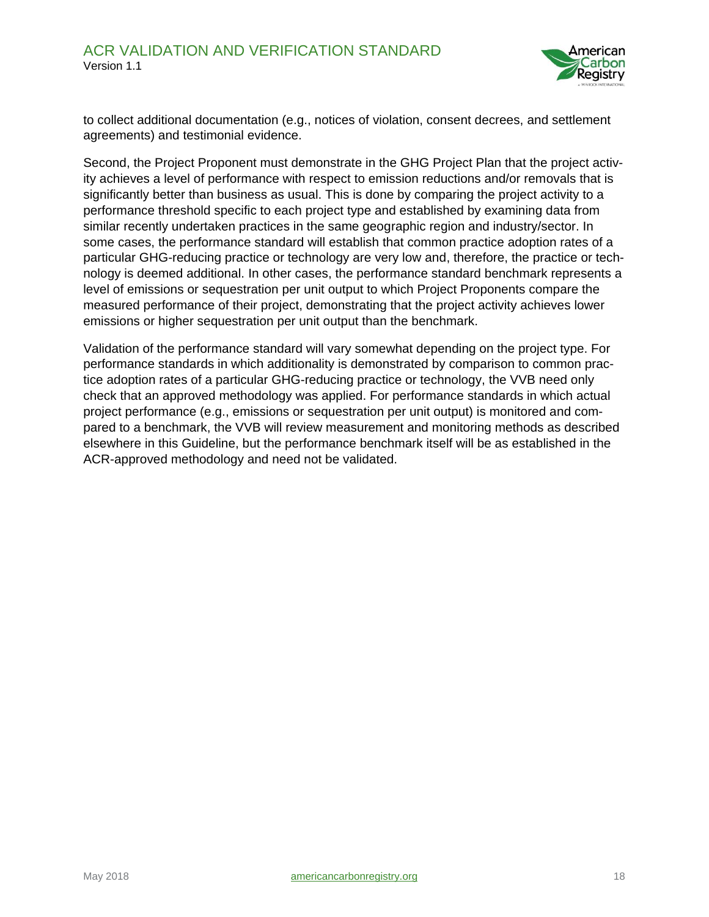to collect additional documentation (e.g., notices of violation, consent decrees, and settlement agreements) and testimonial evidence.

Second, the Project Proponent must demonstrate in the GHG Project Plan that the project activity achieves a level of performance with respect to emission reductions and/or removals that is significantly better than business as usual. This is done by comparing the project activity to a performance threshold specific to each project type and established by examining data from similar recently undertaken practices in the same geographic region and industry/sector. In some cases, the performance standard will establish that common practice adoption rates of a particular GHG-reducing practice or technology are very low and, therefore, the practice or technology is deemed additional. In other cases, the performance standard benchmark represents a level of emissions or sequestration per unit output to which Project Proponents compare the measured performance of their project, demonstrating that the project activity achieves lower emissions or higher sequestration per unit output than the benchmark.

Validation of the performance standard will vary somewhat depending on the project type. For performance standards in which additionality is demonstrated by comparison to common practice adoption rates of a particular GHG-reducing practice or technology, the VVB need only check that an approved methodology was applied. For performance standards in which actual project performance (e.g., emissions or sequestration per unit output) is monitored and compared to a benchmark, the VVB will review measurement and monitoring methods as described elsewhere in this Guideline, but the performance benchmark itself will be as established in the ACR-approved methodology and need not be validated.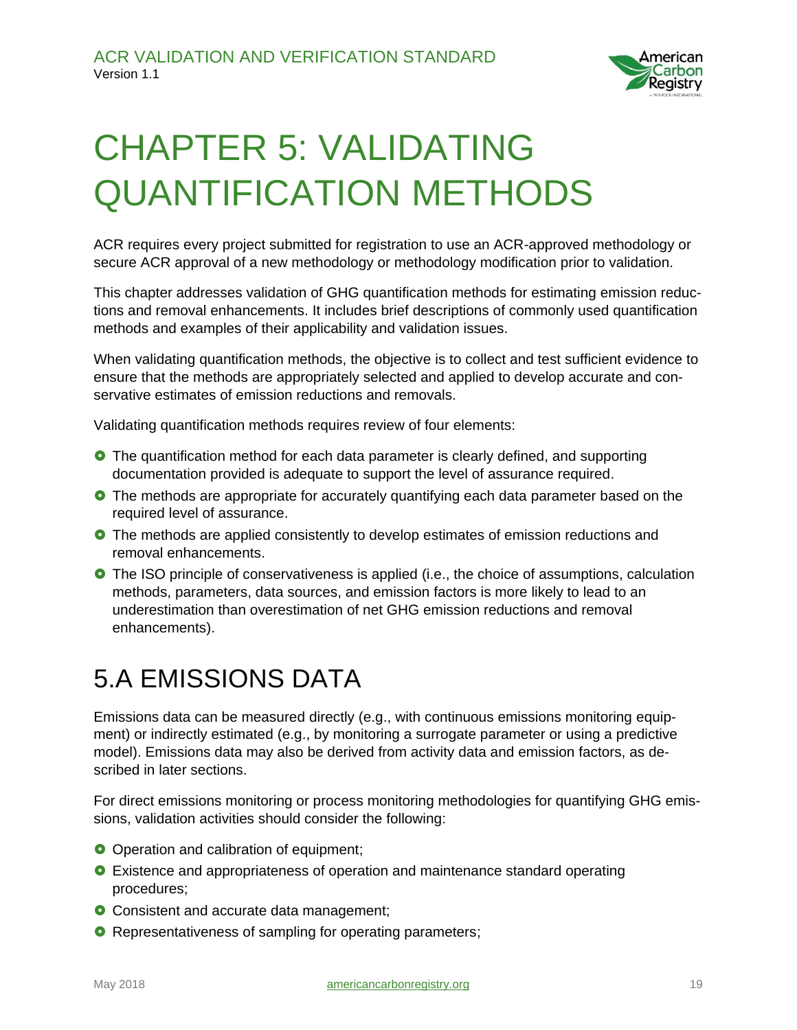# CHAPTER 5: VALIDATING QUANTIFICATION METHODS

ACR requires every project submitted for registration to use an ACR-approved methodology or secure ACR approval of a new methodology or methodology modification prior to validation.

This chapter addresses validation of GHG quantification methods for estimating emission reductions and removal enhancements. It includes brief descriptions of commonly used quantification methods and examples of their applicability and validation issues.

When validating quantification methods, the objective is to collect and test sufficient evidence to ensure that the methods are appropriately selected and applied to develop accurate and conservative estimates of emission reductions and removals.

Validating quantification methods requires review of four elements:

- The quantification method for each data parameter is clearly defined, and supporting documentation provided is adequate to support the level of assurance required.
- The methods are appropriate for accurately quantifying each data parameter based on the required level of assurance.
- The methods are applied consistently to develop estimates of emission reductions and removal enhancements.
- The ISO principle of conservativeness is applied (i.e., the choice of assumptions, calculation methods, parameters, data sources, and emission factors is more likely to lead to an underestimation than overestimation of net GHG emission reductions and removal enhancements).

## 5.A EMISSIONS DATA

Emissions data can be measured directly (e.g., with continuous emissions monitoring equipment) or indirectly estimated (e.g., by monitoring a surrogate parameter or using a predictive model). Emissions data may also be derived from activity data and emission factors, as described in later sections.

For direct emissions monitoring or process monitoring methodologies for quantifying GHG emissions, validation activities should consider the following:

- Operation and calibration of equipment;
- Existence and appropriateness of operation and maintenance standard operating procedures;
- Consistent and accurate data management;
- Representativeness of sampling for operating parameters;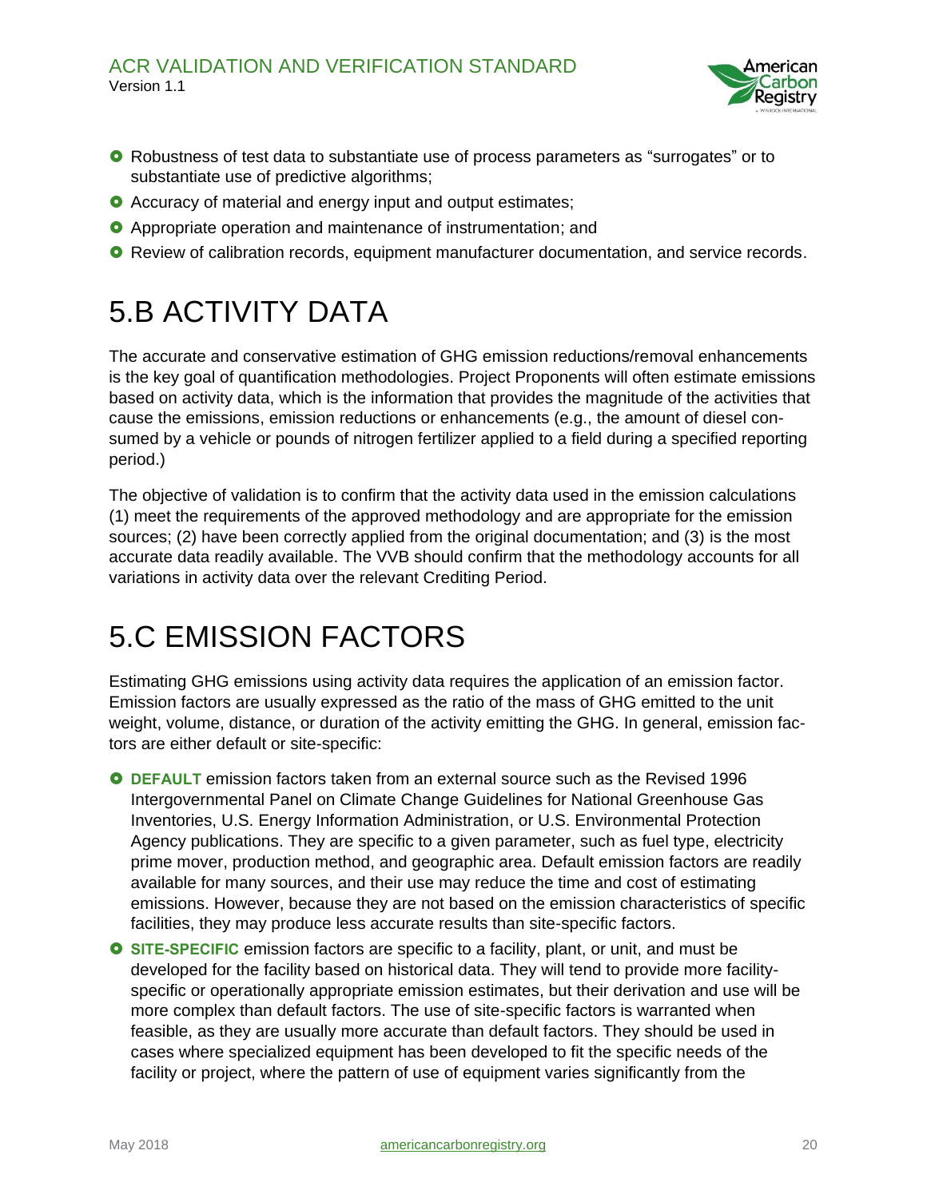- Robustness of test data to substantiate use of process parameters as "surrogates" or to substantiate use of predictive algorithms;
- Accuracy of material and energy input and output estimates;
- Appropriate operation and maintenance of instrumentation; and
- Review of calibration records, equipment manufacturer documentation, and service records.

# 5.B ACTIVITY DATA

The accurate and conservative estimation of GHG emission reductions/removal enhancements is the key goal of quantification methodologies. Project Proponents will often estimate emissions based on activity data, which is the information that provides the magnitude of the activities that cause the emissions, emission reductions or enhancements (e.g., the amount of diesel consumed by a vehicle or pounds of nitrogen fertilizer applied to a field during a specified reporting period.)

The objective of validation is to confirm that the activity data used in the emission calculations (1) meet the requirements of the approved methodology and are appropriate for the emission sources; (2) have been correctly applied from the original documentation; and (3) is the most accurate data readily available. The VVB should confirm that the methodology accounts for all variations in activity data over the relevant Crediting Period.

# 5.C EMISSION FACTORS

Estimating GHG emissions using activity data requires the application of an emission factor. Emission factors are usually expressed as the ratio of the mass of GHG emitted to the unit weight, volume, distance, or duration of the activity emitting the GHG. In general, emission factors are either default or site-specific:

- **DEFAULT** emission factors taken from an external source such as the Revised 1996 Intergovernmental Panel on Climate Change Guidelines for National Greenhouse Gas Inventories, U.S. Energy Information Administration, or U.S. Environmental Protection Agency publications. They are specific to a given parameter, such as fuel type, electricity prime mover, production method, and geographic area. Default emission factors are readily available for many sources, and their use may reduce the time and cost of estimating emissions. However, because they are not based on the emission characteristics of specific facilities, they may produce less accurate results than site-specific factors.
- **SITE-SPECIFIC** emission factors are specific to a facility, plant, or unit, and must be developed for the facility based on historical data. They will tend to provide more facility-specific or operationally appropriate emission estimates, but their derivation and use will be more complex than default factors. The use of site-specific factors is warranted when feasible, as they are usually more accurate than default factors. They should be used in cases where specialized equipment has been developed to fit the specific needs of the facility or project, where the pattern of use of equipment varies significantly from the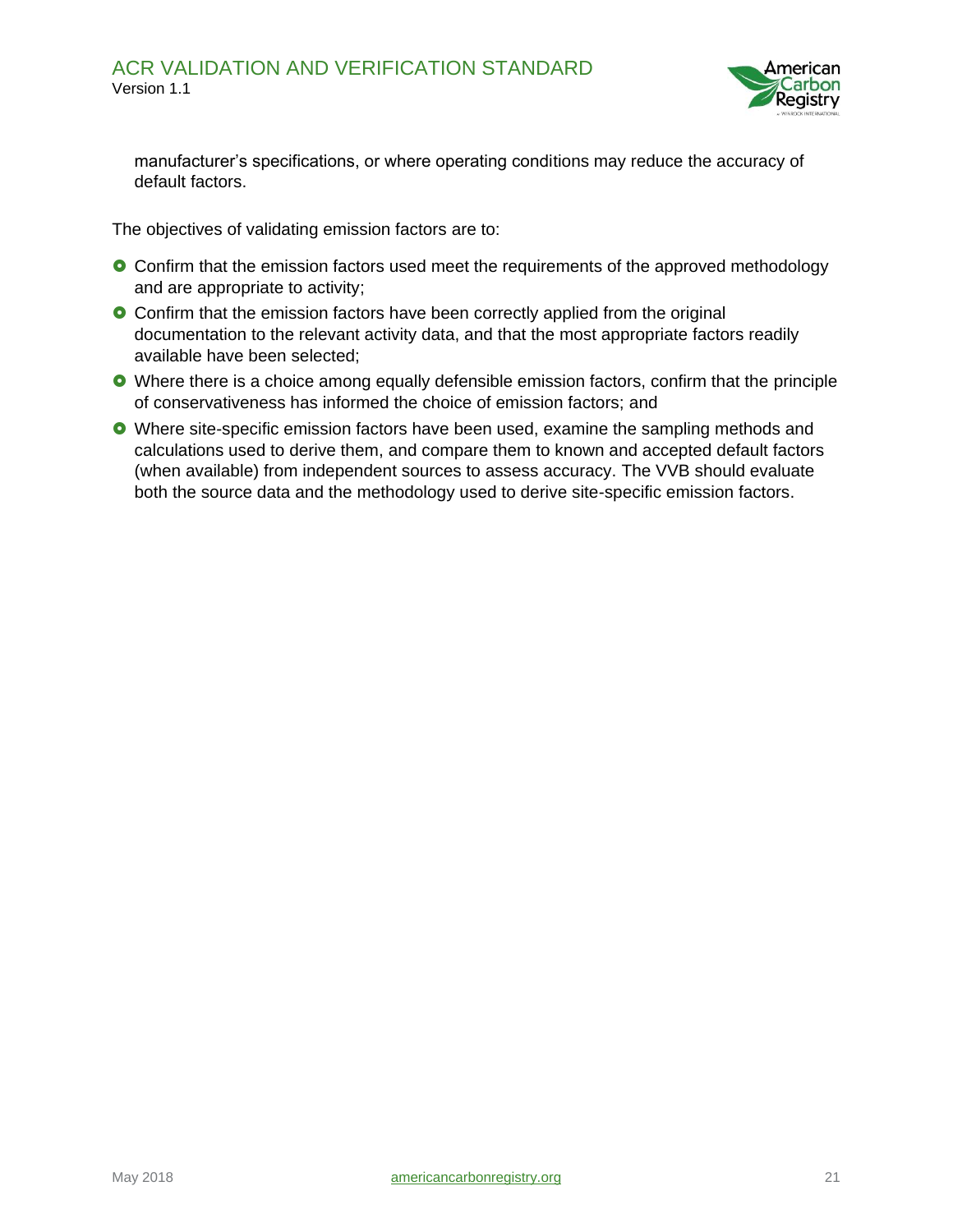manufacturer's specifications, or where operating conditions may reduce the accuracy of default factors.

The objectives of validating emission factors are to:

- Confirm that the emission factors used meet the requirements of the approved methodology and are appropriate to activity;
- Confirm that the emission factors have been correctly applied from the original documentation to the relevant activity data, and that the most appropriate factors readily available have been selected;
- Where there is a choice among equally defensible emission factors, confirm that the principle of conservativeness has informed the choice of emission factors; and
- Where site-specific emission factors have been used, examine the sampling methods and calculations used to derive them, and compare them to known and accepted default factors (when available) from independent sources to assess accuracy. The VVB should evaluate both the source data and the methodology used to derive site-specific emission factors.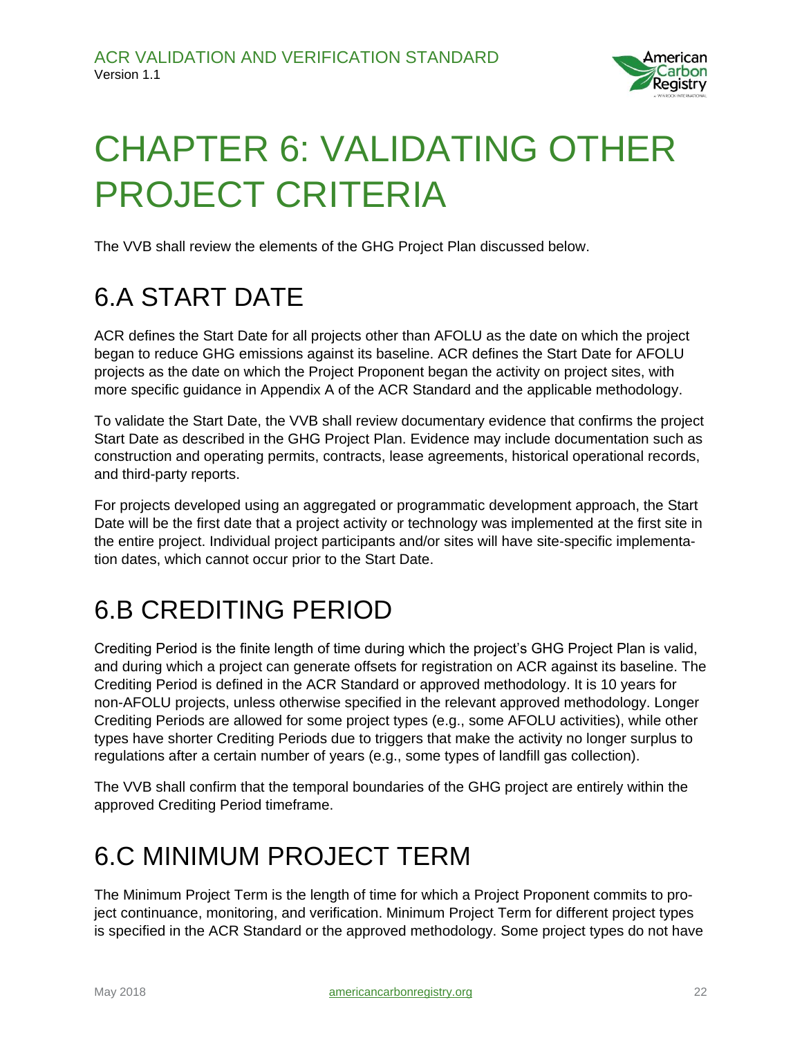# CHAPTER 6: VALIDATING OTHER PROJECT CRITERIA

The VVB shall review the elements of the GHG Project Plan discussed below.

## 6.A START DATE

ACR defines the Start Date for all projects other than AFOLU as the date on which the project began to reduce GHG emissions against its baseline. ACR defines the Start Date for AFOLU projects as the date on which the Project Proponent began the activity on project sites, with more specific guidance in Appendix A of the ACR Standard and the applicable methodology.

To validate the Start Date, the VVB shall review documentary evidence that confirms the project Start Date as described in the GHG Project Plan. Evidence may include documentation such as construction and operating permits, contracts, lease agreements, historical operational records, and third-party reports.

For projects developed using an aggregated or programmatic development approach, the Start Date will be the first date that a project activity or technology was implemented at the first site in the entire project. Individual project participants and/or sites will have site-specific implementation dates, which cannot occur prior to the Start Date.

## 6.B CREDITING PERIOD

Crediting Period is the finite length of time during which the project's GHG Project Plan is valid, and during which a project can generate offsets for registration on ACR against its baseline. The Crediting Period is defined in the ACR Standard or approved methodology. It is 10 years for non-AFOLU projects, unless otherwise specified in the relevant approved methodology. Longer Crediting Periods are allowed for some project types (e.g., some AFOLU activities), while other types have shorter Crediting Periods due to triggers that make the activity no longer surplus to regulations after a certain number of years (e.g., some types of landfill gas collection).

The VVB shall confirm that the temporal boundaries of the GHG project are entirely within the approved Crediting Period timeframe.

## 6.C MINIMUM PROJECT TERM

The Minimum Project Term is the length of time for which a Project Proponent commits to project continuance, monitoring, and verification. Minimum Project Term for different project types is specified in the ACR Standard or the approved methodology. Some project types do not have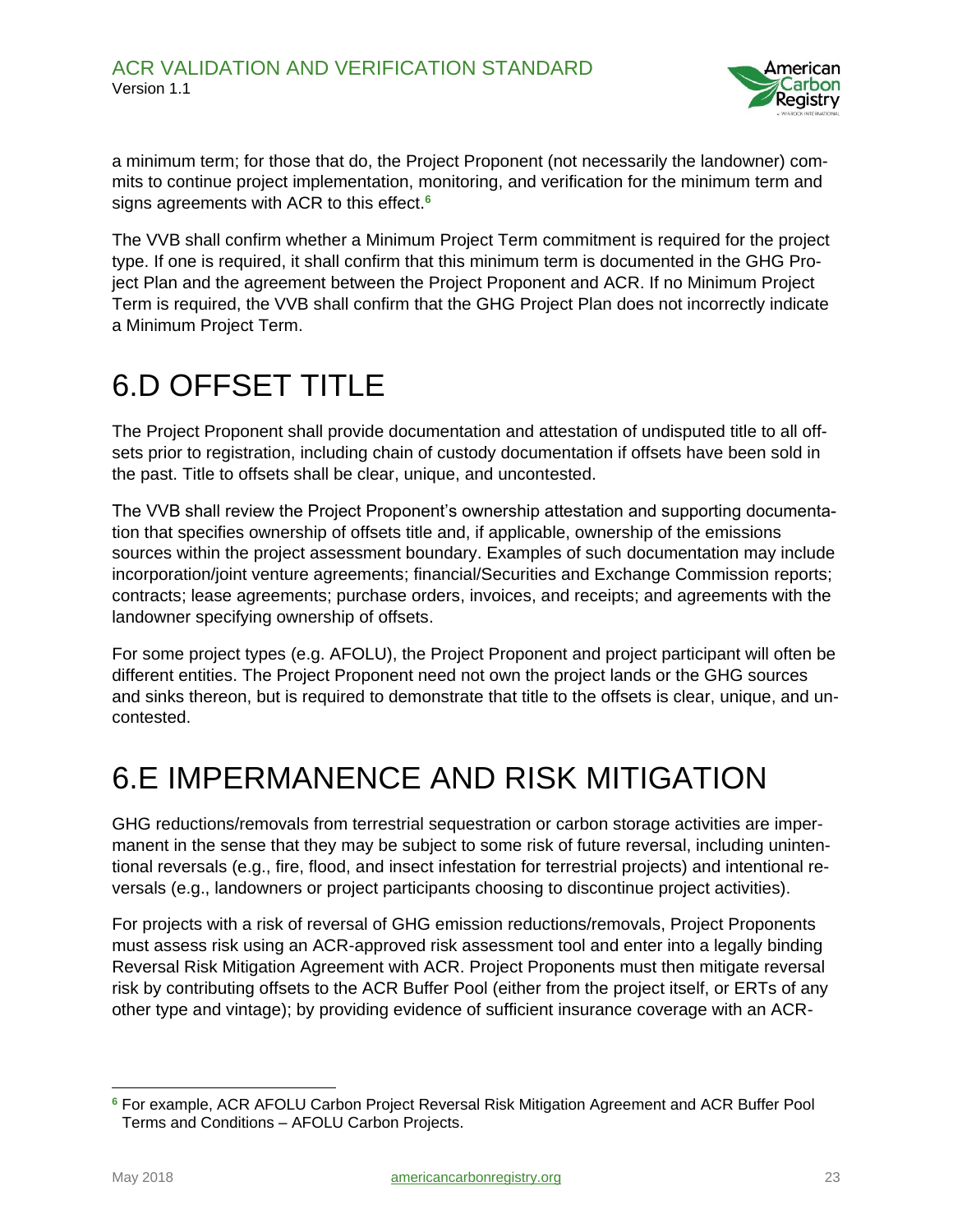a minimum term; for those that do, the Project Proponent (not necessarily the landowner) commits to continue project implementation, monitoring, and verification for the minimum term and signs agreements with ACR to this effect.[6]

The VVB shall confirm whether a Minimum Project Term commitment is required for the project type. If one is required, it shall confirm that this minimum term is documented in the GHG Project Plan and the agreement between the Project Proponent and ACR. If no Minimum Project Term is required, the VVB shall confirm that the GHG Project Plan does not incorrectly indicate a Minimum Project Term.

# 6.D OFFSET TITLE

The Project Proponent shall provide documentation and attestation of undisputed title to all offsets prior to registration, including chain of custody documentation if offsets have been sold in the past. Title to offsets shall be clear, unique, and uncontested.

The VVB shall review the Project Proponent's ownership attestation and supporting documentation that specifies ownership of offsets title and, if applicable, ownership of the emissions sources within the project assessment boundary. Examples of such documentation may include incorporation/joint venture agreements; financial/Securities and Exchange Commission reports; contracts; lease agreements; purchase orders, invoices, and receipts; and agreements with the landowner specifying ownership of offsets.

For some project types (e.g. AFOLU), the Project Proponent and project participant will often be different entities. The Project Proponent need not own the project lands or the GHG sources and sinks thereon, but is required to demonstrate that title to the offsets is clear, unique, and uncontested.

# 6.E IMPERMANENCE AND RISK MITIGATION

GHG reductions/removals from terrestrial sequestration or carbon storage activities are impermanent in the sense that they may be subject to some risk of future reversal, including unintentional reversals (e.g., fire, flood, and insect infestation for terrestrial projects) and intentional reversals (e.g., landowners or project participants choosing to discontinue project activities).

For projects with a risk of reversal of GHG emission reductions/removals, Project Proponents must assess risk using an ACR-approved risk assessment tool and enter into a legally binding Reversal Risk Mitigation Agreement with ACR. Project Proponents must then mitigate reversal risk by contributing offsets to the ACR Buffer Pool (either from the project itself, or ERTs of any other type and vintage); by providing evidence of sufficient insurance coverage with an ACR-

[6] For example, ACR AFOLU Carbon Project Reversal Risk Mitigation Agreement and ACR Buffer Pool Terms and Conditions – AFOLU Carbon Projects.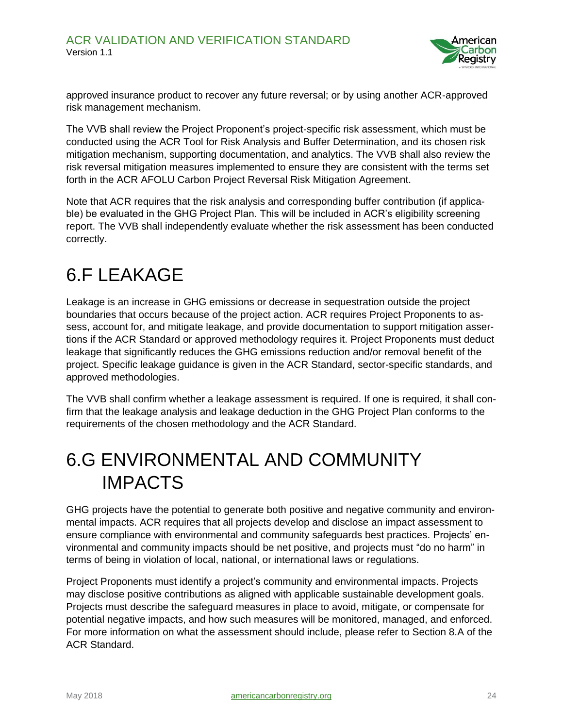approved insurance product to recover any future reversal; or by using another ACR-approved risk management mechanism.

The VVB shall review the Project Proponent's project-specific risk assessment, which must be conducted using the ACR Tool for Risk Analysis and Buffer Determination, and its chosen risk mitigation mechanism, supporting documentation, and analytics. The VVB shall also review the risk reversal mitigation measures implemented to ensure they are consistent with the terms set forth in the ACR AFOLU Carbon Project Reversal Risk Mitigation Agreement.

Note that ACR requires that the risk analysis and corresponding buffer contribution (if applicable) be evaluated in the GHG Project Plan. This will be included in ACR's eligibility screening report. The VVB shall independently evaluate whether the risk assessment has been conducted correctly.

# 6.F LEAKAGE

Leakage is an increase in GHG emissions or decrease in sequestration outside the project boundaries that occurs because of the project action. ACR requires Project Proponents to assess, account for, and mitigate leakage, and provide documentation to support mitigation assertions if the ACR Standard or approved methodology requires it. Project Proponents must deduct leakage that significantly reduces the GHG emissions reduction and/or removal benefit of the project. Specific leakage guidance is given in the ACR Standard, sector-specific standards, and approved methodologies.

The VVB shall confirm whether a leakage assessment is required. If one is required, it shall confirm that the leakage analysis and leakage deduction in the GHG Project Plan conforms to the requirements of the chosen methodology and the ACR Standard.

# 6.G ENVIRONMENTAL AND COMMUNITY IMPACTS

GHG projects have the potential to generate both positive and negative community and environmental impacts. ACR requires that all projects develop and disclose an impact assessment to ensure compliance with environmental and community safeguards best practices. Projects' environmental and community impacts should be net positive, and projects must "do no harm" in terms of being in violation of local, national, or international laws or regulations.

Project Proponents must identify a project's community and environmental impacts. Projects may disclose positive contributions as aligned with applicable sustainable development goals. Projects must describe the safeguard measures in place to avoid, mitigate, or compensate for potential negative impacts, and how such measures will be monitored, managed, and enforced. For more information on what the assessment should include, please refer to Section 8.A of the ACR Standard.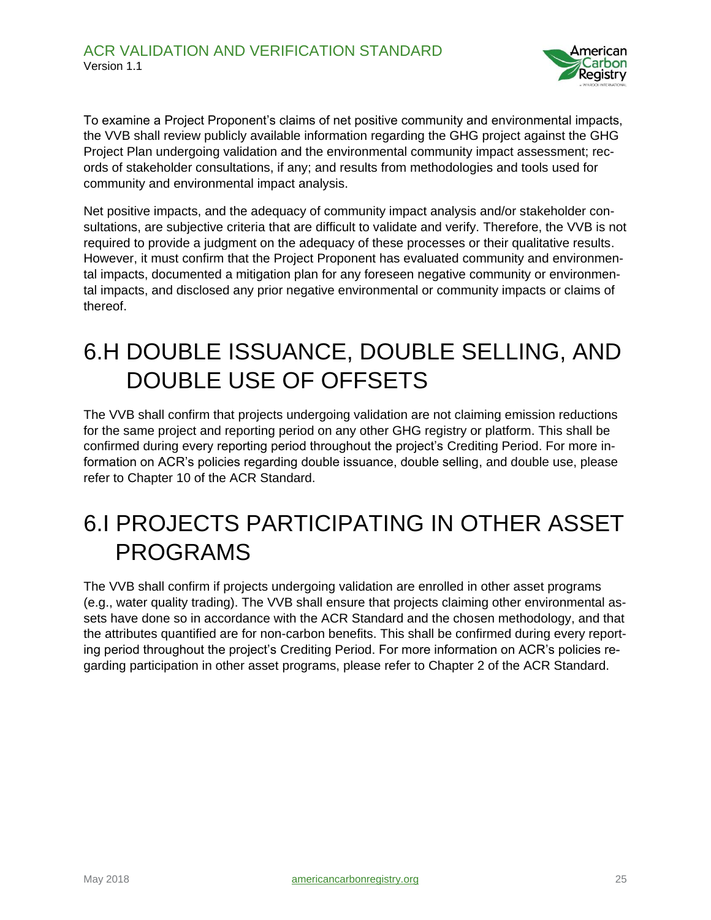To examine a Project Proponent's claims of net positive community and environmental impacts, the VVB shall review publicly available information regarding the GHG project against the GHG Project Plan undergoing validation and the environmental community impact assessment; records of stakeholder consultations, if any; and results from methodologies and tools used for community and environmental impact analysis.

Net positive impacts, and the adequacy of community impact analysis and/or stakeholder consultations, are subjective criteria that are difficult to validate and verify. Therefore, the VVB is not required to provide a judgment on the adequacy of these processes or their qualitative results. However, it must confirm that the Project Proponent has evaluated community and environmental impacts, documented a mitigation plan for any foreseen negative community or environmental impacts, and disclosed any prior negative environmental or community impacts or claims of thereof.

# 6.H DOUBLE ISSUANCE, DOUBLE SELLING, AND DOUBLE USE OF OFFSETS

The VVB shall confirm that projects undergoing validation are not claiming emission reductions for the same project and reporting period on any other GHG registry or platform. This shall be confirmed during every reporting period throughout the project's Crediting Period. For more information on ACR's policies regarding double issuance, double selling, and double use, please refer to Chapter 10 of the ACR Standard.

# 6.I PROJECTS PARTICIPATING IN OTHER ASSET PROGRAMS

The VVB shall confirm if projects undergoing validation are enrolled in other asset programs (e.g., water quality trading). The VVB shall ensure that projects claiming other environmental assets have done so in accordance with the ACR Standard and the chosen methodology, and that the attributes quantified are for non-carbon benefits. This shall be confirmed during every reporting period throughout the project's Crediting Period. For more information on ACR's policies regarding participation in other asset programs, please refer to Chapter 2 of the ACR Standard.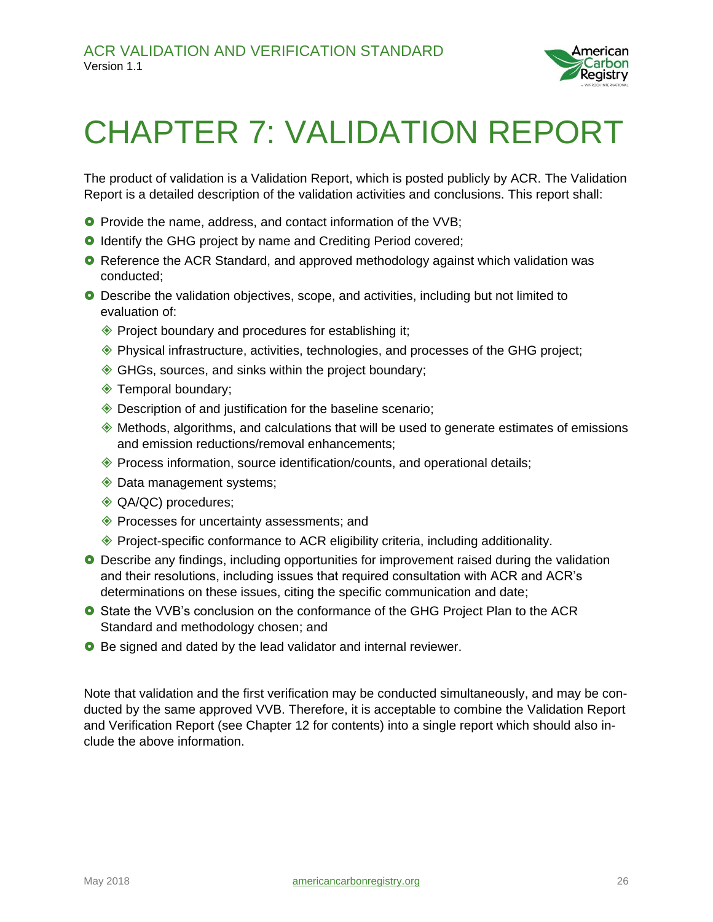# CHAPTER 7: VALIDATION REPORT

The product of validation is a Validation Report, which is posted publicly by ACR. The Validation Report is a detailed description of the validation activities and conclusions. This report shall:

- Provide the name, address, and contact information of the VVB;
- Identify the GHG project by name and Crediting Period covered;
- Reference the ACR Standard, and approved methodology against which validation was conducted;
- Describe the validation objectives, scope, and activities, including but not limited to evaluation of:
  - Project boundary and procedures for establishing it;
  - Physical infrastructure, activities, technologies, and processes of the GHG project;
  - GHGs, sources, and sinks within the project boundary;
  - Temporal boundary;
  - Description of and justification for the baseline scenario;
  - Methods, algorithms, and calculations that will be used to generate estimates of emissions and emission reductions/removal enhancements;
  - Process information, source identification/counts, and operational details;
  - Data management systems;
  - QA/QC) procedures;
  - Processes for uncertainty assessments; and
  - Project-specific conformance to ACR eligibility criteria, including additionality.
- Describe any findings, including opportunities for improvement raised during the validation and their resolutions, including issues that required consultation with ACR and ACR's determinations on these issues, citing the specific communication and date;
- State the VVB's conclusion on the conformance of the GHG Project Plan to the ACR Standard and methodology chosen; and
- Be signed and dated by the lead validator and internal reviewer.

Note that validation and the first verification may be conducted simultaneously, and may be conducted by the same approved VVB. Therefore, it is acceptable to combine the Validation Report and Verification Report (see Chapter 12 for contents) into a single report which should also include the above information.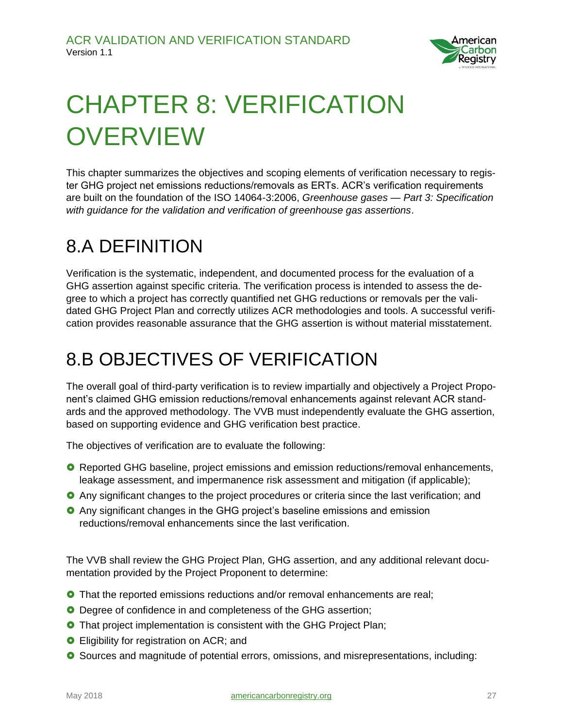# CHAPTER 8: VERIFICATION OVERVIEW

This chapter summarizes the objectives and scoping elements of verification necessary to register GHG project net emissions reductions/removals as ERTs. ACR's verification requirements are built on the foundation of the ISO 14064-3:2006, *Greenhouse gases — Part 3: Specification with guidance for the validation and verification of greenhouse gas assertions*.

## 8.A DEFINITION

Verification is the systematic, independent, and documented process for the evaluation of a GHG assertion against specific criteria. The verification process is intended to assess the degree to which a project has correctly quantified net GHG reductions or removals per the validated GHG Project Plan and correctly utilizes ACR methodologies and tools. A successful verification provides reasonable assurance that the GHG assertion is without material misstatement.

## 8.B OBJECTIVES OF VERIFICATION

The overall goal of third-party verification is to review impartially and objectively a Project Proponent's claimed GHG emission reductions/removal enhancements against relevant ACR standards and the approved methodology. The VVB must independently evaluate the GHG assertion, based on supporting evidence and GHG verification best practice.

The objectives of verification are to evaluate the following:

- Reported GHG baseline, project emissions and emission reductions/removal enhancements, leakage assessment, and impermanence risk assessment and mitigation (if applicable);
- Any significant changes to the project procedures or criteria since the last verification; and
- Any significant changes in the GHG project's baseline emissions and emission reductions/removal enhancements since the last verification.

The VVB shall review the GHG Project Plan, GHG assertion, and any additional relevant documentation provided by the Project Proponent to determine:

- That the reported emissions reductions and/or removal enhancements are real;
- Degree of confidence in and completeness of the GHG assertion;
- That project implementation is consistent with the GHG Project Plan;
- Eligibility for registration on ACR; and
- Sources and magnitude of potential errors, omissions, and misrepresentations, including: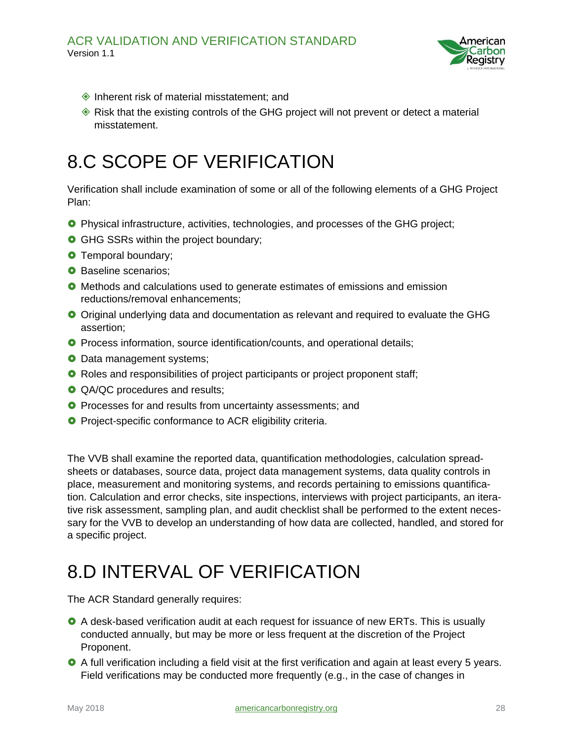- Inherent risk of material misstatement; and
- Risk that the existing controls of the GHG project will not prevent or detect a material misstatement.

# 8.C SCOPE OF VERIFICATION

Verification shall include examination of some or all of the following elements of a GHG Project Plan:

- Physical infrastructure, activities, technologies, and processes of the GHG project;
- GHG SSRs within the project boundary;
- Temporal boundary;
- Baseline scenarios;
- Methods and calculations used to generate estimates of emissions and emission reductions/removal enhancements;
- Original underlying data and documentation as relevant and required to evaluate the GHG assertion;
- Process information, source identification/counts, and operational details;
- Data management systems;
- Roles and responsibilities of project participants or project proponent staff;
- QA/QC procedures and results;
- Processes for and results from uncertainty assessments; and
- Project-specific conformance to ACR eligibility criteria.

The VVB shall examine the reported data, quantification methodologies, calculation spreadsheets or databases, source data, project data management systems, data quality controls in place, measurement and monitoring systems, and records pertaining to emissions quantification. Calculation and error checks, site inspections, interviews with project participants, an iterative risk assessment, sampling plan, and audit checklist shall be performed to the extent necessary for the VVB to develop an understanding of how data are collected, handled, and stored for a specific project.

# 8.D INTERVAL OF VERIFICATION

The ACR Standard generally requires:

- A desk-based verification audit at each request for issuance of new ERTs. This is usually conducted annually, but may be more or less frequent at the discretion of the Project Proponent.
- A full verification including a field visit at the first verification and again at least every 5 years. Field verifications may be conducted more frequently (e.g., in the case of changes in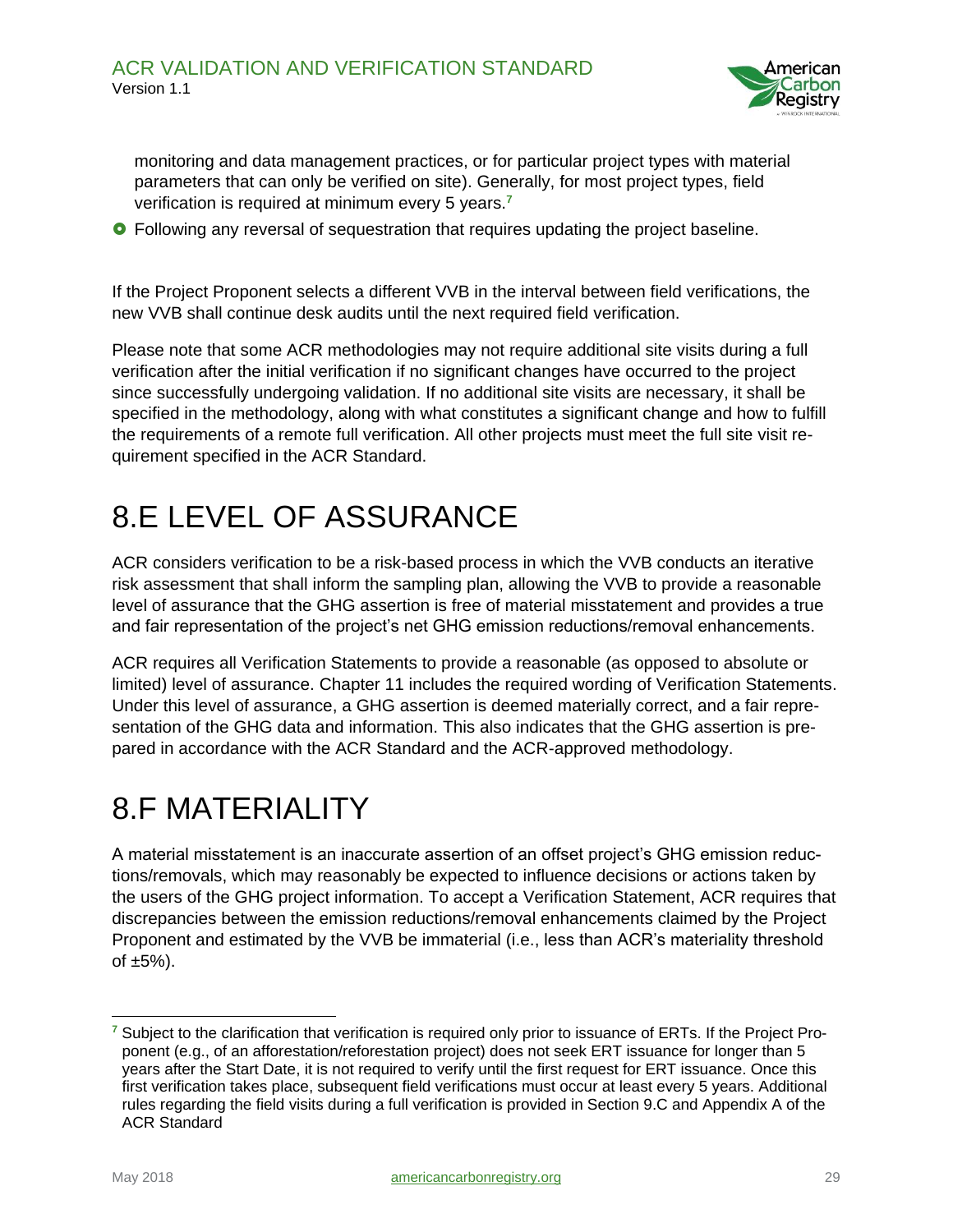monitoring and data management practices, or for particular project types with material parameters that can only be verified on site). Generally, for most project types, field verification is required at minimum every 5 years.[7]

- Following any reversal of sequestration that requires updating the project baseline.

If the Project Proponent selects a different VVB in the interval between field verifications, the new VVB shall continue desk audits until the next required field verification.

Please note that some ACR methodologies may not require additional site visits during a full verification after the initial verification if no significant changes have occurred to the project since successfully undergoing validation. If no additional site visits are necessary, it shall be specified in the methodology, along with what constitutes a significant change and how to fulfill the requirements of a remote full verification. All other projects must meet the full site visit requirement specified in the ACR Standard.

# 8.E LEVEL OF ASSURANCE

ACR considers verification to be a risk-based process in which the VVB conducts an iterative risk assessment that shall inform the sampling plan, allowing the VVB to provide a reasonable level of assurance that the GHG assertion is free of material misstatement and provides a true and fair representation of the project's net GHG emission reductions/removal enhancements.

ACR requires all Verification Statements to provide a reasonable (as opposed to absolute or limited) level of assurance. Chapter 11 includes the required wording of Verification Statements. Under this level of assurance, a GHG assertion is deemed materially correct, and a fair representation of the GHG data and information. This also indicates that the GHG assertion is prepared in accordance with the ACR Standard and the ACR-approved methodology.

# 8.F MATERIALITY

A material misstatement is an inaccurate assertion of an offset project's GHG emission reductions/removals, which may reasonably be expected to influence decisions or actions taken by the users of the GHG project information. To accept a Verification Statement, ACR requires that discrepancies between the emission reductions/removal enhancements claimed by the Project Proponent and estimated by the VVB be immaterial (i.e., less than ACR's materiality threshold of ±5%).

[7] Subject to the clarification that verification is required only prior to issuance of ERTs. If the Project Proponent (e.g., of an afforestation/reforestation project) does not seek ERT issuance for longer than 5 years after the Start Date, it is not required to verify until the first request for ERT issuance. Once this first verification takes place, subsequent field verifications must occur at least every 5 years. Additional rules regarding the field visits during a full verification is provided in Section 9.C and Appendix A of the ACR Standard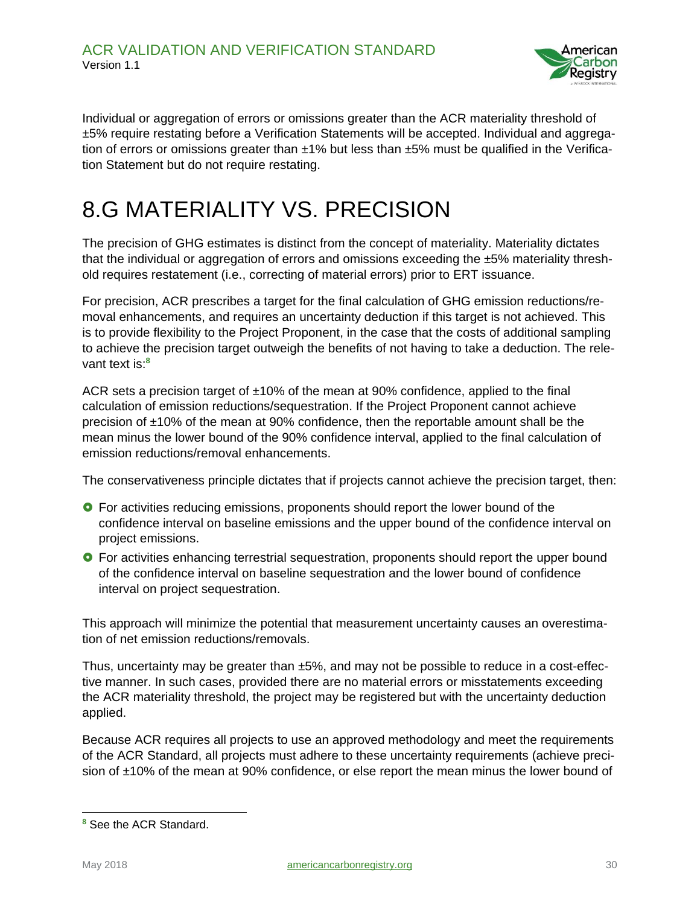Individual or aggregation of errors or omissions greater than the ACR materiality threshold of ±5% require restating before a Verification Statements will be accepted. Individual and aggregation of errors or omissions greater than ±1% but less than ±5% must be qualified in the Verification Statement but do not require restating.

# 8.G MATERIALITY VS. PRECISION

The precision of GHG estimates is distinct from the concept of materiality. Materiality dictates that the individual or aggregation of errors and omissions exceeding the ±5% materiality threshold requires restatement (i.e., correcting of material errors) prior to ERT issuance.

For precision, ACR prescribes a target for the final calculation of GHG emission reductions/removal enhancements, and requires an uncertainty deduction if this target is not achieved. This is to provide flexibility to the Project Proponent, in the case that the costs of additional sampling to achieve the precision target outweigh the benefits of not having to take a deduction. The relevant text is:[8]

ACR sets a precision target of ±10% of the mean at 90% confidence, applied to the final calculation of emission reductions/sequestration. If the Project Proponent cannot achieve precision of ±10% of the mean at 90% confidence, then the reportable amount shall be the mean minus the lower bound of the 90% confidence interval, applied to the final calculation of emission reductions/removal enhancements.

The conservativeness principle dictates that if projects cannot achieve the precision target, then:

- For activities reducing emissions, proponents should report the lower bound of the confidence interval on baseline emissions and the upper bound of the confidence interval on project emissions.
- For activities enhancing terrestrial sequestration, proponents should report the upper bound of the confidence interval on baseline sequestration and the lower bound of confidence interval on project sequestration.

This approach will minimize the potential that measurement uncertainty causes an overestimation of net emission reductions/removals.

Thus, uncertainty may be greater than ±5%, and may not be possible to reduce in a cost-effective manner. In such cases, provided there are no material errors or misstatements exceeding the ACR materiality threshold, the project may be registered but with the uncertainty deduction applied.

Because ACR requires all projects to use an approved methodology and meet the requirements of the ACR Standard, all projects must adhere to these uncertainty requirements (achieve precision of ±10% of the mean at 90% confidence, or else report the mean minus the lower bound of

[8] See the ACR Standard.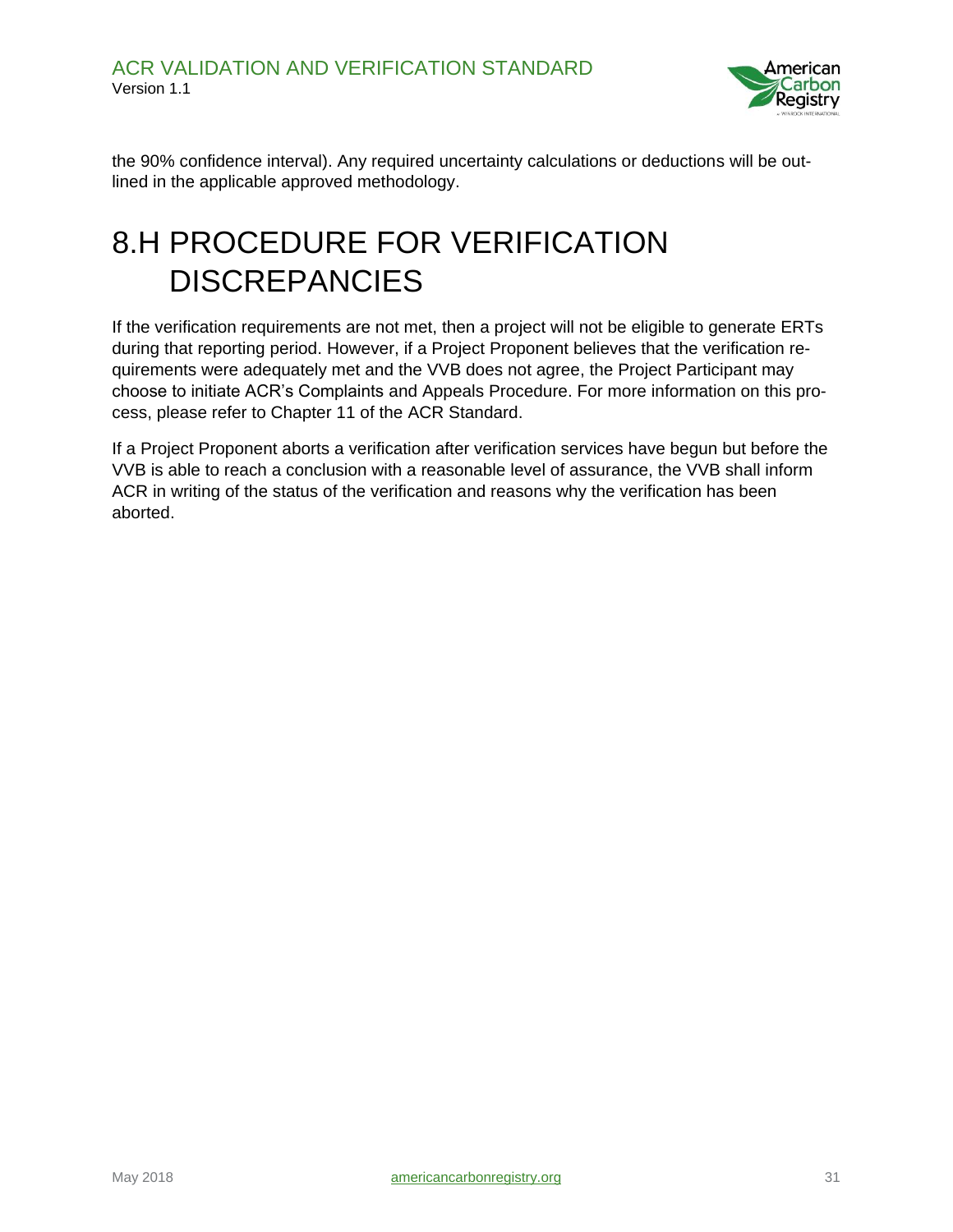the 90% confidence interval). Any required uncertainty calculations or deductions will be outlined in the applicable approved methodology.

# 8.H PROCEDURE FOR VERIFICATION DISCREPANCIES

If the verification requirements are not met, then a project will not be eligible to generate ERTs during that reporting period. However, if a Project Proponent believes that the verification requirements were adequately met and the VVB does not agree, the Project Participant may choose to initiate ACR's Complaints and Appeals Procedure. For more information on this process, please refer to Chapter 11 of the ACR Standard.

If a Project Proponent aborts a verification after verification services have begun but before the VVB is able to reach a conclusion with a reasonable level of assurance, the VVB shall inform ACR in writing of the status of the verification and reasons why the verification has been aborted.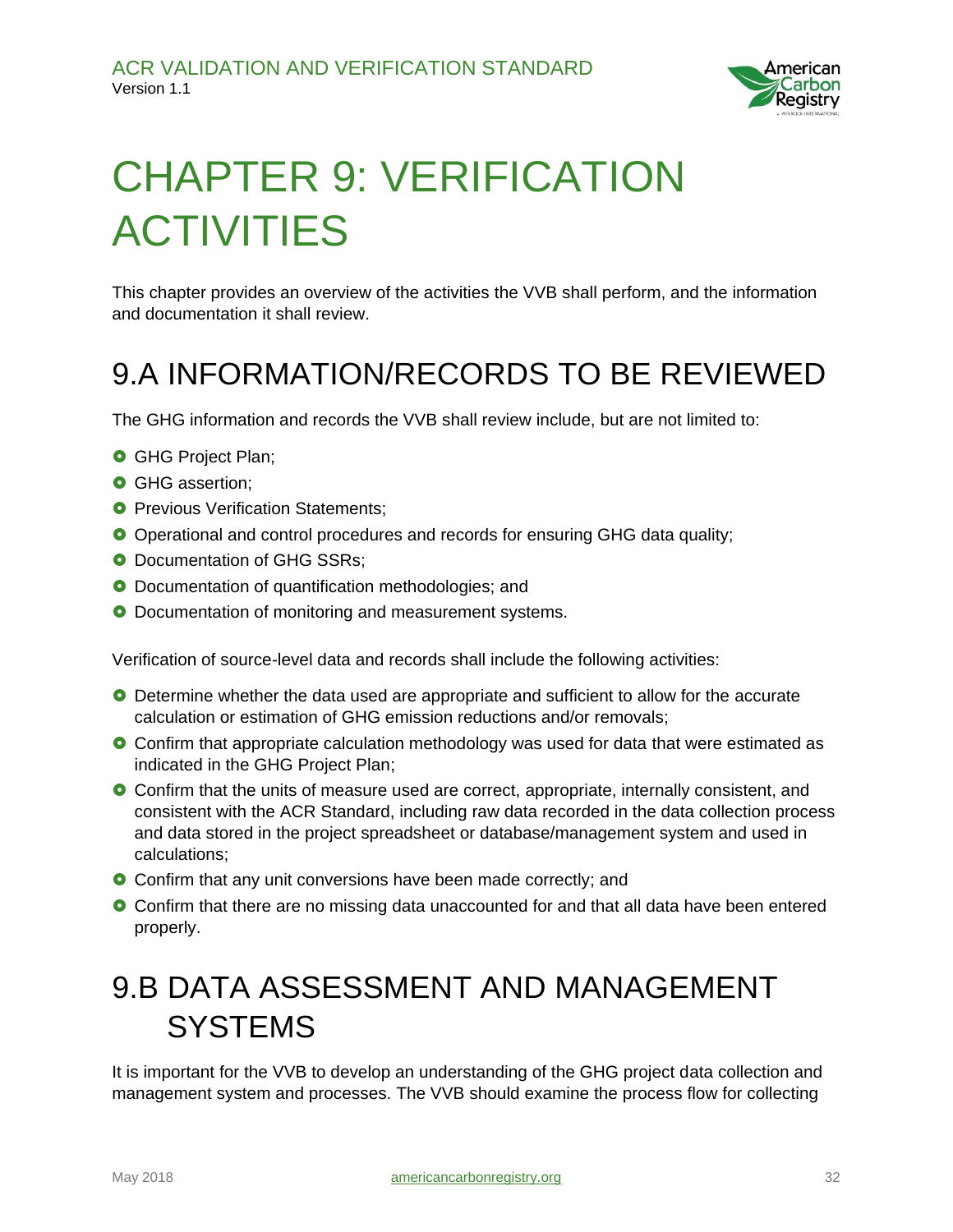# CHAPTER 9: VERIFICATION ACTIVITIES

This chapter provides an overview of the activities the VVB shall perform, and the information and documentation it shall review.

## 9.A INFORMATION/RECORDS TO BE REVIEWED

The GHG information and records the VVB shall review include, but are not limited to:

- GHG Project Plan;
- GHG assertion;
- Previous Verification Statements;
- Operational and control procedures and records for ensuring GHG data quality;
- Documentation of GHG SSRs;
- Documentation of quantification methodologies; and
- Documentation of monitoring and measurement systems.

Verification of source-level data and records shall include the following activities:

- Determine whether the data used are appropriate and sufficient to allow for the accurate calculation or estimation of GHG emission reductions and/or removals;
- Confirm that appropriate calculation methodology was used for data that were estimated as indicated in the GHG Project Plan;
- Confirm that the units of measure used are correct, appropriate, internally consistent, and consistent with the ACR Standard, including raw data recorded in the data collection process and data stored in the project spreadsheet or database/management system and used in calculations;
- Confirm that any unit conversions have been made correctly; and
- Confirm that there are no missing data unaccounted for and that all data have been entered properly.

## 9.B DATA ASSESSMENT AND MANAGEMENT SYSTEMS

It is important for the VVB to develop an understanding of the GHG project data collection and management system and processes. The VVB should examine the process flow for collecting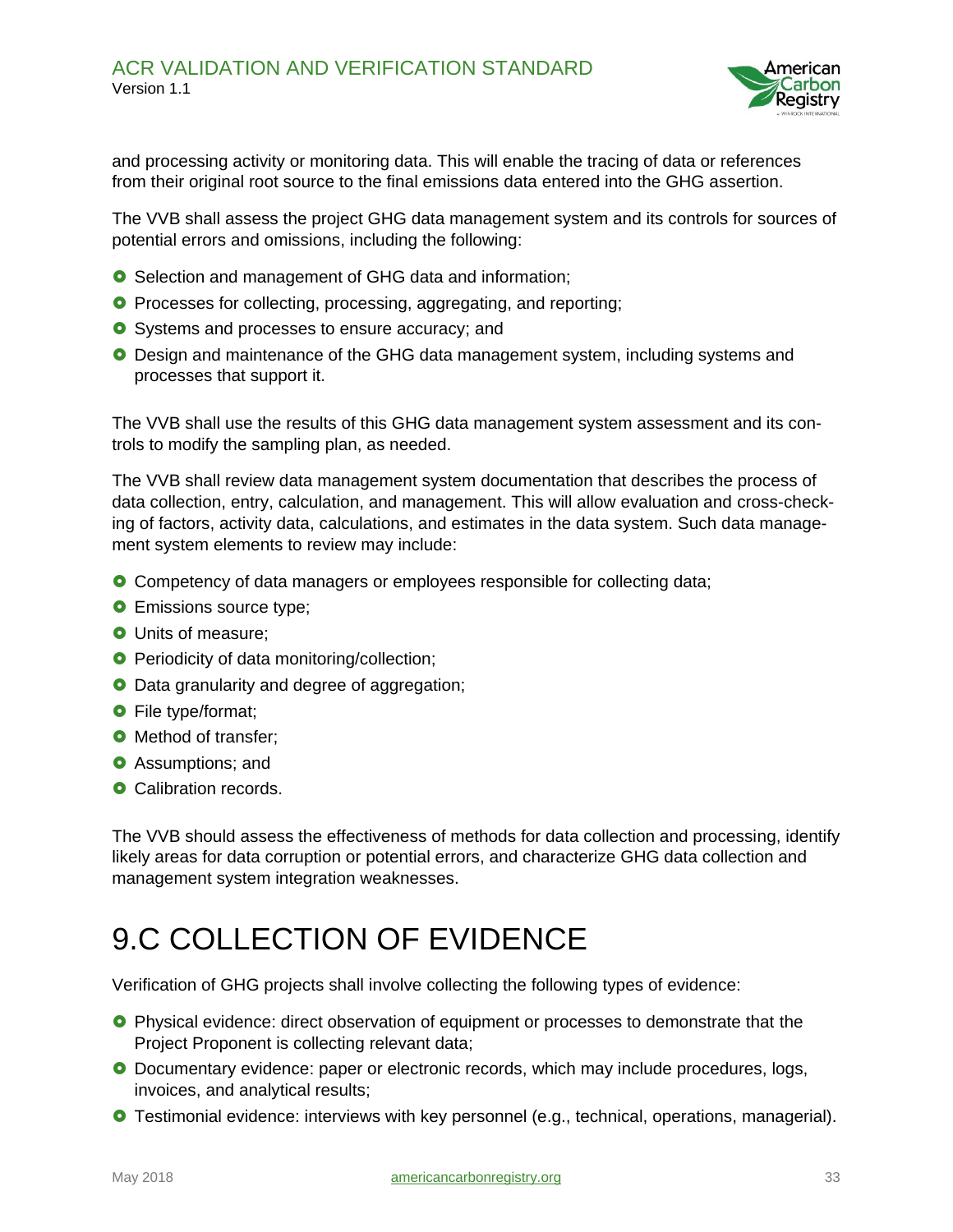and processing activity or monitoring data. This will enable the tracing of data or references from their original root source to the final emissions data entered into the GHG assertion.

The VVB shall assess the project GHG data management system and its controls for sources of potential errors and omissions, including the following:

- Selection and management of GHG data and information;
- Processes for collecting, processing, aggregating, and reporting;
- Systems and processes to ensure accuracy; and
- Design and maintenance of the GHG data management system, including systems and processes that support it.

The VVB shall use the results of this GHG data management system assessment and its controls to modify the sampling plan, as needed.

The VVB shall review data management system documentation that describes the process of data collection, entry, calculation, and management. This will allow evaluation and cross-checking of factors, activity data, calculations, and estimates in the data system. Such data management system elements to review may include:

- Competency of data managers or employees responsible for collecting data;
- Emissions source type;
- Units of measure;
- Periodicity of data monitoring/collection;
- Data granularity and degree of aggregation;
- File type/format;
- Method of transfer;
- Assumptions; and
- Calibration records.

The VVB should assess the effectiveness of methods for data collection and processing, identify likely areas for data corruption or potential errors, and characterize GHG data collection and management system integration weaknesses.

# 9.C COLLECTION OF EVIDENCE

Verification of GHG projects shall involve collecting the following types of evidence:

- Physical evidence: direct observation of equipment or processes to demonstrate that the Project Proponent is collecting relevant data;
- Documentary evidence: paper or electronic records, which may include procedures, logs, invoices, and analytical results;
- Testimonial evidence: interviews with key personnel (e.g., technical, operations, managerial).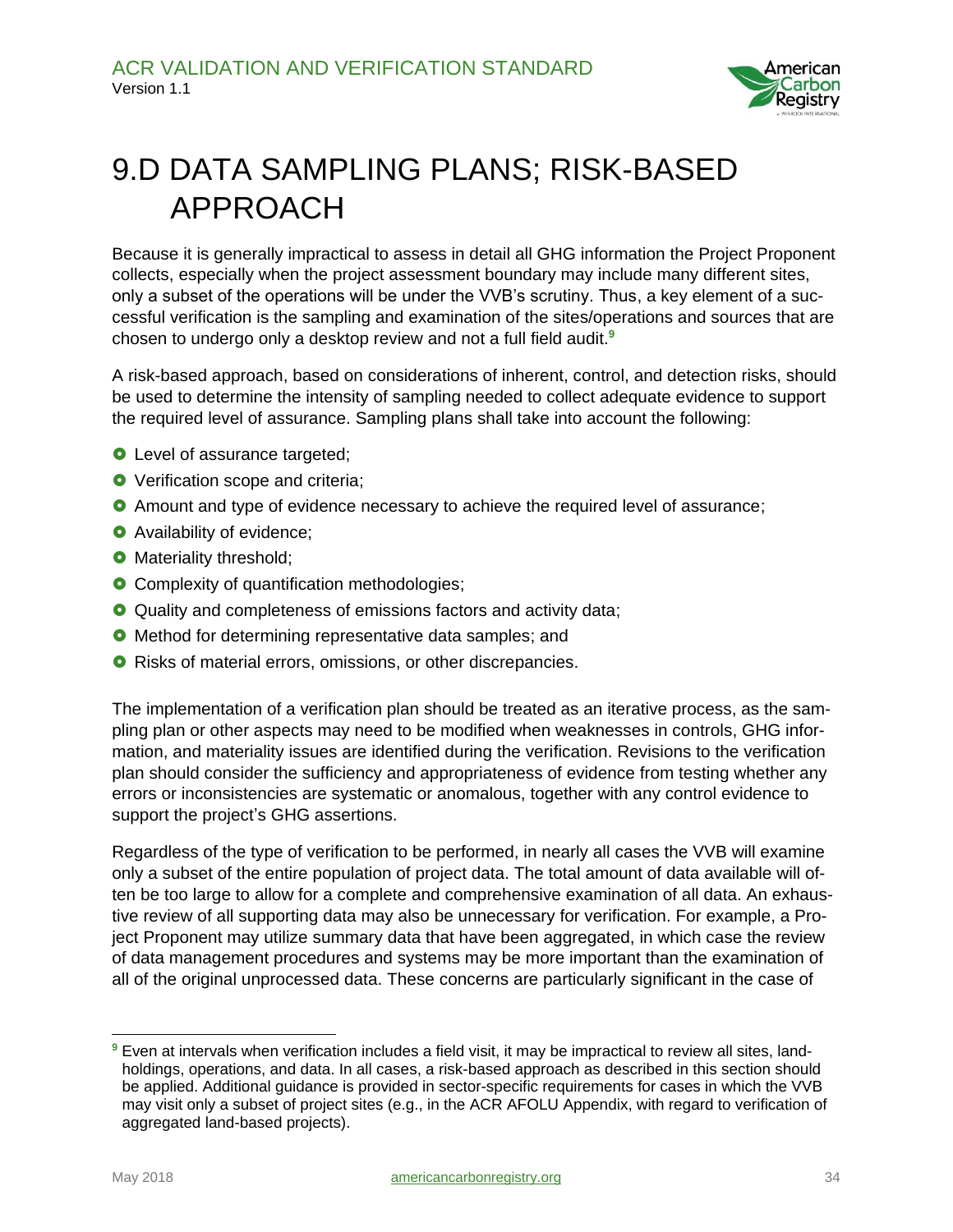# 9.D DATA SAMPLING PLANS; RISK-BASED APPROACH

Because it is generally impractical to assess in detail all GHG information the Project Proponent collects, especially when the project assessment boundary may include many different sites, only a subset of the operations will be under the VVB's scrutiny. Thus, a key element of a successful verification is the sampling and examination of the sites/operations and sources that are chosen to undergo only a desktop review and not a full field audit.[9]

A risk-based approach, based on considerations of inherent, control, and detection risks, should be used to determine the intensity of sampling needed to collect adequate evidence to support the required level of assurance. Sampling plans shall take into account the following:

- Level of assurance targeted;
- Verification scope and criteria;
- Amount and type of evidence necessary to achieve the required level of assurance;
- Availability of evidence;
- Materiality threshold;
- Complexity of quantification methodologies;
- Quality and completeness of emissions factors and activity data;
- Method for determining representative data samples; and
- Risks of material errors, omissions, or other discrepancies.

The implementation of a verification plan should be treated as an iterative process, as the sampling plan or other aspects may need to be modified when weaknesses in controls, GHG information, and materiality issues are identified during the verification. Revisions to the verification plan should consider the sufficiency and appropriateness of evidence from testing whether any errors or inconsistencies are systematic or anomalous, together with any control evidence to support the project's GHG assertions.

Regardless of the type of verification to be performed, in nearly all cases the VVB will examine only a subset of the entire population of project data. The total amount of data available will often be too large to allow for a complete and comprehensive examination of all data. An exhaustive review of all supporting data may also be unnecessary for verification. For example, a Project Proponent may utilize summary data that have been aggregated, in which case the review of data management procedures and systems may be more important than the examination of all of the original unprocessed data. These concerns are particularly significant in the case of

[9] Even at intervals when verification includes a field visit, it may be impractical to review all sites, landholdings, operations, and data. In all cases, a risk-based approach as described in this section should be applied. Additional guidance is provided in sector-specific requirements for cases in which the VVB may visit only a subset of project sites (e.g., in the ACR AFOLU Appendix, with regard to verification of aggregated land-based projects).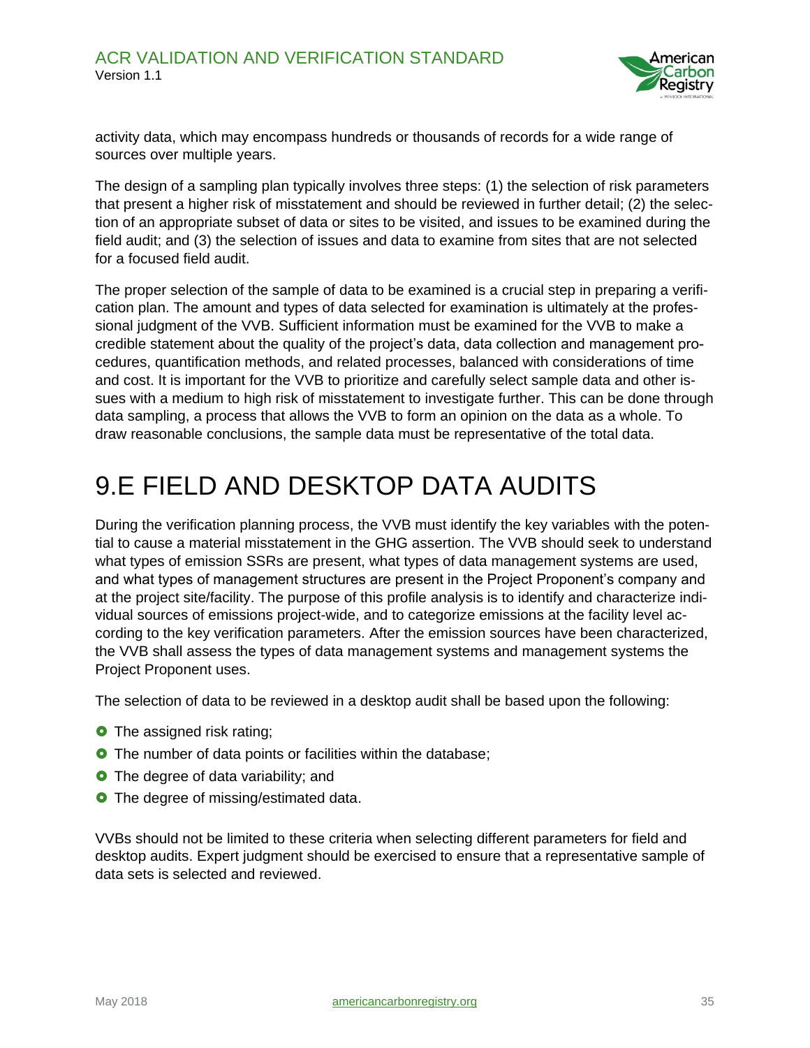activity data, which may encompass hundreds or thousands of records for a wide range of sources over multiple years.

The design of a sampling plan typically involves three steps: (1) the selection of risk parameters that present a higher risk of misstatement and should be reviewed in further detail; (2) the selection of an appropriate subset of data or sites to be visited, and issues to be examined during the field audit; and (3) the selection of issues and data to examine from sites that are not selected for a focused field audit.

The proper selection of the sample of data to be examined is a crucial step in preparing a verification plan. The amount and types of data selected for examination is ultimately at the professional judgment of the VVB. Sufficient information must be examined for the VVB to make a credible statement about the quality of the project's data, data collection and management procedures, quantification methods, and related processes, balanced with considerations of time and cost. It is important for the VVB to prioritize and carefully select sample data and other issues with a medium to high risk of misstatement to investigate further. This can be done through data sampling, a process that allows the VVB to form an opinion on the data as a whole. To draw reasonable conclusions, the sample data must be representative of the total data.

# 9.E FIELD AND DESKTOP DATA AUDITS

During the verification planning process, the VVB must identify the key variables with the potential to cause a material misstatement in the GHG assertion. The VVB should seek to understand what types of emission SSRs are present, what types of data management systems are used, and what types of management structures are present in the Project Proponent's company and at the project site/facility. The purpose of this profile analysis is to identify and characterize individual sources of emissions project-wide, and to categorize emissions at the facility level according to the key verification parameters. After the emission sources have been characterized, the VVB shall assess the types of data management systems and management systems the Project Proponent uses.

The selection of data to be reviewed in a desktop audit shall be based upon the following:

- The assigned risk rating;
- The number of data points or facilities within the database;
- The degree of data variability; and
- The degree of missing/estimated data.

VVBs should not be limited to these criteria when selecting different parameters for field and desktop audits. Expert judgment should be exercised to ensure that a representative sample of data sets is selected and reviewed.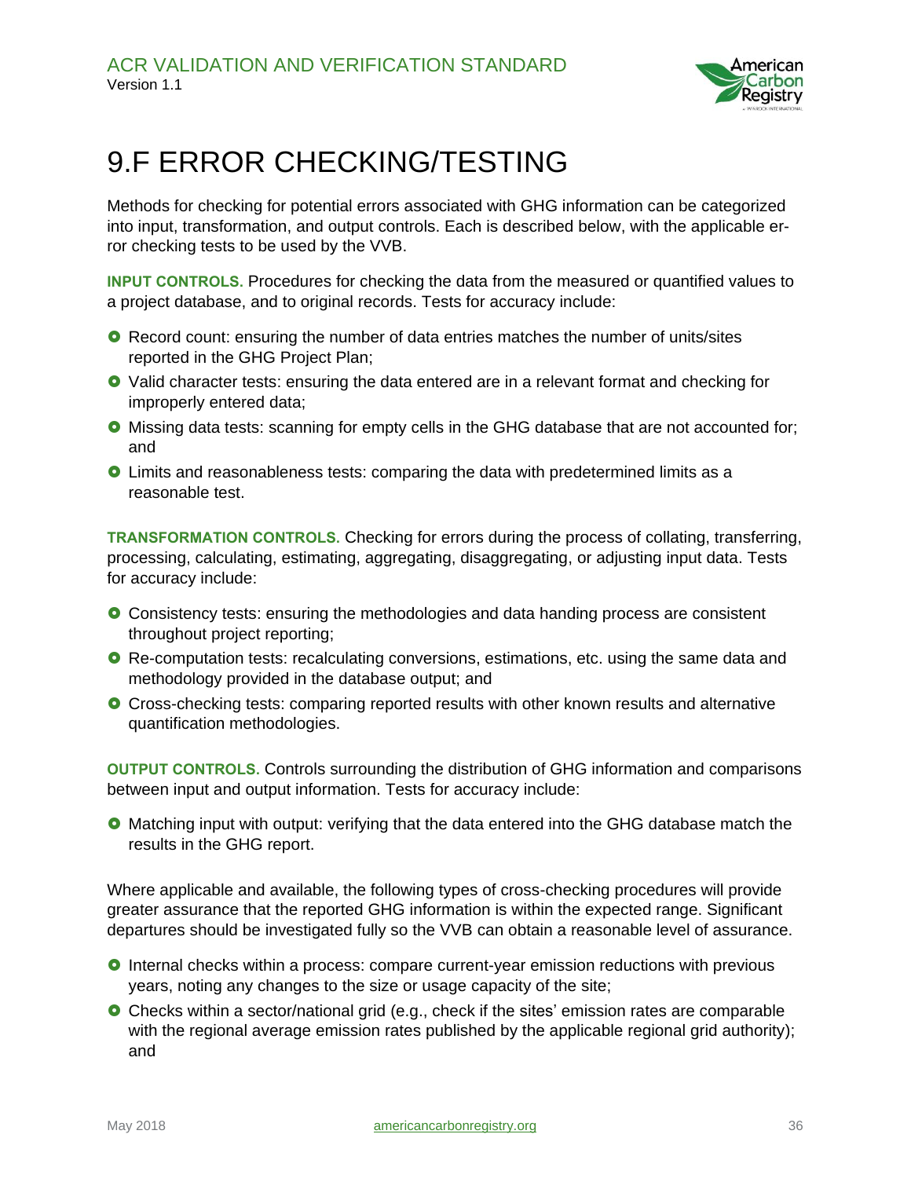# 9.F ERROR CHECKING/TESTING

Methods for checking for potential errors associated with GHG information can be categorized into input, transformation, and output controls. Each is described below, with the applicable error checking tests to be used by the VVB.

**INPUT CONTROLS.** Procedures for checking the data from the measured or quantified values to a project database, and to original records. Tests for accuracy include:

- Record count: ensuring the number of data entries matches the number of units/sites reported in the GHG Project Plan;
- Valid character tests: ensuring the data entered are in a relevant format and checking for improperly entered data;
- Missing data tests: scanning for empty cells in the GHG database that are not accounted for; and
- Limits and reasonableness tests: comparing the data with predetermined limits as a reasonable test.

**TRANSFORMATION CONTROLS.** Checking for errors during the process of collating, transferring, processing, calculating, estimating, aggregating, disaggregating, or adjusting input data. Tests for accuracy include:

- Consistency tests: ensuring the methodologies and data handing process are consistent throughout project reporting;
- Re-computation tests: recalculating conversions, estimations, etc. using the same data and methodology provided in the database output; and
- Cross-checking tests: comparing reported results with other known results and alternative quantification methodologies.

**OUTPUT CONTROLS.** Controls surrounding the distribution of GHG information and comparisons between input and output information. Tests for accuracy include:

- Matching input with output: verifying that the data entered into the GHG database match the results in the GHG report.

Where applicable and available, the following types of cross-checking procedures will provide greater assurance that the reported GHG information is within the expected range. Significant departures should be investigated fully so the VVB can obtain a reasonable level of assurance.

- Internal checks within a process: compare current-year emission reductions with previous years, noting any changes to the size or usage capacity of the site;
- Checks within a sector/national grid (e.g., check if the sites' emission rates are comparable with the regional average emission rates published by the applicable regional grid authority); and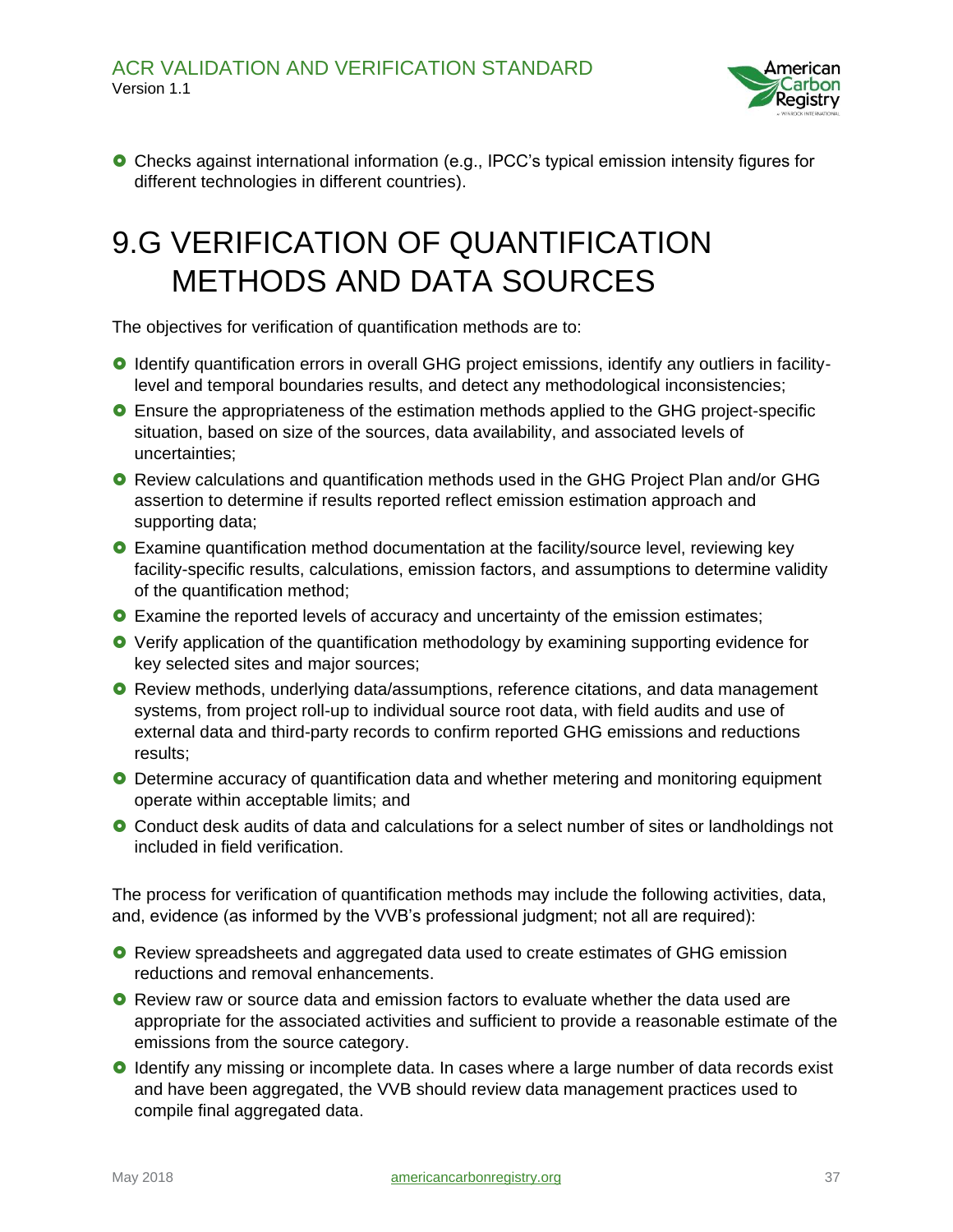- Checks against international information (e.g., IPCC's typical emission intensity figures for different technologies in different countries).

# 9.G VERIFICATION OF QUANTIFICATION METHODS AND DATA SOURCES

The objectives for verification of quantification methods are to:

- Identify quantification errors in overall GHG project emissions, identify any outliers in facility-level and temporal boundaries results, and detect any methodological inconsistencies;
- Ensure the appropriateness of the estimation methods applied to the GHG project-specific situation, based on size of the sources, data availability, and associated levels of uncertainties;
- Review calculations and quantification methods used in the GHG Project Plan and/or GHG assertion to determine if results reported reflect emission estimation approach and supporting data;
- Examine quantification method documentation at the facility/source level, reviewing key facility-specific results, calculations, emission factors, and assumptions to determine validity of the quantification method;
- Examine the reported levels of accuracy and uncertainty of the emission estimates;
- Verify application of the quantification methodology by examining supporting evidence for key selected sites and major sources;
- Review methods, underlying data/assumptions, reference citations, and data management systems, from project roll-up to individual source root data, with field audits and use of external data and third-party records to confirm reported GHG emissions and reductions results;
- Determine accuracy of quantification data and whether metering and monitoring equipment operate within acceptable limits; and
- Conduct desk audits of data and calculations for a select number of sites or landholdings not included in field verification.

The process for verification of quantification methods may include the following activities, data, and, evidence (as informed by the VVB's professional judgment; not all are required):

- Review spreadsheets and aggregated data used to create estimates of GHG emission reductions and removal enhancements.
- Review raw or source data and emission factors to evaluate whether the data used are appropriate for the associated activities and sufficient to provide a reasonable estimate of the emissions from the source category.
- Identify any missing or incomplete data. In cases where a large number of data records exist and have been aggregated, the VVB should review data management practices used to compile final aggregated data.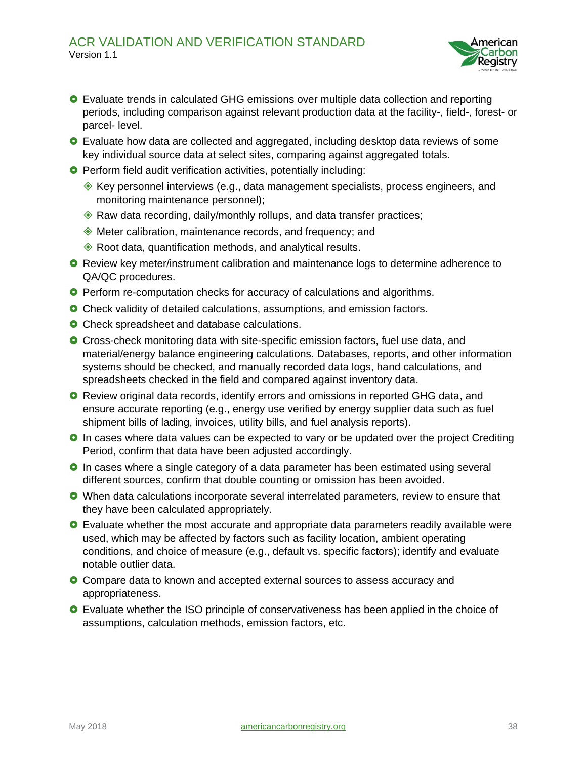- Evaluate trends in calculated GHG emissions over multiple data collection and reporting periods, including comparison against relevant production data at the facility-, field-, forest- or parcel- level.
- Evaluate how data are collected and aggregated, including desktop data reviews of some key individual source data at select sites, comparing against aggregated totals.
- Perform field audit verification activities, potentially including:
  - Key personnel interviews (e.g., data management specialists, process engineers, and monitoring maintenance personnel);
  - Raw data recording, daily/monthly rollups, and data transfer practices;
  - Meter calibration, maintenance records, and frequency; and
  - Root data, quantification methods, and analytical results.
- Review key meter/instrument calibration and maintenance logs to determine adherence to QA/QC procedures.
- Perform re-computation checks for accuracy of calculations and algorithms.
- Check validity of detailed calculations, assumptions, and emission factors.
- Check spreadsheet and database calculations.
- Cross-check monitoring data with site-specific emission factors, fuel use data, and material/energy balance engineering calculations. Databases, reports, and other information systems should be checked, and manually recorded data logs, hand calculations, and spreadsheets checked in the field and compared against inventory data.
- Review original data records, identify errors and omissions in reported GHG data, and ensure accurate reporting (e.g., energy use verified by energy supplier data such as fuel shipment bills of lading, invoices, utility bills, and fuel analysis reports).
- In cases where data values can be expected to vary or be updated over the project Crediting Period, confirm that data have been adjusted accordingly.
- In cases where a single category of a data parameter has been estimated using several different sources, confirm that double counting or omission has been avoided.
- When data calculations incorporate several interrelated parameters, review to ensure that they have been calculated appropriately.
- Evaluate whether the most accurate and appropriate data parameters readily available were used, which may be affected by factors such as facility location, ambient operating conditions, and choice of measure (e.g., default vs. specific factors); identify and evaluate notable outlier data.
- Compare data to known and accepted external sources to assess accuracy and appropriateness.
- Evaluate whether the ISO principle of conservativeness has been applied in the choice of assumptions, calculation methods, emission factors, etc.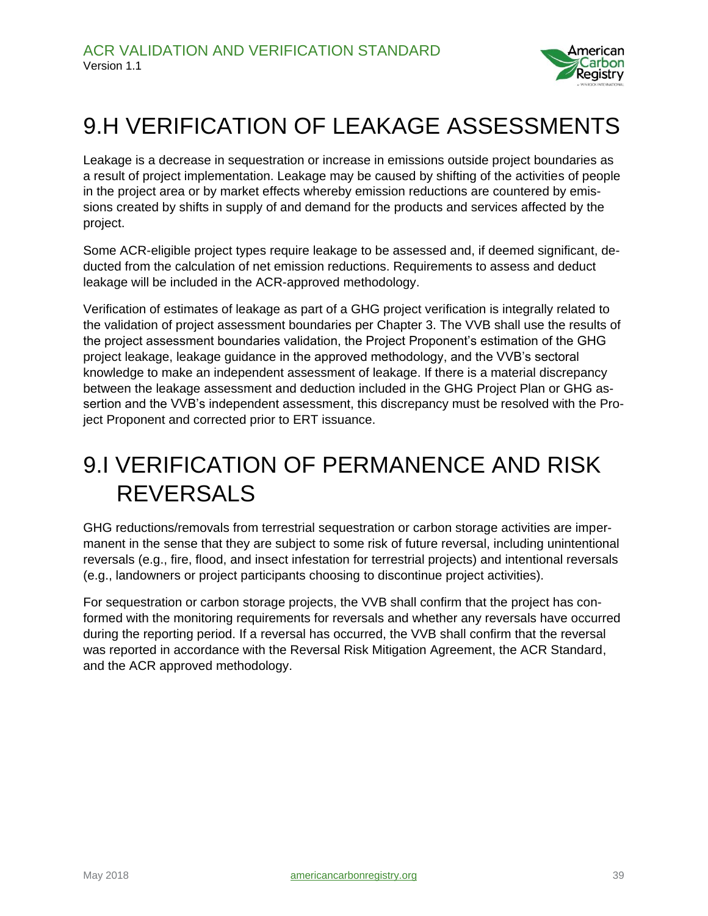# 9.H VERIFICATION OF LEAKAGE ASSESSMENTS

Leakage is a decrease in sequestration or increase in emissions outside project boundaries as a result of project implementation. Leakage may be caused by shifting of the activities of people in the project area or by market effects whereby emission reductions are countered by emissions created by shifts in supply of and demand for the products and services affected by the project.

Some ACR-eligible project types require leakage to be assessed and, if deemed significant, deducted from the calculation of net emission reductions. Requirements to assess and deduct leakage will be included in the ACR-approved methodology.

Verification of estimates of leakage as part of a GHG project verification is integrally related to the validation of project assessment boundaries per Chapter 3. The VVB shall use the results of the project assessment boundaries validation, the Project Proponent's estimation of the GHG project leakage, leakage guidance in the approved methodology, and the VVB's sectoral knowledge to make an independent assessment of leakage. If there is a material discrepancy between the leakage assessment and deduction included in the GHG Project Plan or GHG assertion and the VVB's independent assessment, this discrepancy must be resolved with the Project Proponent and corrected prior to ERT issuance.

# 9.I VERIFICATION OF PERMANENCE AND RISK REVERSALS

GHG reductions/removals from terrestrial sequestration or carbon storage activities are impermanent in the sense that they are subject to some risk of future reversal, including unintentional reversals (e.g., fire, flood, and insect infestation for terrestrial projects) and intentional reversals (e.g., landowners or project participants choosing to discontinue project activities).

For sequestration or carbon storage projects, the VVB shall confirm that the project has conformed with the monitoring requirements for reversals and whether any reversals have occurred during the reporting period. If a reversal has occurred, the VVB shall confirm that the reversal was reported in accordance with the Reversal Risk Mitigation Agreement, the ACR Standard, and the ACR approved methodology.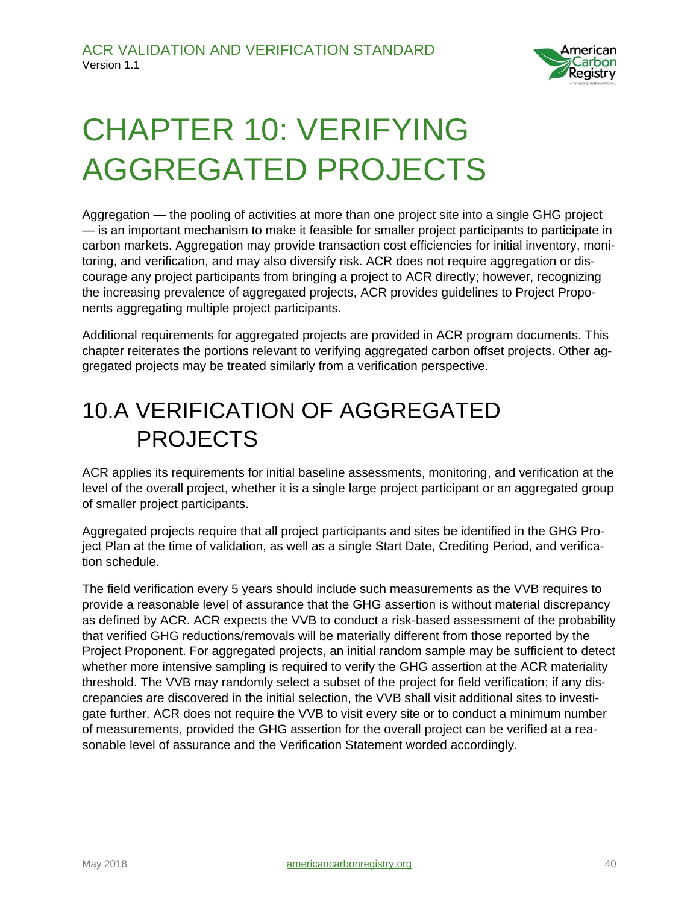# CHAPTER 10: VERIFYING AGGREGATED PROJECTS

Aggregation — the pooling of activities at more than one project site into a single GHG project — is an important mechanism to make it feasible for smaller project participants to participate in carbon markets. Aggregation may provide transaction cost efficiencies for initial inventory, monitoring, and verification, and may also diversify risk. ACR does not require aggregation or discourage any project participants from bringing a project to ACR directly; however, recognizing the increasing prevalence of aggregated projects, ACR provides guidelines to Project Proponents aggregating multiple project participants.

Additional requirements for aggregated projects are provided in ACR program documents. This chapter reiterates the portions relevant to verifying aggregated carbon offset projects. Other aggregated projects may be treated similarly from a verification perspective.

## 10.A VERIFICATION OF AGGREGATED PROJECTS

ACR applies its requirements for initial baseline assessments, monitoring, and verification at the level of the overall project, whether it is a single large project participant or an aggregated group of smaller project participants.

Aggregated projects require that all project participants and sites be identified in the GHG Project Plan at the time of validation, as well as a single Start Date, Crediting Period, and verification schedule.

The field verification every 5 years should include such measurements as the VVB requires to provide a reasonable level of assurance that the GHG assertion is without material discrepancy as defined by ACR. ACR expects the VVB to conduct a risk-based assessment of the probability that verified GHG reductions/removals will be materially different from those reported by the Project Proponent. For aggregated projects, an initial random sample may be sufficient to detect whether more intensive sampling is required to verify the GHG assertion at the ACR materiality threshold. The VVB may randomly select a subset of the project for field verification; if any discrepancies are discovered in the initial selection, the VVB shall visit additional sites to investigate further. ACR does not require the VVB to visit every site or to conduct a minimum number of measurements, provided the GHG assertion for the overall project can be verified at a reasonable level of assurance and the Verification Statement worded accordingly.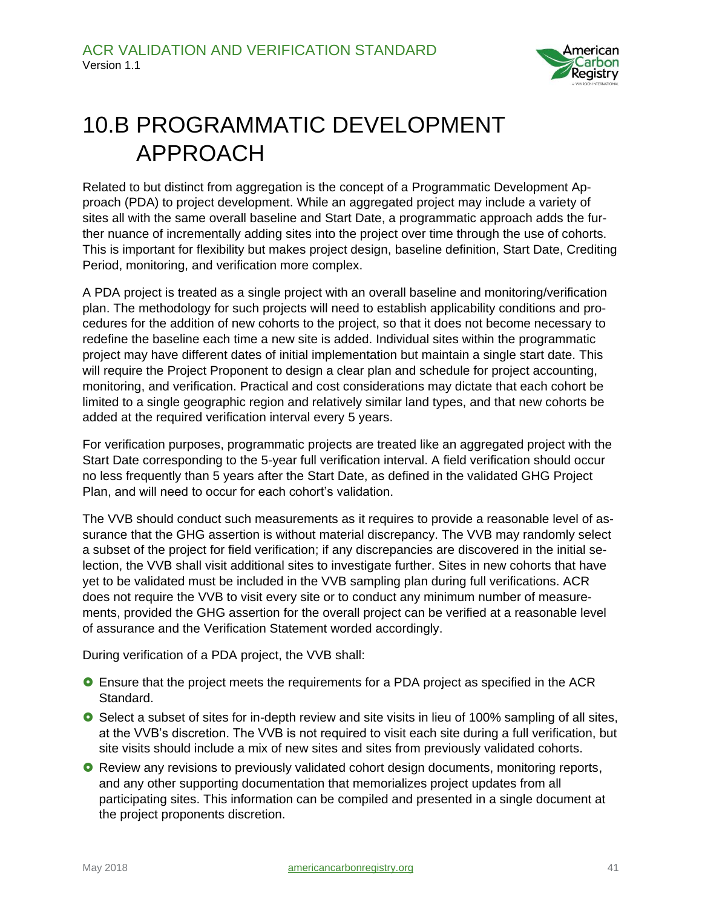# 10.B PROGRAMMATIC DEVELOPMENT APPROACH

Related to but distinct from aggregation is the concept of a Programmatic Development Approach (PDA) to project development. While an aggregated project may include a variety of sites all with the same overall baseline and Start Date, a programmatic approach adds the further nuance of incrementally adding sites into the project over time through the use of cohorts. This is important for flexibility but makes project design, baseline definition, Start Date, Crediting Period, monitoring, and verification more complex.

A PDA project is treated as a single project with an overall baseline and monitoring/verification plan. The methodology for such projects will need to establish applicability conditions and procedures for the addition of new cohorts to the project, so that it does not become necessary to redefine the baseline each time a new site is added. Individual sites within the programmatic project may have different dates of initial implementation but maintain a single start date. This will require the Project Proponent to design a clear plan and schedule for project accounting, monitoring, and verification. Practical and cost considerations may dictate that each cohort be limited to a single geographic region and relatively similar land types, and that new cohorts be added at the required verification interval every 5 years.

For verification purposes, programmatic projects are treated like an aggregated project with the Start Date corresponding to the 5-year full verification interval. A field verification should occur no less frequently than 5 years after the Start Date, as defined in the validated GHG Project Plan, and will need to occur for each cohort's validation.

The VVB should conduct such measurements as it requires to provide a reasonable level of assurance that the GHG assertion is without material discrepancy. The VVB may randomly select a subset of the project for field verification; if any discrepancies are discovered in the initial selection, the VVB shall visit additional sites to investigate further. Sites in new cohorts that have yet to be validated must be included in the VVB sampling plan during full verifications. ACR does not require the VVB to visit every site or to conduct any minimum number of measurements, provided the GHG assertion for the overall project can be verified at a reasonable level of assurance and the Verification Statement worded accordingly.

During verification of a PDA project, the VVB shall:

- Ensure that the project meets the requirements for a PDA project as specified in the ACR Standard.
- Select a subset of sites for in-depth review and site visits in lieu of 100% sampling of all sites, at the VVB's discretion. The VVB is not required to visit each site during a full verification, but site visits should include a mix of new sites and sites from previously validated cohorts.
- Review any revisions to previously validated cohort design documents, monitoring reports, and any other supporting documentation that memorializes project updates from all participating sites. This information can be compiled and presented in a single document at the project proponents discretion.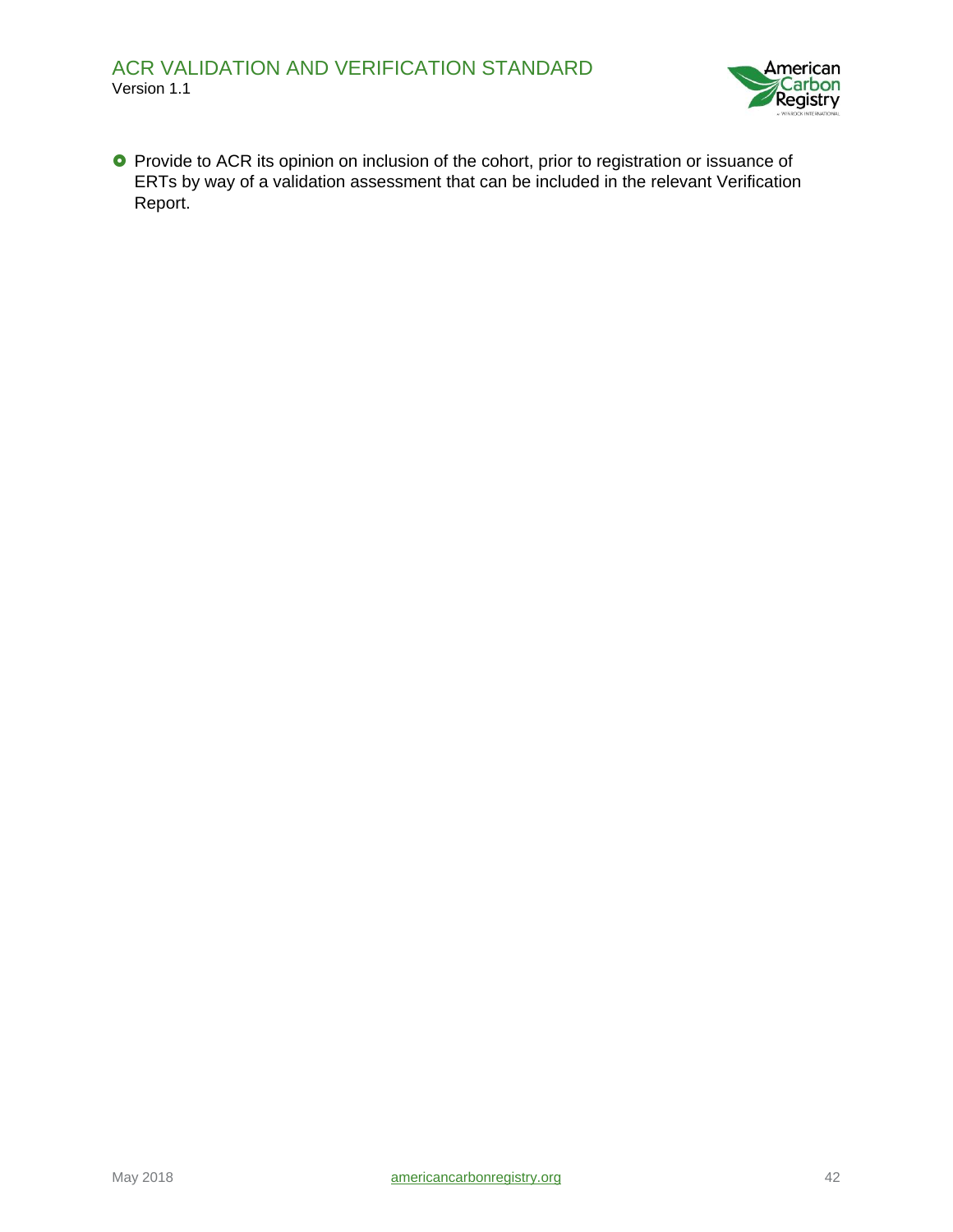- Provide to ACR its opinion on inclusion of the cohort, prior to registration or issuance of ERTs by way of a validation assessment that can be included in the relevant Verification Report.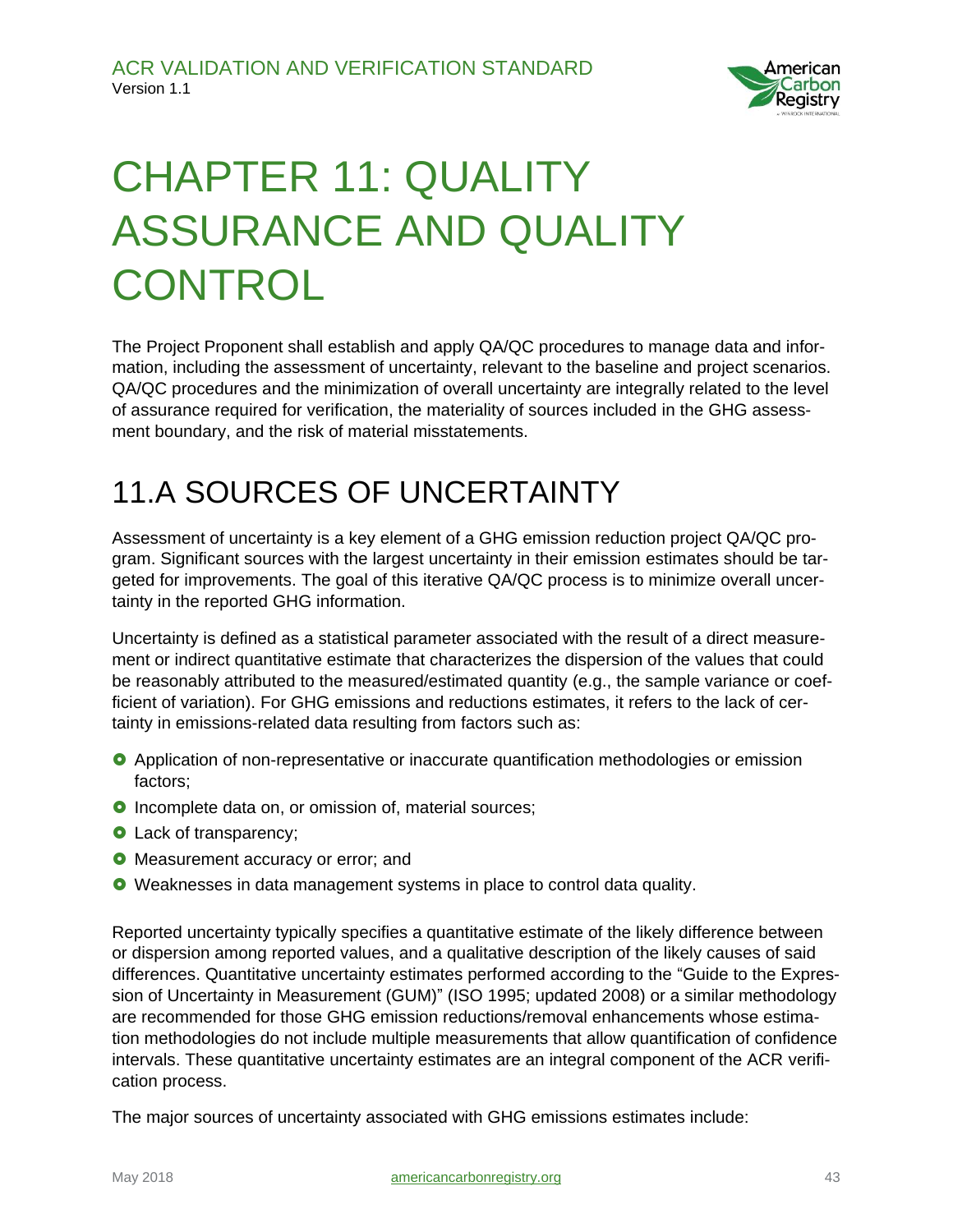# CHAPTER 11: QUALITY ASSURANCE AND QUALITY CONTROL

The Project Proponent shall establish and apply QA/QC procedures to manage data and information, including the assessment of uncertainty, relevant to the baseline and project scenarios. QA/QC procedures and the minimization of overall uncertainty are integrally related to the level of assurance required for verification, the materiality of sources included in the GHG assessment boundary, and the risk of material misstatements.

## 11.A SOURCES OF UNCERTAINTY

Assessment of uncertainty is a key element of a GHG emission reduction project QA/QC program. Significant sources with the largest uncertainty in their emission estimates should be targeted for improvements. The goal of this iterative QA/QC process is to minimize overall uncertainty in the reported GHG information.

Uncertainty is defined as a statistical parameter associated with the result of a direct measurement or indirect quantitative estimate that characterizes the dispersion of the values that could be reasonably attributed to the measured/estimated quantity (e.g., the sample variance or coefficient of variation). For GHG emissions and reductions estimates, it refers to the lack of certainty in emissions-related data resulting from factors such as:

- Application of non-representative or inaccurate quantification methodologies or emission factors;
- Incomplete data on, or omission of, material sources;
- Lack of transparency;
- Measurement accuracy or error; and
- Weaknesses in data management systems in place to control data quality.

Reported uncertainty typically specifies a quantitative estimate of the likely difference between or dispersion among reported values, and a qualitative description of the likely causes of said differences. Quantitative uncertainty estimates performed according to the "Guide to the Expression of Uncertainty in Measurement (GUM)" (ISO 1995; updated 2008) or a similar methodology are recommended for those GHG emission reductions/removal enhancements whose estimation methodologies do not include multiple measurements that allow quantification of confidence intervals. These quantitative uncertainty estimates are an integral component of the ACR verification process.

The major sources of uncertainty associated with GHG emissions estimates include: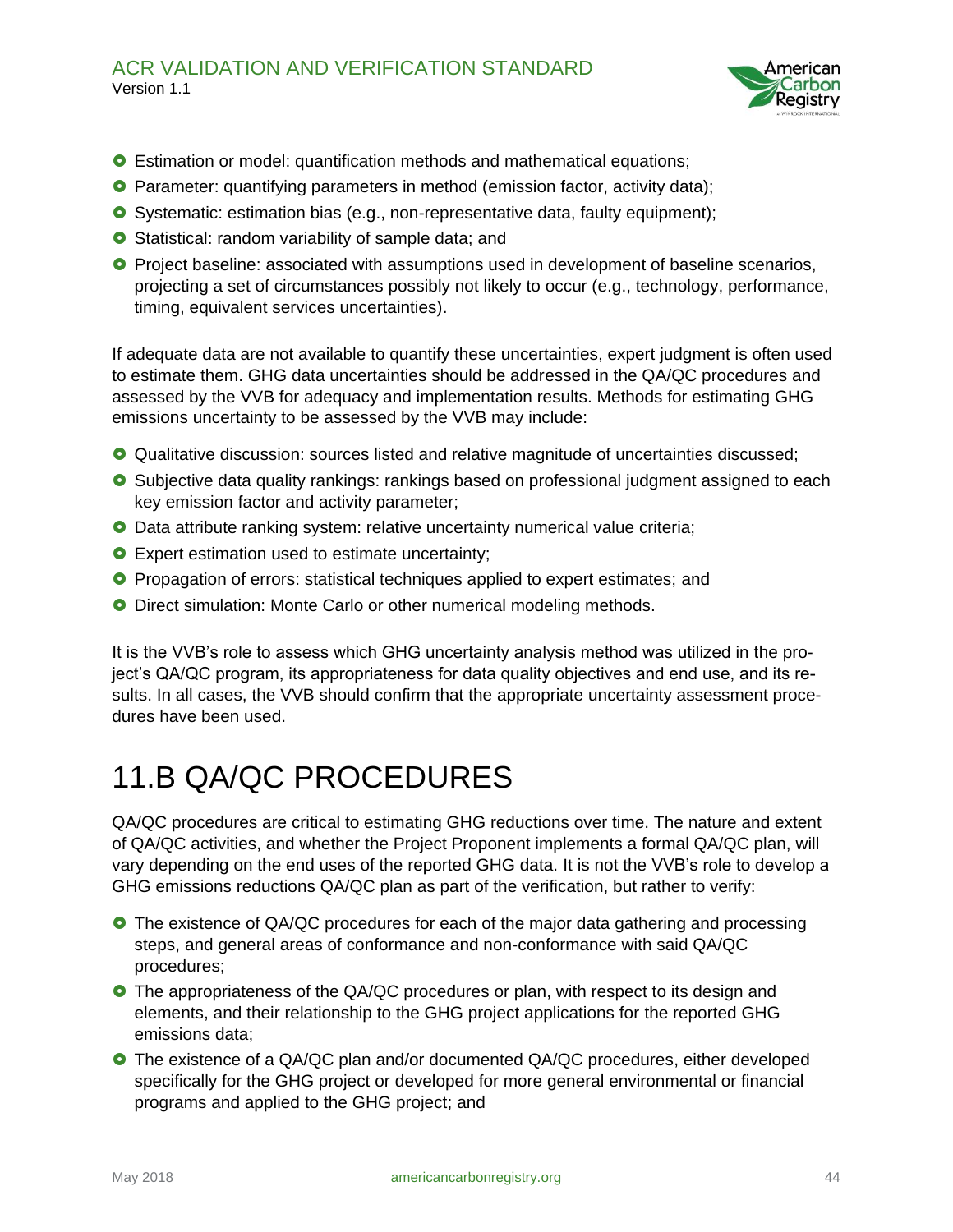- Estimation or model: quantification methods and mathematical equations;
- Parameter: quantifying parameters in method (emission factor, activity data);
- Systematic: estimation bias (e.g., non-representative data, faulty equipment);
- Statistical: random variability of sample data; and
- Project baseline: associated with assumptions used in development of baseline scenarios, projecting a set of circumstances possibly not likely to occur (e.g., technology, performance, timing, equivalent services uncertainties).

If adequate data are not available to quantify these uncertainties, expert judgment is often used to estimate them. GHG data uncertainties should be addressed in the QA/QC procedures and assessed by the VVB for adequacy and implementation results. Methods for estimating GHG emissions uncertainty to be assessed by the VVB may include:

- Qualitative discussion: sources listed and relative magnitude of uncertainties discussed;
- Subjective data quality rankings: rankings based on professional judgment assigned to each key emission factor and activity parameter;
- Data attribute ranking system: relative uncertainty numerical value criteria;
- Expert estimation used to estimate uncertainty;
- Propagation of errors: statistical techniques applied to expert estimates; and
- Direct simulation: Monte Carlo or other numerical modeling methods.

It is the VVB's role to assess which GHG uncertainty analysis method was utilized in the project's QA/QC program, its appropriateness for data quality objectives and end use, and its results. In all cases, the VVB should confirm that the appropriate uncertainty assessment procedures have been used.

# 11.B QA/QC PROCEDURES

QA/QC procedures are critical to estimating GHG reductions over time. The nature and extent of QA/QC activities, and whether the Project Proponent implements a formal QA/QC plan, will vary depending on the end uses of the reported GHG data. It is not the VVB's role to develop a GHG emissions reductions QA/QC plan as part of the verification, but rather to verify:

- The existence of QA/QC procedures for each of the major data gathering and processing steps, and general areas of conformance and non-conformance with said QA/QC procedures;
- The appropriateness of the QA/QC procedures or plan, with respect to its design and elements, and their relationship to the GHG project applications for the reported GHG emissions data;
- The existence of a QA/QC plan and/or documented QA/QC procedures, either developed specifically for the GHG project or developed for more general environmental or financial programs and applied to the GHG project; and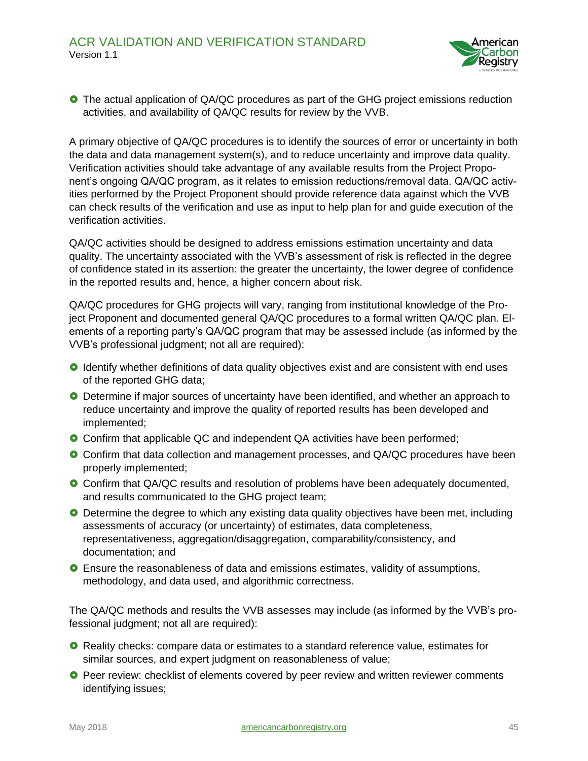- The actual application of QA/QC procedures as part of the GHG project emissions reduction activities, and availability of QA/QC results for review by the VVB.

A primary objective of QA/QC procedures is to identify the sources of error or uncertainty in both the data and data management system(s), and to reduce uncertainty and improve data quality. Verification activities should take advantage of any available results from the Project Proponent's ongoing QA/QC program, as it relates to emission reductions/removal data. QA/QC activities performed by the Project Proponent should provide reference data against which the VVB can check results of the verification and use as input to help plan for and guide execution of the verification activities.

QA/QC activities should be designed to address emissions estimation uncertainty and data quality. The uncertainty associated with the VVB's assessment of risk is reflected in the degree of confidence stated in its assertion: the greater the uncertainty, the lower degree of confidence in the reported results and, hence, a higher concern about risk.

QA/QC procedures for GHG projects will vary, ranging from institutional knowledge of the Project Proponent and documented general QA/QC procedures to a formal written QA/QC plan. Elements of a reporting party's QA/QC program that may be assessed include (as informed by the VVB's professional judgment; not all are required):

- Identify whether definitions of data quality objectives exist and are consistent with end uses of the reported GHG data;
- Determine if major sources of uncertainty have been identified, and whether an approach to reduce uncertainty and improve the quality of reported results has been developed and implemented;
- Confirm that applicable QC and independent QA activities have been performed;
- Confirm that data collection and management processes, and QA/QC procedures have been properly implemented;
- Confirm that QA/QC results and resolution of problems have been adequately documented, and results communicated to the GHG project team;
- Determine the degree to which any existing data quality objectives have been met, including assessments of accuracy (or uncertainty) of estimates, data completeness, representativeness, aggregation/disaggregation, comparability/consistency, and documentation; and
- Ensure the reasonableness of data and emissions estimates, validity of assumptions, methodology, and data used, and algorithmic correctness.

The QA/QC methods and results the VVB assesses may include (as informed by the VVB's professional judgment; not all are required):

- Reality checks: compare data or estimates to a standard reference value, estimates for similar sources, and expert judgment on reasonableness of value;
- Peer review: checklist of elements covered by peer review and written reviewer comments identifying issues;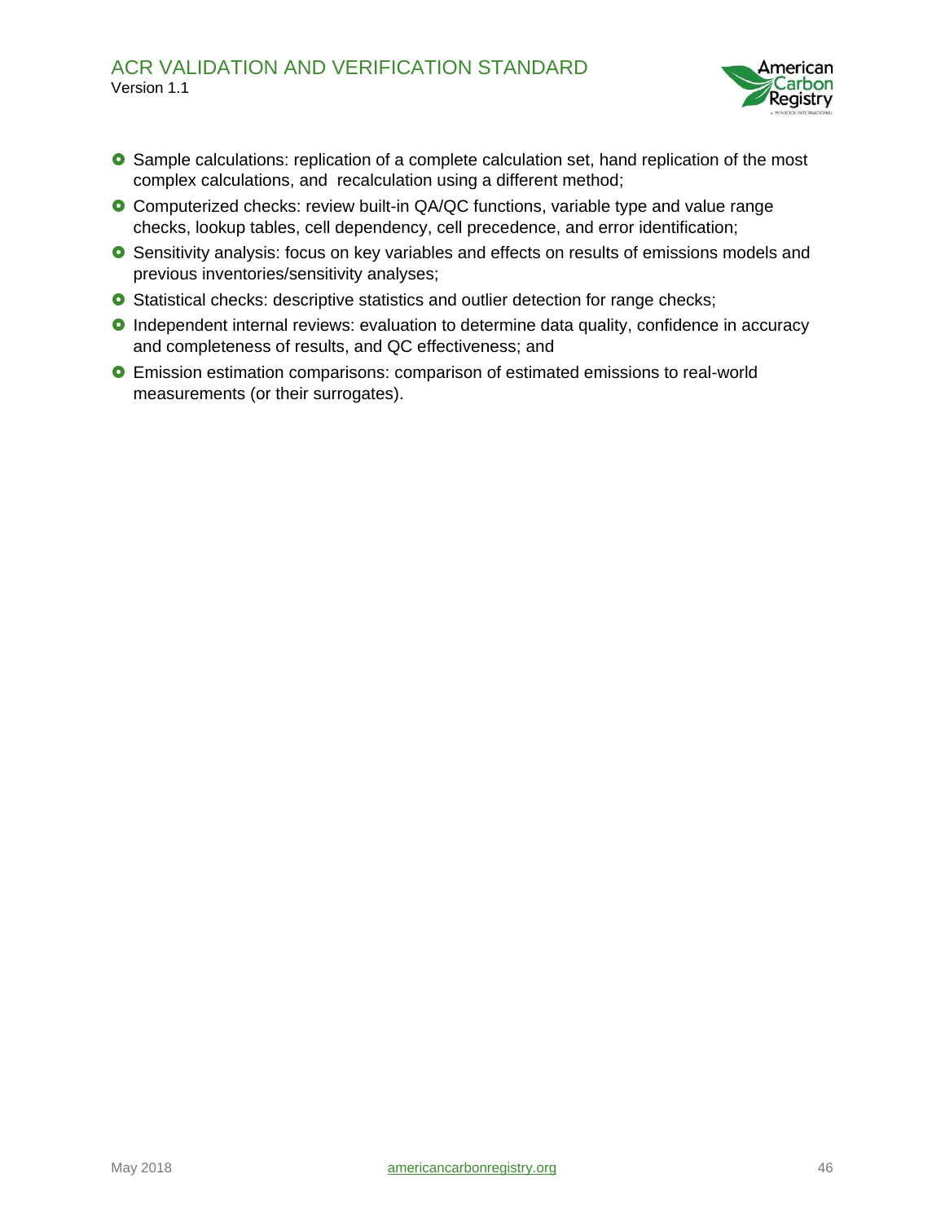- Sample calculations: replication of a complete calculation set, hand replication of the most complex calculations, and recalculation using a different method;
- Computerized checks: review built-in QA/QC functions, variable type and value range checks, lookup tables, cell dependency, cell precedence, and error identification;
- Sensitivity analysis: focus on key variables and effects on results of emissions models and previous inventories/sensitivity analyses;
- Statistical checks: descriptive statistics and outlier detection for range checks;
- Independent internal reviews: evaluation to determine data quality, confidence in accuracy and completeness of results, and QC effectiveness; and
- Emission estimation comparisons: comparison of estimated emissions to real-world measurements (or their surrogates).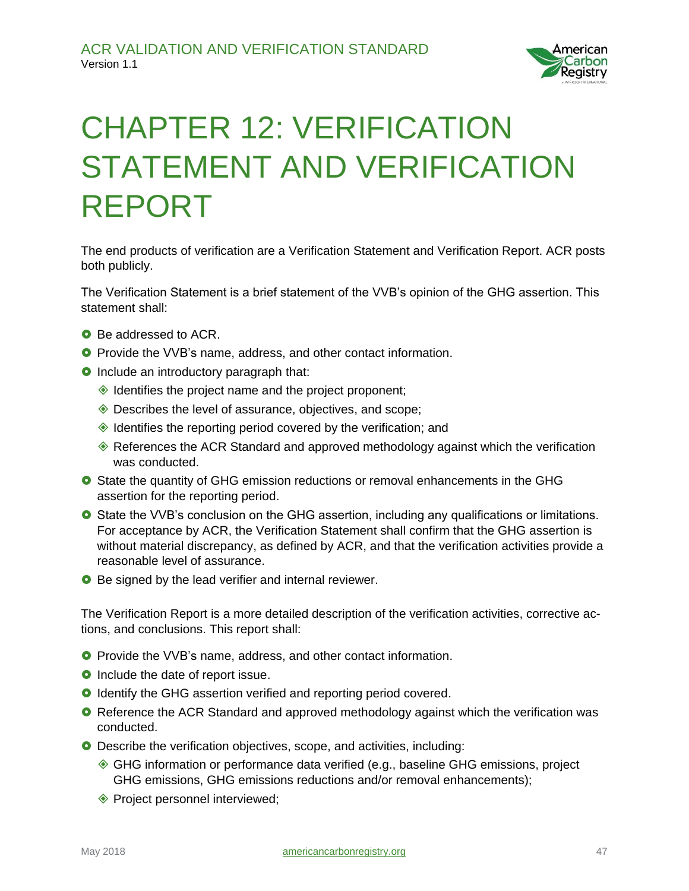# CHAPTER 12: VERIFICATION STATEMENT AND VERIFICATION REPORT

The end products of verification are a Verification Statement and Verification Report. ACR posts both publicly.

The Verification Statement is a brief statement of the VVB's opinion of the GHG assertion. This statement shall:

- Be addressed to ACR.
- Provide the VVB's name, address, and other contact information.
- Include an introductory paragraph that:
  - Identifies the project name and the project proponent;
  - Describes the level of assurance, objectives, and scope;
  - Identifies the reporting period covered by the verification; and
  - References the ACR Standard and approved methodology against which the verification was conducted.
- State the quantity of GHG emission reductions or removal enhancements in the GHG assertion for the reporting period.
- State the VVB's conclusion on the GHG assertion, including any qualifications or limitations. For acceptance by ACR, the Verification Statement shall confirm that the GHG assertion is without material discrepancy, as defined by ACR, and that the verification activities provide a reasonable level of assurance.
- Be signed by the lead verifier and internal reviewer.

The Verification Report is a more detailed description of the verification activities, corrective actions, and conclusions. This report shall:

- Provide the VVB's name, address, and other contact information.
- Include the date of report issue.
- Identify the GHG assertion verified and reporting period covered.
- Reference the ACR Standard and approved methodology against which the verification was conducted.
- Describe the verification objectives, scope, and activities, including:
  - GHG information or performance data verified (e.g., baseline GHG emissions, project GHG emissions, GHG emissions reductions and/or removal enhancements);
  - Project personnel interviewed;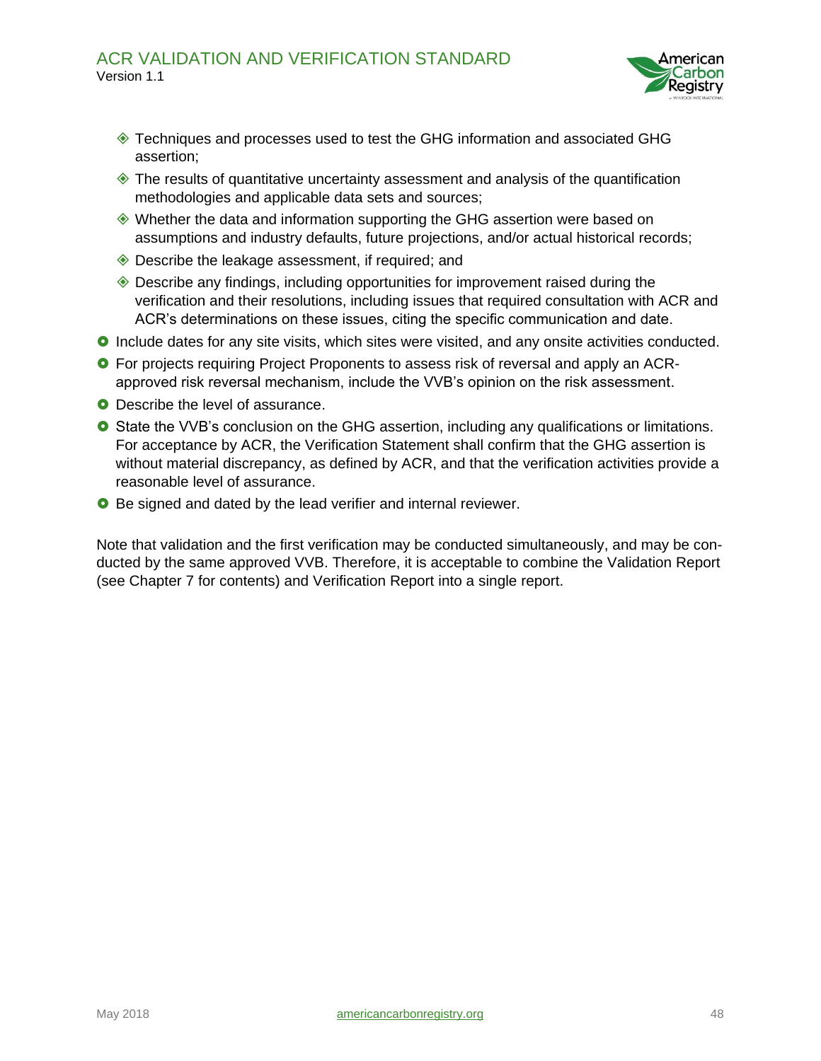- Techniques and processes used to test the GHG information and associated GHG assertion;
  - The results of quantitative uncertainty assessment and analysis of the quantification methodologies and applicable data sets and sources;
  - Whether the data and information supporting the GHG assertion were based on assumptions and industry defaults, future projections, and/or actual historical records;
  - Describe the leakage assessment, if required; and
  - Describe any findings, including opportunities for improvement raised during the verification and their resolutions, including issues that required consultation with ACR and ACR's determinations on these issues, citing the specific communication and date.
- Include dates for any site visits, which sites were visited, and any onsite activities conducted.
- For projects requiring Project Proponents to assess risk of reversal and apply an ACR-approved risk reversal mechanism, include the VVB's opinion on the risk assessment.
- Describe the level of assurance.
- State the VVB's conclusion on the GHG assertion, including any qualifications or limitations. For acceptance by ACR, the Verification Statement shall confirm that the GHG assertion is without material discrepancy, as defined by ACR, and that the verification activities provide a reasonable level of assurance.
- Be signed and dated by the lead verifier and internal reviewer.

Note that validation and the first verification may be conducted simultaneously, and may be conducted by the same approved VVB. Therefore, it is acceptable to combine the Validation Report (see Chapter 7 for contents) and Verification Report into a single report.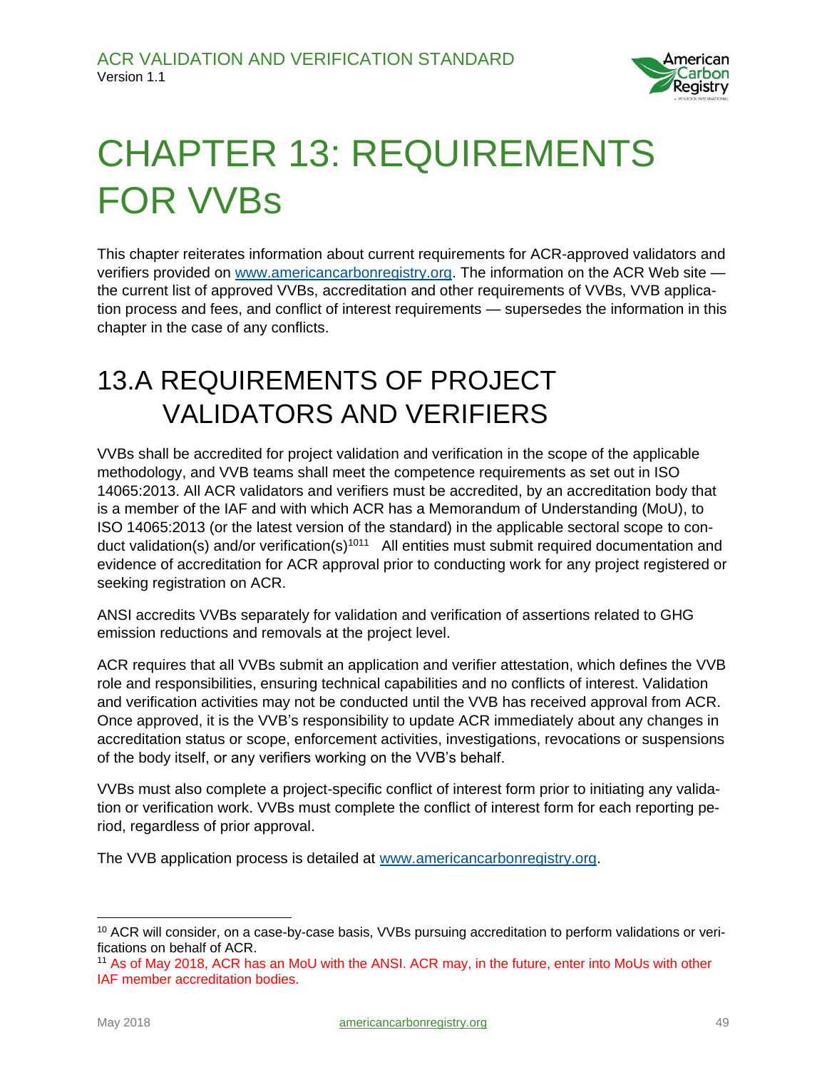# CHAPTER 13: REQUIREMENTS FOR VVBs

This chapter reiterates information about current requirements for ACR-approved validators and verifiers provided on www.americancarbonregistry.org. The information on the ACR Web site — the current list of approved VVBs, accreditation and other requirements of VVBs, VVB application process and fees, and conflict of interest requirements — supersedes the information in this chapter in the case of any conflicts.

## 13.A REQUIREMENTS OF PROJECT VALIDATORS AND VERIFIERS

VVBs shall be accredited for project validation and verification in the scope of the applicable methodology, and VVB teams shall meet the competence requirements as set out in ISO 14065:2013. All ACR validators and verifiers must be accredited, by an accreditation body that is a member of the IAF and with which ACR has a Memorandum of Understanding (MoU), to ISO 14065:2013 (or the latest version of the standard) in the applicable sectoral scope to conduct validation(s) and/or verification(s)[10][11] All entities must submit required documentation and evidence of accreditation for ACR approval prior to conducting work for any project registered or seeking registration on ACR.

ANSI accredits VVBs separately for validation and verification of assertions related to GHG emission reductions and removals at the project level.

ACR requires that all VVBs submit an application and verifier attestation, which defines the VVB role and responsibilities, ensuring technical capabilities and no conflicts of interest. Validation and verification activities may not be conducted until the VVB has received approval from ACR. Once approved, it is the VVB's responsibility to update ACR immediately about any changes in accreditation status or scope, enforcement activities, investigations, revocations or suspensions of the body itself, or any verifiers working on the VVB's behalf.

VVBs must also complete a project-specific conflict of interest form prior to initiating any validation or verification work. VVBs must complete the conflict of interest form for each reporting period, regardless of prior approval.

The VVB application process is detailed at www.americancarbonregistry.org.

---

[10] ACR will consider, on a case-by-case basis, VVBs pursuing accreditation to perform validations or verifications on behalf of ACR.

[11] As of May 2018, ACR has an MoU with the ANSI. ACR may, in the future, enter into MoUs with other IAF member accreditation bodies.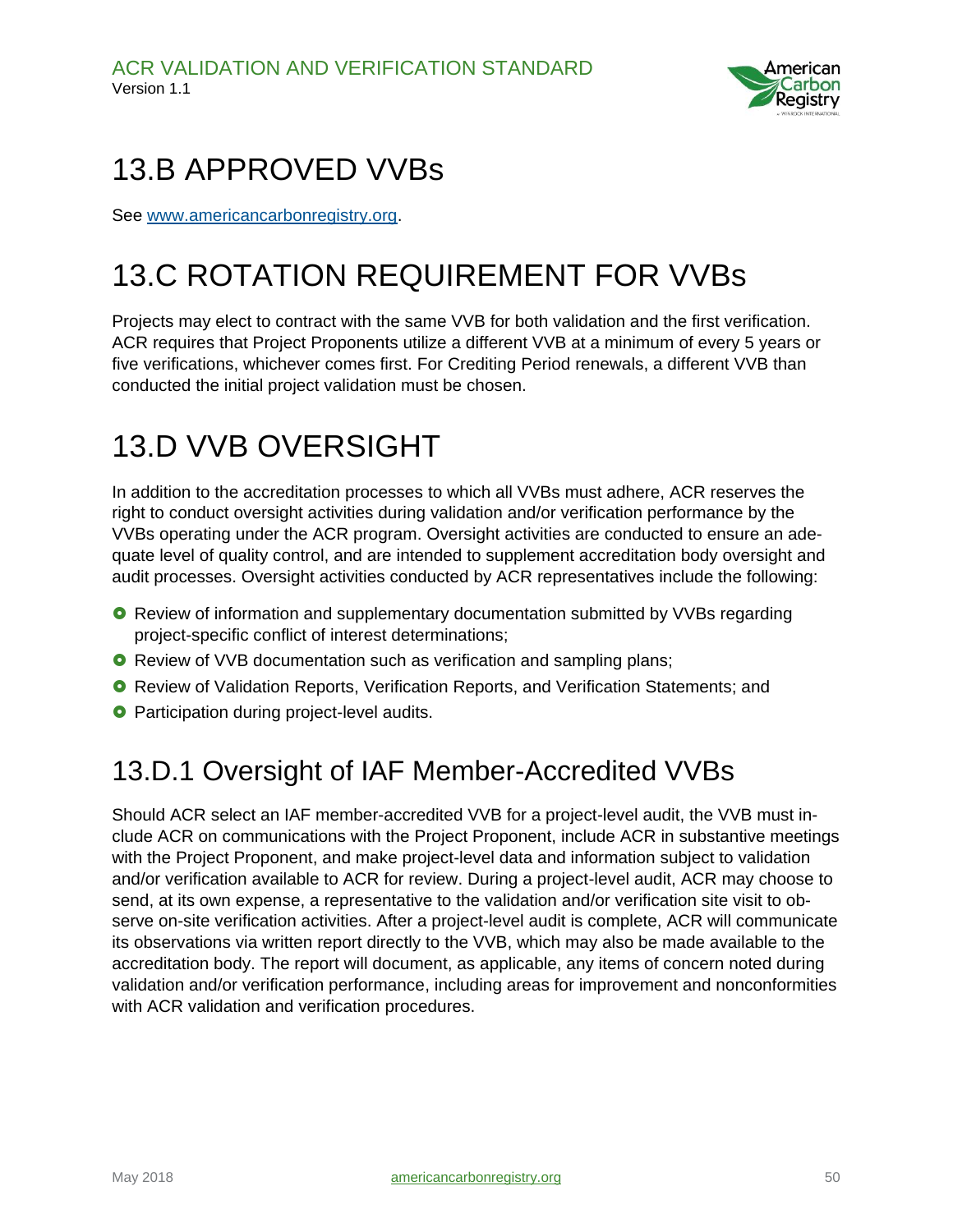# 13.B APPROVED VVBs

See [www.americancarbonregistry.org](www.americancarbonregistry.org).

# 13.C ROTATION REQUIREMENT FOR VVBs

Projects may elect to contract with the same VVB for both validation and the first verification. ACR requires that Project Proponents utilize a different VVB at a minimum of every 5 years or five verifications, whichever comes first. For Crediting Period renewals, a different VVB than conducted the initial project validation must be chosen.

# 13.D VVB OVERSIGHT

In addition to the accreditation processes to which all VVBs must adhere, ACR reserves the right to conduct oversight activities during validation and/or verification performance by the VVBs operating under the ACR program. Oversight activities are conducted to ensure an adequate level of quality control, and are intended to supplement accreditation body oversight and audit processes. Oversight activities conducted by ACR representatives include the following:

- Review of information and supplementary documentation submitted by VVBs regarding project-specific conflict of interest determinations;
- Review of VVB documentation such as verification and sampling plans;
- Review of Validation Reports, Verification Reports, and Verification Statements; and
- Participation during project-level audits.

## 13.D.1 Oversight of IAF Member-Accredited VVBs

Should ACR select an IAF member-accredited VVB for a project-level audit, the VVB must include ACR on communications with the Project Proponent, include ACR in substantive meetings with the Project Proponent, and make project-level data and information subject to validation and/or verification available to ACR for review. During a project-level audit, ACR may choose to send, at its own expense, a representative to the validation and/or verification site visit to observe on-site verification activities. After a project-level audit is complete, ACR will communicate its observations via written report directly to the VVB, which may also be made available to the accreditation body. The report will document, as applicable, any items of concern noted during validation and/or verification performance, including areas for improvement and nonconformities with ACR validation and verification procedures.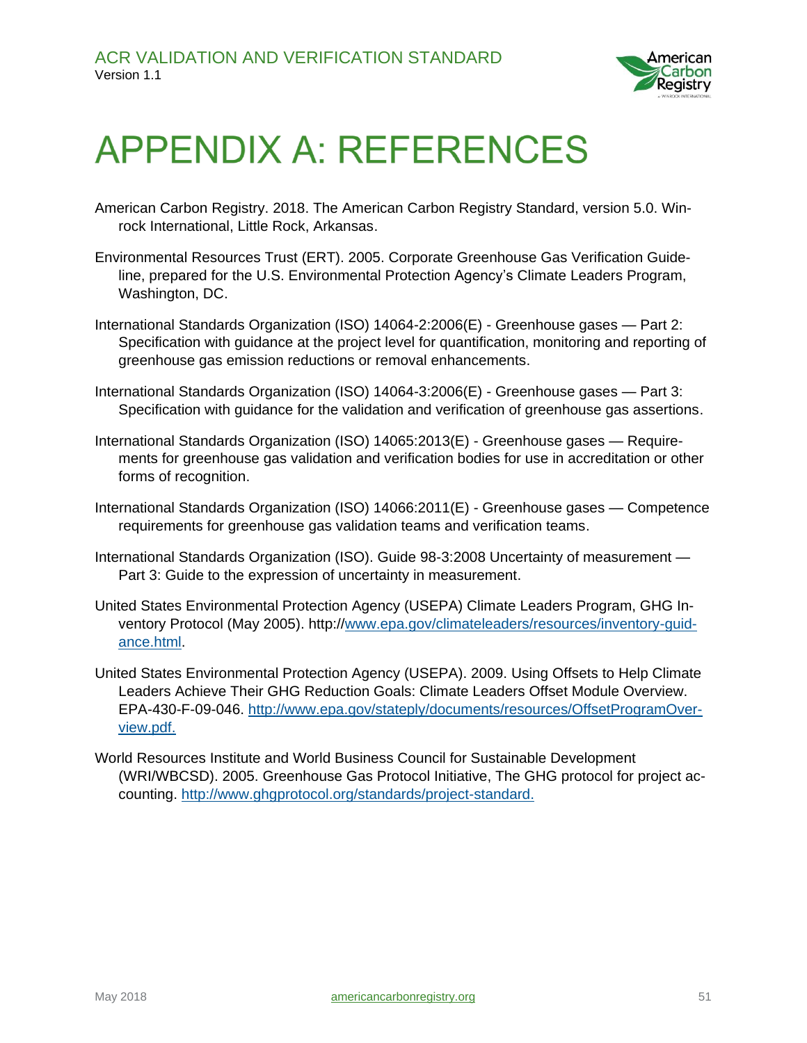# APPENDIX A: REFERENCES

American Carbon Registry. 2018. The American Carbon Registry Standard, version 5.0. Winrock International, Little Rock, Arkansas.

Environmental Resources Trust (ERT). 2005. Corporate Greenhouse Gas Verification Guideline, prepared for the U.S. Environmental Protection Agency's Climate Leaders Program, Washington, DC.

International Standards Organization (ISO) 14064-2:2006(E) - Greenhouse gases — Part 2: Specification with guidance at the project level for quantification, monitoring and reporting of greenhouse gas emission reductions or removal enhancements.

International Standards Organization (ISO) 14064-3:2006(E) - Greenhouse gases — Part 3: Specification with guidance for the validation and verification of greenhouse gas assertions.

International Standards Organization (ISO) 14065:2013(E) - Greenhouse gases — Requirements for greenhouse gas validation and verification bodies for use in accreditation or other forms of recognition.

International Standards Organization (ISO) 14066:2011(E) - Greenhouse gases — Competence requirements for greenhouse gas validation teams and verification teams.

International Standards Organization (ISO). Guide 98-3:2008 Uncertainty of measurement — Part 3: Guide to the expression of uncertainty in measurement.

United States Environmental Protection Agency (USEPA) Climate Leaders Program, GHG Inventory Protocol (May 2005). http://www.epa.gov/climateleaders/resources/inventory-guidance.html.

United States Environmental Protection Agency (USEPA). 2009. Using Offsets to Help Climate Leaders Achieve Their GHG Reduction Goals: Climate Leaders Offset Module Overview. EPA-430-F-09-046. http://www.epa.gov/stateply/documents/resources/OffsetProgramOverview.pdf.

World Resources Institute and World Business Council for Sustainable Development (WRI/WBCSD). 2005. Greenhouse Gas Protocol Initiative, The GHG protocol for project accounting. http://www.ghgprotocol.org/standards/project-standard.